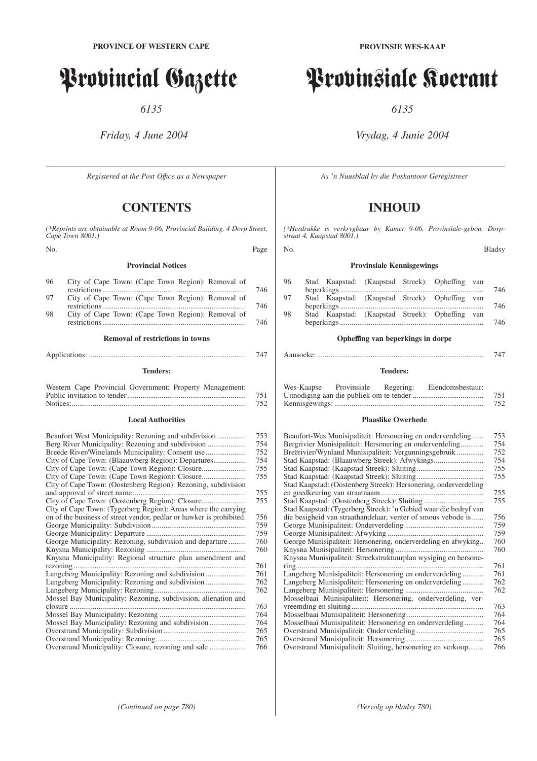**PROVINCE OF WESTERN CAPE**

# Provincial Gazette

*6135*

*Friday, 4 June 2004*

*Registered at the Post Office as a Newspaper*

## CONTENTS

*(\*Reprints are obtainable at Room 9-06, Provincial Building, 4 Dorp Street, Cape Town 8001.)*

| No. | | Page |
|---|---|---|
| | **Provincial Notices** | |
| 96 | City of Cape Town: (Cape Town Region): Removal of restrictions | 746 |
| 97 | City of Cape Town: (Cape Town Region): Removal of restrictions | 746 |
| 98 | City of Cape Town: (Cape Town Region): Removal of restrictions | 746 |

**Removal of restrictions in towns**

| | |
|---|---|
| Applications: | 747 |

**Tenders:**

| | |
|---|---|
| Western Cape Provincial Government: Property Management: Public invitation to tender | 751 |
| Notices: | 752 |

**Local Authorities**

| | |
|---|---|
| Beaufort West Municipality: Rezoning and subdivision | 753 |
| Berg River Municipality: Rezoning and subdivision | 754 |
| Breede River/Winelands Municipality: Consent use | 752 |
| City of Cape Town: (Blaauwberg Region): Departures | 754 |
| City of Cape Town: (Cape Town Region): Closure | 755 |
| City of Cape Town: (Cape Town Region): Closure | 755 |
| City of Cape Town: (Oostenberg Region): Rezoning, subdivision and approval of street name | 755 |
| City of Cape Town: (Oostenberg Region): Closure | 755 |
| City of Cape Town: (Tygerberg Region): Areas where the carrying on of the business of street vendor, pedlar or hawker is prohibited. | 756 |
| George Municipality: Subdivision | 759 |
| George Municipality: Departure | 759 |
| George Municipality: Rezoning, subdivision and departure | 760 |
| Knysna Municipality: Rezoning | 760 |
| Knysna Municipality: Regional structure plan amendment and rezoning | 761 |
| Langeberg Municipality: Rezoning and subdivision | 761 |
| Langeberg Municipality: Rezoning and subdivision | 762 |
| Langeberg Municipality: Rezoning | 762 |
| Mossel Bay Municipality: Rezoning, subdivision, alienation and closure | 763 |
| Mossel Bay Municipality: Rezoning | 764 |
| Mossel Bay Municipality: Rezoning and subdivision | 764 |
| Overstrand Municipality: Subdivision | 765 |
| Overstrand Municipality: Rezoning | 765 |
| Overstrand Municipality: Closure, rezoning and sale | 766 |

*(Continued on page 780)*

**PROVINSIE WES-KAAP**

# Provinsiale Koerant

*6135*

*Vrydag, 4 Junie 2004*

*As 'n Nuusblad by die Poskantoor Geregistreer*

## INHOUD

*(\*Herdrukke is verkrygbaar by Kamer 9-06, Provinsiale-gebou, Dorpstraat 4, Kaapstad 8001.)*

| No. | | Bladsy |
|---|---|---|
| | **Provinsiale Kennisgewings** | |
| 96 | Stad Kaapstad: (Kaapstad Streek): Opheffing van beperkings | 746 |
| 97 | Stad Kaapstad: (Kaapstad Streek): Opheffing van beperkings | 746 |
| 98 | Stad Kaapstad: (Kaapstad Streek): Opheffing van beperkings | 746 |

**Opheffing van beperkings in dorpe**

| | |
|---|---|
| Aansoeke: | 747 |

**Tenders:**

| | |
|---|---|
| Wes-Kaapse Provinsiale Regering: Eiendomsbestuur: Uitnodiging aan die publiek om te tender | 751 |
| Kennisgewings: | 752 |

**Plaaslike Owerhede**

| | |
|---|---|
| Beaufort-Wes Munisipaliteit: Hersonering en onderverdeling | 753 |
| Bergrivier Munisipaliteit: Hersonering en onderverdeling | 754 |
| Breërivier/Wynland Munisipaliteit: Vergunningsgebruik | 752 |
| Stad Kaapstad: (Blaauwberg Streek): Afwykings | 754 |
| Stad Kaapstad: (Kaapstad Streek): Sluiting | 755 |
| Stad Kaapstad: (Kaapstad Streek): Sluiting | 755 |
| Stad Kaapstad: (Oostenberg Streek): Hersonering, onderverdeling en goedkeuring van straatnaam | 755 |
| Stad Kaapstad: (Oostenberg Streek): Sluiting | 755 |
| Stad Kaapstad: (Tygerberg Streek): 'n Gebied waar die bedryf van die besigheid van straathandelaar, venter of smous verbode is | 756 |
| George Munisipaliteit: Onderverdeling | 759 |
| George Munisipaliteit: Afwyking | 759 |
| George Munisipaliteit: Hersonering, onderverdeling en afwyking | 760 |
| Knysna Munisipaliteit: Hersonering | 760 |
| Knysna Munisipaliteit: Streekstruktuurplan wysiging en hersonering | 761 |
| Langeberg Munisipaliteit: Hersonering en onderverdeling | 761 |
| Langeberg Munisipaliteit: Hersonering en onderverdeling | 762 |
| Langeberg Munisipaliteit: Hersonering | 762 |
| Mosselbaai Munisipaliteit: Hersonering, onderverdeling, vervreemding en sluiting | 763 |
| Mosselbaai Munisipaliteit: Hersonering | 764 |
| Mosselbaai Munisipaliteit: Hersonering en onderverdeling | 764 |
| Overstrand Munisipaliteit: Onderverdeling | 765 |
| Overstrand Munisipaliteit: Hersonering | 765 |
| Overstrand Munisipaliteit: Sluiting, hersonering en verkoop | 766 |

*(Vervolg op bladsy 780)*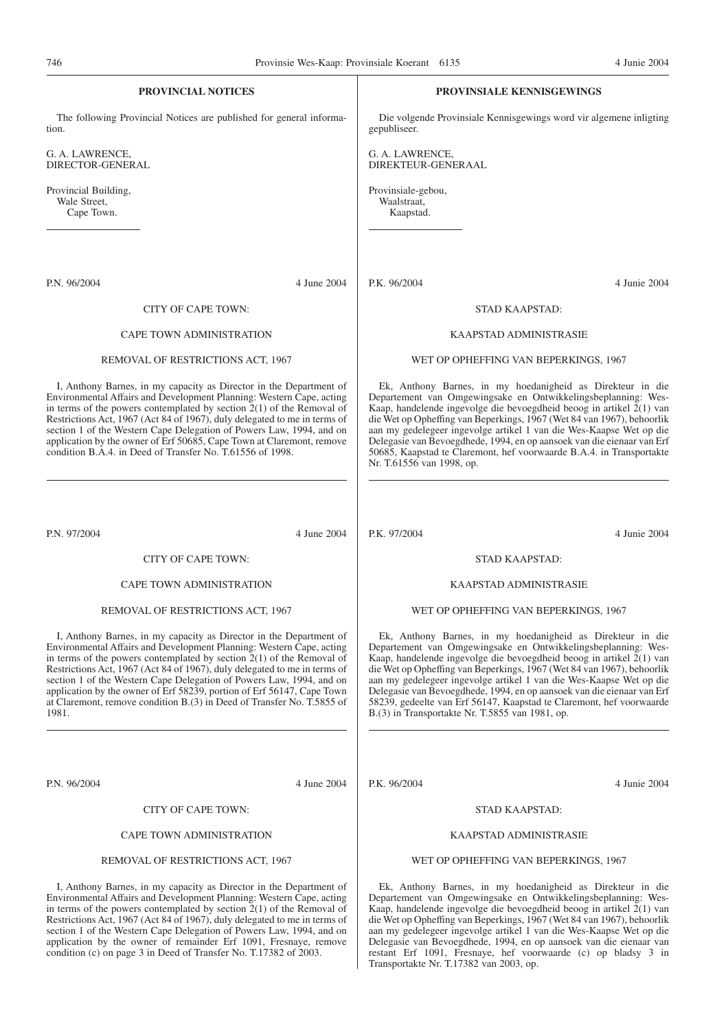## PROVINCIAL NOTICES

The following Provincial Notices are published for general information.

G. A. LAWRENCE,
DIRECTOR-GENERAL

Provincial Building,
Wale Street,
Cape Town.

P.N. 96/2004 — 4 June 2004

CITY OF CAPE TOWN:

CAPE TOWN ADMINISTRATION

REMOVAL OF RESTRICTIONS ACT, 1967

I, Anthony Barnes, in my capacity as Director in the Department of Environmental Affairs and Development Planning: Western Cape, acting in terms of the powers contemplated by section 2(1) of the Removal of Restrictions Act, 1967 (Act 84 of 1967), duly delegated to me in terms of section 1 of the Western Cape Delegation of Powers Law, 1994, and on application by the owner of Erf 50685, Cape Town at Claremont, remove condition B.A.4. in Deed of Transfer No. T.61556 of 1998.

P.N. 97/2004 — 4 June 2004

CITY OF CAPE TOWN:

CAPE TOWN ADMINISTRATION

REMOVAL OF RESTRICTIONS ACT, 1967

I, Anthony Barnes, in my capacity as Director in the Department of Environmental Affairs and Development Planning: Western Cape, acting in terms of the powers contemplated by section 2(1) of the Removal of Restrictions Act, 1967 (Act 84 of 1967), duly delegated to me in terms of section 1 of the Western Cape Delegation of Powers Law, 1994, and on application by the owner of Erf 58239, portion of Erf 56147, Cape Town at Claremont, remove condition B.(3) in Deed of Transfer No. T.5855 of 1981.

P.N. 96/2004 — 4 June 2004

CITY OF CAPE TOWN:

CAPE TOWN ADMINISTRATION

REMOVAL OF RESTRICTIONS ACT, 1967

I, Anthony Barnes, in my capacity as Director in the Department of Environmental Affairs and Development Planning: Western Cape, acting in terms of the powers contemplated by section 2(1) of the Removal of Restrictions Act, 1967 (Act 84 of 1967), duly delegated to me in terms of section 1 of the Western Cape Delegation of Powers Law, 1994, and on application by the owner of remainder Erf 1091, Fresnaye, remove condition (c) on page 3 in Deed of Transfer No. T.17382 of 2003.

## PROVINSIALE KENNISGEWINGS

Die volgende Provinsiale Kennisgewings word vir algemene inligting gepubliseer.

G. A. LAWRENCE,
DIREKTEUR-GENERAAL

Provinsiale-gebou,
Waalstraat,
Kaapstad.

P.K. 96/2004 — 4 Junie 2004

STAD KAAPSTAD:

KAAPSTAD ADMINISTRASIE

WET OP OPHEFFING VAN BEPERKINGS, 1967

Ek, Anthony Barnes, in my hoedanigheid as Direkteur in die Departement van Omgewingsake en Ontwikkelingsbeplanning: Wes-Kaap, handelende ingevolge die bevoegdheid beoog in artikel 2(1) van die Wet op Opheffing van Beperkings, 1967 (Wet 84 van 1967), behoorlik aan my gedelegeer ingevolge artikel 1 van die Wes-Kaapse Wet op die Delegasie van Bevoegdhede, 1994, en op aansoek van die eienaar van Erf 50685, Kaapstad te Claremont, hef voorwaarde B.A.4. in Transportakte Nr. T.61556 van 1998, op.

P.K. 97/2004 — 4 Junie 2004

STAD KAAPSTAD:

KAAPSTAD ADMINISTRASIE

WET OP OPHEFFING VAN BEPERKINGS, 1967

Ek, Anthony Barnes, in my hoedanigheid as Direkteur in die Departement van Omgewingsake en Ontwikkelingsbeplanning: Wes-Kaap, handelende ingevolge die bevoegdheid beoog in artikel 2(1) van die Wet op Opheffing van Beperkings, 1967 (Wet 84 van 1967), behoorlik aan my gedelegeer ingevolge artikel 1 van die Wes-Kaapse Wet op die Delegasie van Bevoegdhede, 1994, en op aansoek van die eienaar van Erf 58239, gedeelte van Erf 56147, Kaapstad te Claremont, hef voorwaarde B.(3) in Transportakte Nr. T.5855 van 1981, op.

P.K. 96/2004 — 4 Junie 2004

STAD KAAPSTAD:

KAAPSTAD ADMINISTRASIE

WET OP OPHEFFING VAN BEPERKINGS, 1967

Ek, Anthony Barnes, in my hoedanigheid as Direkteur in die Departement van Omgewingsake en Ontwikkelingsbeplanning: Wes-Kaap, handelende ingevolge die bevoegdheid beoog in artikel 2(1) van die Wet op Opheffing van Beperkings, 1967 (Wet 84 van 1967), behoorlik aan my gedelegeer ingevolge artikel 1 van die Wes-Kaapse Wet op die Delegasie van Bevoegdhede, 1994, en op aansoek van die eienaar van restant Erf 1091, Fresnaye, hef voorwaarde (c) op bladsy 3 in Transportakte Nr. T.17382 van 2003, op.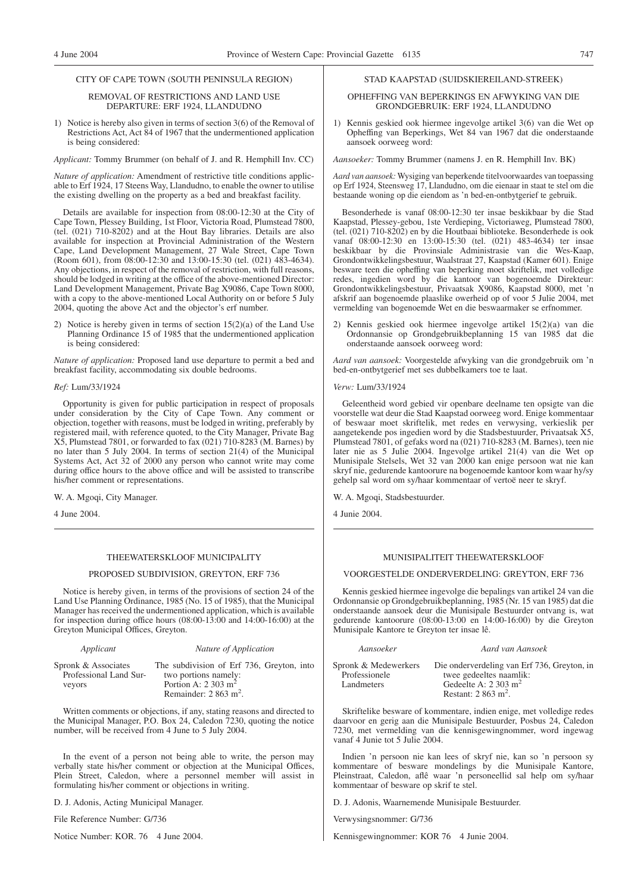## CITY OF CAPE TOWN (SOUTH PENINSULA REGION)

### REMOVAL OF RESTRICTIONS AND LAND USE DEPARTURE: ERF 1924, LLANDUDNO

1) Notice is hereby also given in terms of section 3(6) of the Removal of Restrictions Act, Act 84 of 1967 that the undermentioned application is being considered:

*Applicant:* Tommy Brummer (on behalf of J. and R. Hemphill Inv. CC)

*Nature of application:* Amendment of restrictive title conditions applicable to Erf 1924, 17 Steens Way, Llandudno, to enable the owner to utilise the existing dwelling on the property as a bed and breakfast facility.

Details are available for inspection from 08:00-12:30 at the City of Cape Town, Plessey Building, 1st Floor, Victoria Road, Plumstead 7800, (tel. (021) 710-8202) and at the Hout Bay libraries. Details are also available for inspection at Provincial Administration of the Western Cape, Land Development Management, 27 Wale Street, Cape Town (Room 601), from 08:00-12:30 and 13:00-15:30 (tel. (021) 483-4634). Any objections, in respect of the removal of restriction, with full reasons, should be lodged in writing at the office of the above-mentioned Director: Land Development Management, Private Bag X9086, Cape Town 8000, with a copy to the above-mentioned Local Authority on or before 5 July 2004, quoting the above Act and the objector's erf number.

2) Notice is hereby given in terms of section 15(2)(a) of the Land Use Planning Ordinance 15 of 1985 that the undermentioned application is being considered:

*Nature of application:* Proposed land use departure to permit a bed and breakfast facility, accommodating six double bedrooms.

*Ref:* Lum/33/1924

Opportunity is given for public participation in respect of proposals under consideration by the City of Cape Town. Any comment or objection, together with reasons, must be lodged in writing, preferably by registered mail, with reference quoted, to the City Manager, Private Bag X5, Plumstead 7801, or forwarded to fax (021) 710-8283 (M. Barnes) by no later than 5 July 2004. In terms of section 21(4) of the Municipal Systems Act, Act 32 of 2000 any person who cannot write may come during office hours to the above office and will be assisted to transcribe his/her comment or representations.

W. A. Mgoqi, City Manager.

4 June 2004.

---

## STAD KAAPSTAD (SUIDSKIEREILAND-STREEK)

### OPHEFFING VAN BEPERKINGS EN AFWYKING VAN DIE GRONDGEBRUIK: ERF 1924, LLANDUDNO

1) Kennis geskied ook hiermee ingevolge artikel 3(6) van die Wet op Opheffing van Beperkings, Wet 84 van 1967 dat die onderstaande aansoek oorweeg word:

*Aansoeker:* Tommy Brummer (namens J. en R. Hemphill Inv. BK)

*Aard van aansoek:* Wysiging van beperkende titelvoorwaardes van toepassing op Erf 1924, Steensweg 17, Llandudno, om die eienaar in staat te stel om die bestaande woning op die eiendom as 'n bed-en-ontbytgerief te gebruik.

Besonderhede is vanaf 08:00-12:30 ter insae beskikbaar by die Stad Kaapstad, Plessey-gebou, 1ste Verdieping, Victoriaweg, Plumstead 7800, (tel. (021) 710-8202) en by die Houtbaai biblioteke. Besonderhede is ook vanaf 08:00-12:30 en 13:00-15:30 (tel. (021) 483-4634) ter insae beskikbaar by die Provinsiale Administrasie van die Wes-Kaap, Grondontwikkelingsbestuur, Waalstraat 27, Kaapstad (Kamer 601). Enige besware teen die opheffing van beperking moet skriftelik, met volledige redes, ingedien word by die kantoor van bogenoemde Direkteur: Grondontwikkelingsbestuur, Privaatsak X9086, Kaapstad 8000, met 'n afskrif aan bogenoemde plaaslike owerheid op of voor 5 Julie 2004, met vermelding van bogenoemde Wet en die beswaarmaker se erfnommer.

2) Kennis geskied ook hiermee ingevolge artikel 15(2)(a) van die Ordonnansie op Grondgebruikbeplanning 15 van 1985 dat die onderstaande aansoek oorweeg word:

*Aard van aansoek:* Voorgestelde afwyking van die grondgebruik om 'n bed-en-ontbytgerief met ses dubbelkamers toe te laat.

*Verw:* Lum/33/1924

Geleentheid word gebied vir openbare deelname ten opsigte van die voorstelle wat deur die Stad Kaapstad oorweeg word. Enige kommentaar of beswaar moet skriftelik, met redes en verwysing, verkieslik per aangetekende pos ingedien word by die Stadsbestuurder, Privaatsak X5, Plumstead 7801, of gefaks word na (021) 710-8283 (M. Barnes), teen nie later nie as 5 Julie 2004. Ingevolge artikel 21(4) van die Wet op Munisipale Stelsels, Wet 32 van 2000 kan enige persoon wat nie kan skryf nie, gedurende kantoorure na bogenoemde kantoor kom waar hy/sy gehelp sal word om sy/haar kommentaar of vertoë neer te skryf.

W. A. Mgoqi, Stadsbestuurder.

4 Junie 2004.

---

## THEEWATERSKLOOF MUNICIPALITY

### PROPOSED SUBDIVISION, GREYTON, ERF 736

Notice is hereby given, in terms of the provisions of section 24 of the Land Use Planning Ordinance, 1985 (No. 15 of 1985), that the Municipal Manager has received the undermentioned application, which is available for inspection during office hours (08:00-13:00 and 14:00-16:00) at the Greyton Municipal Offices, Greyton.

| *Applicant* | *Nature of Application* |
|---|---|
| Spronk & Associates Professional Land Surveyors | The subdivision of Erf 736, Greyton, into two portions namely: Portion A: 2 303 m$^2$ Remainder: 2 863 m$^2$. |

Written comments or objections, if any, stating reasons and directed to the Municipal Manager, P.O. Box 24, Caledon 7230, quoting the notice number, will be received from 4 June to 5 July 2004.

In the event of a person not being able to write, the person may verbally state his/her comment or objection at the Municipal Offices, Plein Street, Caledon, where a personnel member will assist in formulating his/her comment or objections in writing.

D. J. Adonis, Acting Municipal Manager.

File Reference Number: G/736

Notice Number: KOR. 76 4 June 2004.

---

## MUNISIPALITEIT THEEWATERSKLOOF

### VOORGESTELDE ONDERVERDELING: GREYTON, ERF 736

Kennis geskied hiermee ingevolge die bepalings van artikel 24 van die Ordonnansie op Grondgebruikbeplanning, 1985 (Nr. 15 van 1985) dat die onderstaande aansoek deur die Munisipale Bestuurder ontvang is, wat gedurende kantoorure (08:00-13:00 en 14:00-16:00) by die Greyton Munisipale Kantore te Greyton ter insae lê.

| *Aansoeker* | *Aard van Aansoek* |
|---|---|
| Spronk & Medewerkers Professionele Landmeters | Die onderverdeling van Erf 736, Greyton, in twee gedeeltes naamlik: Gedeelte A: 2 303 m$^2$ Restant: 2 863 m$^2$. |

Skriftelike besware of kommentare, indien enige, met volledige redes daarvoor en gerig aan die Munisipale Bestuurder, Posbus 24, Caledon 7230, met vermelding van die kennisgewingnommer, word ingewag vanaf 4 Junie tot 5 Julie 2004.

Indien 'n persoon nie kan lees of skryf nie, kan so 'n persoon sy kommentare of besware mondelings by die Munisipale Kantore, Pleinstraat, Caledon, aflê waar 'n personeellid sal help om sy/haar kommentaar of besware op skrif te stel.

D. J. Adonis, Waarnemende Munisipale Bestuurder.

Verwysingsnommer: G/736

Kennisgewingnommer: KOR 76 4 Junie 2004.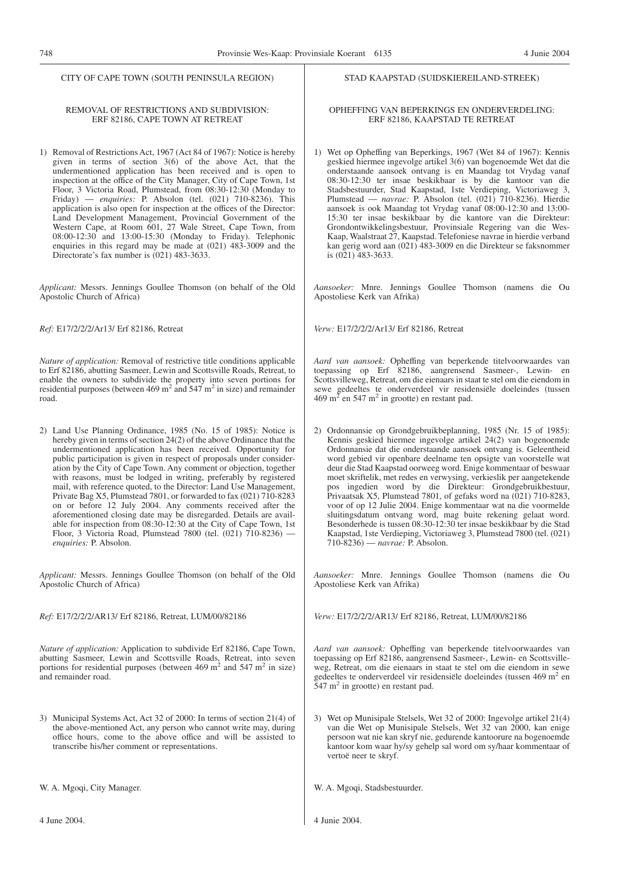CITY OF CAPE TOWN (SOUTH PENINSULA REGION)

REMOVAL OF RESTRICTIONS AND SUBDIVISION: ERF 82186, CAPE TOWN AT RETREAT

1) Removal of Restrictions Act, 1967 (Act 84 of 1967): Notice is hereby given in terms of section 3(6) of the above Act, that the undermentioned application has been received and is open to inspection at the office of the City Manager, City of Cape Town, 1st Floor, 3 Victoria Road, Plumstead, from 08:30-12:30 (Monday to Friday) — *enquiries:* P. Absolon (tel. (021) 710-8236). This application is also open for inspection at the offices of the Director: Land Development Management, Provincial Government of the Western Cape, at Room 601, 27 Wale Street, Cape Town, from 08:00-12:30 and 13:00-15:30 (Monday to Friday). Telephonic enquiries in this regard may be made at (021) 483-3009 and the Directorate's fax number is (021) 483-3633.

*Applicant:* Messrs. Jennings Goullee Thomson (on behalf of the Old Apostolic Church of Africa)

*Ref:* E17/2/2/2/Ar13/ Erf 82186, Retreat

*Nature of application:* Removal of restrictive title conditions applicable to Erf 82186, abutting Sasmeer, Lewin and Scottsville Roads, Retreat, to enable the owners to subdivide the property into seven portions for residential purposes (between 469 $m^2$ and 547 $m^2$ in size) and remainder road.

2) Land Use Planning Ordinance, 1985 (No. 15 of 1985): Notice is hereby given in terms of section 24(2) of the above Ordinance that the undermentioned application has been received. Opportunity for public participation is given in respect of proposals under consideration by the City of Cape Town. Any comment or objection, together with reasons, must be lodged in writing, preferably by registered mail, with reference quoted, to the Director: Land Use Management, Private Bag X5, Plumstead 7801, or forwarded to fax (021) 710-8283 on or before 12 July 2004. Any comments received after the aforementioned closing date may be disregarded. Details are available for inspection from 08:30-12:30 at the City of Cape Town, 1st Floor, 3 Victoria Road, Plumstead 7800 (tel. (021) 710-8236) — *enquiries:* P. Absolon.

*Applicant:* Messrs. Jennings Goullee Thomson (on behalf of the Old Apostolic Church of Africa)

*Ref:* E17/2/2/2/AR13/ Erf 82186, Retreat, LUM/00/82186

*Nature of application:* Application to subdivide Erf 82186, Cape Town, abutting Sasmeer, Lewin and Scottsville Roads, Retreat, into seven portions for residential purposes (between 469 $m^2$ and 547 $m^2$ in size) and remainder road.

3) Municipal Systems Act, Act 32 of 2000: In terms of section 21(4) of the above-mentioned Act, any person who cannot write may, during office hours, come to the above office and will be assisted to transcribe his/her comment or representations.

W. A. Mgoqi, City Manager.

4 June 2004.

STAD KAAPSTAD (SUIDSKIEREILAND-STREEK)

OPHEFFING VAN BEPERKINGS EN ONDERVERDELING: ERF 82186, KAAPSTAD TE RETREAT

1) Wet op Opheffing van Beperkings, 1967 (Wet 84 of 1967): Kennis geskied hiermee ingevolge artikel 3(6) van bogenoemde Wet dat die onderstaande aansoek ontvang is en Maandag tot Vrydag vanaf 08:30-12:30 ter insae beskikbaar is by die kantoor van die Stadsbestuurder, Stad Kaapstad, 1ste Verdieping, Victoriaweg 3, Plumstead — *navrae:* P. Absolon (tel. (021) 710-8236). Hierdie aansoek is ook Maandag tot Vrydag vanaf 08:00-12:30 and 13:00-15:30 ter insae beskikbaar by die kantore van die Direkteur: Grondontwikkelingsbestuur, Provinsiale Regering van die Wes-Kaap, Waalstraat 27, Kaapstad. Telefoniese navrae in hierdie verband kan gerig word aan (021) 483-3009 en die Direkteur se faksnommer is (021) 483-3633.

*Aansoeker:* Mnre. Jennings Goullee Thomson (namens die Ou Apostoliese Kerk van Afrika)

*Verw:* E17/2/2/2/Ar13/ Erf 82186, Retreat

*Aard van aansoek:* Opheffing van beperkende titelvoorwaardes van toepassing op Erf 82186, aangrensend Sasmeer-, Lewin- en Scottsvilleweg, Retreat, om die eienaars in staat te stel om die eiendom in sewe gedeeltes te onderverdeel vir residensiële doeleindes (tussen 469 $m^2$ en 547 $m^2$ in grootte) en restant pad.

2) Ordonnansie op Grondgebruikbeplanning, 1985 (Nr. 15 of 1985): Kennis geskied hiermee ingevolge artikel 24(2) van bogenoemde Ordonnansie dat die onderstaande aansoek ontvang is. Geleentheid word gebied vir openbare deelname ten opsigte van voorstelle wat deur die Stad Kaapstad oorweeg word. Enige kommentaar of beswaar moet skriftelik, met redes en verwysing, verkieslik per aangetekende pos ingedien word by die Direkteur: Grondgebruikbestuur, Privaatsak X5, Plumstead 7801, of gefaks word na (021) 710-8283, voor of op 12 Julie 2004. Enige kommentaar wat na die voormelde sluitingsdatum ontvang word, mag buite rekening gelaat word. Besonderhede is tussen 08:30-12:30 ter insae beskikbaar by die Stad Kaapstad, 1ste Verdieping, Victoriaweg 3, Plumstead 7800 (tel. (021) 710-8236) — *navrae:* P. Absolon.

*Aansoeker:* Mnre. Jennings Goullee Thomson (namens die Ou Apostoliese Kerk van Afrika)

*Verw:* E17/2/2/2/AR13/ Erf 82186, Retreat, LUM/00/82186

*Aard van aansoek:* Opheffing van beperkende titelvoorwaardes van toepassing op Erf 82186, aangrensend Sasmeer-, Lewin- en Scottsvilleweg, Retreat, om die eienaars in staat te stel om die eiendom in sewe gedeeltes te onderverdeel vir residensiële doeleindes (tussen 469 $m^2$ en 547 $m^2$ in grootte) en restant pad.

3) Wet op Munisipale Stelsels, Wet 32 of 2000: Ingevolge artikel 21(4) van die Wet op Munisipale Stelsels, Wet 32 van 2000, kan enige persoon wat nie kan skryf nie, gedurende kantoorure na bogenoemde kantoor kom waar hy/sy gehelp sal word om sy/haar kommentaar of vertoë neer te skryf.

W. A. Mgoqi, Stadsbestuurder.

4 Junie 2004.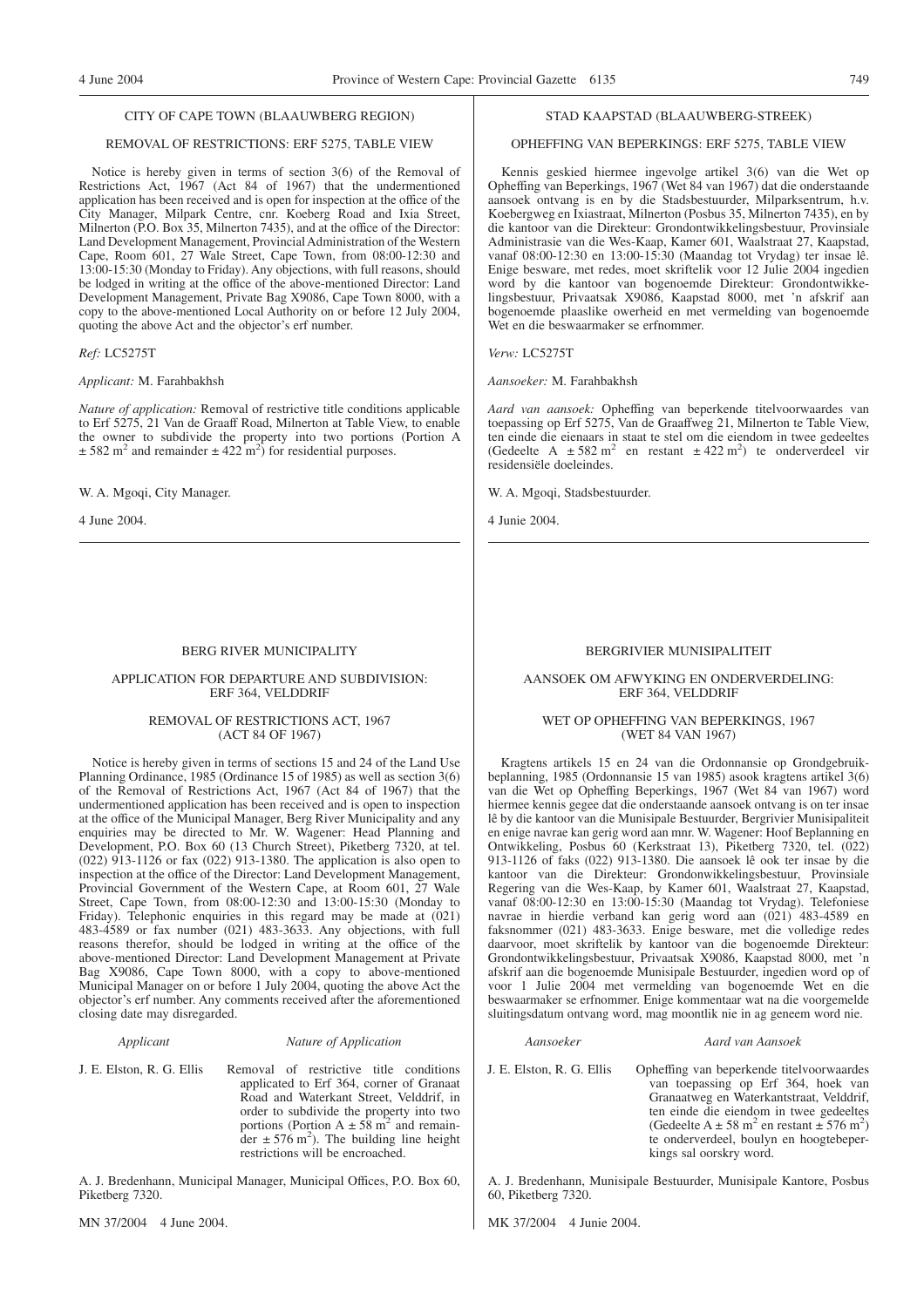## CITY OF CAPE TOWN (BLAAUWBERG REGION)

### REMOVAL OF RESTRICTIONS: ERF 5275, TABLE VIEW

Notice is hereby given in terms of section 3(6) of the Removal of Restrictions Act, 1967 (Act 84 of 1967) that the undermentioned application has been received and is open for inspection at the office of the City Manager, Milpark Centre, cnr. Koeberg Road and Ixia Street, Milnerton (P.O. Box 35, Milnerton 7435), and at the office of the Director: Land Development Management, Provincial Administration of the Western Cape, Room 601, 27 Wale Street, Cape Town, from 08:00-12:30 and 13:00-15:30 (Monday to Friday). Any objections, with full reasons, should be lodged in writing at the office of the above-mentioned Director: Land Development Management, Private Bag X9086, Cape Town 8000, with a copy to the above-mentioned Local Authority on or before 12 July 2004, quoting the above Act and the objector's erf number.

*Ref:* LC5275T

*Applicant:* M. Farahbakhsh

*Nature of application:* Removal of restrictive title conditions applicable to Erf 5275, 21 Van de Graaff Road, Milnerton at Table View, to enable the owner to subdivide the property into two portions (Portion A $\pm$ 582 m$^2$ and remainder $\pm$ 422 m$^2$) for residential purposes.

W. A. Mgoqi, City Manager.

4 June 2004.

---

## STAD KAAPSTAD (BLAAUWBERG-STREEK)

### OPHEFFING VAN BEPERKINGS: ERF 5275, TABLE VIEW

Kennis geskied hiermee ingevolge artikel 3(6) van die Wet op Opheffing van Beperkings, 1967 (Wet 84 van 1967) dat die onderstaande aansoek ontvang is en by die Stadsbestuurder, Milparksentrum, h.v. Koebergweg en Ixiastraat, Milnerton (Posbus 35, Milnerton 7435), en by die kantoor van die Direkteur: Grondontwikkelingsbestuur, Provinsiale Administrasie van die Wes-Kaap, Kamer 601, Waalstraat 27, Kaapstad, vanaf 08:00-12:30 en 13:00-15:30 (Maandag tot Vrydag) ter insae lê. Enige besware, met redes, moet skriftelik voor 12 Julie 2004 ingedien word by die kantoor van bogenoemde Direkteur: Grondontwikkelingsbestuur, Privaatsak X9086, Kaapstad 8000, met 'n afskrif aan bogenoemde plaaslike owerheid en met vermelding van bogenoemde Wet en die beswaarmaker se erfnommer.

*Verw:* LC5275T

*Aansoeker:* M. Farahbakhsh

*Aard van aansoek:* Opheffing van beperkende titelvoorwaardes van toepassing op Erf 5275, Van de Graaffweg 21, Milnerton te Table View, ten einde die eienaars in staat te stel om die eiendom in twee gedeeltes (Gedeelte A $\pm$ 582 m$^2$ en restant $\pm$ 422 m$^2$) te onderverdeel vir residensiële doeleindes.

W. A. Mgoqi, Stadsbestuurder.

4 Junie 2004.

---

## BERG RIVER MUNICIPALITY

### APPLICATION FOR DEPARTURE AND SUBDIVISION: ERF 364, VELDDRIF

### REMOVAL OF RESTRICTIONS ACT, 1967 (ACT 84 OF 1967)

Notice is hereby given in terms of sections 15 and 24 of the Land Use Planning Ordinance, 1985 (Ordinance 15 of 1985) as well as section 3(6) of the Removal of Restrictions Act, 1967 (Act 84 of 1967) that the undermentioned application has been received and is open to inspection at the office of the Municipal Manager, Berg River Municipality and any enquiries may be directed to Mr. W. Wagener: Head Planning and Development, P.O. Box 60 (13 Church Street), Piketberg 7320, at tel. (022) 913-1126 or fax (022) 913-1380. The application is also open to inspection at the office of the Director: Land Development Management, Provincial Government of the Western Cape, at Room 601, 27 Wale Street, Cape Town, from 08:00-12:30 and 13:00-15:30 (Monday to Friday). Telephonic enquiries in this regard may be made at (021) 483-4589 or fax number (021) 483-3633. Any objections, with full reasons therefor, should be lodged in writing at the office of the above-mentioned Director: Land Development Management at Private Bag X9086, Cape Town 8000, with a copy to above-mentioned Municipal Manager on or before 1 July 2004, quoting the above Act and the objector's erf number. Any comments received after the aforementioned closing date may disregarded.

| *Applicant* | *Nature of Application* |
|---|---|
| J. E. Elston, R. G. Ellis | Removal of restrictive title conditions applicated to Erf 364, corner of Granaat Road and Waterkant Street, Velddrif, in order to subdivide the property into two portions (Portion A $\pm$ 58 m$^2$ and remainder $\pm$ 576 m$^2$). The building line height restrictions will be encroached. |

A. J. Bredenhann, Municipal Manager, Municipal Offices, P.O. Box 60, Piketberg 7320.

MN 37/2004 4 June 2004.

---

## BERGRIVIER MUNISIPALITEIT

### AANSOEK OM AFWYKING EN ONDERVERDELING: ERF 364, VELDDRIF

### WET OP OPHEFFING VAN BEPERKINGS, 1967 (WET 84 VAN 1967)

Kragtens artikels 15 en 24 van die Ordonnansie op Grondgebruikbeplanning, 1985 (Ordonnansie 15 van 1985) asook kragtens artikel 3(6) van die Wet op Opheffing Beperkings, 1967 (Wet 84 van 1967) word hiermee kennis gegee dat die onderstaande aansoek ontvang is on ter insae lê by die kantoor van die Munisipale Bestuurder, Bergrivier Munisipaliteit en enige navrae kan gerig word aan mnr. W. Wagener: Hoof Beplanning en Ontwikkeling, Posbus 60 (Kerkstraat 13), Piketberg 7320, tel. (022) 913-1126 of faks (022) 913-1380. Die aansoek lê ook ter insae by die kantoor van die Direkteur: Grondonwikkelingsbestuur, Provinsiale Regering van die Wes-Kaap, by Kamer 601, Waalstraat 27, Kaapstad, vanaf 08:00-12:30 en 13:00-15:30 (Maandag tot Vrydag). Telefoniese navrae in hierdie verband kan gerig word aan (021) 483-4589 en faksnommer (021) 483-3633. Enige besware, met die volledige redes daarvoor, moet skriftelik by kantoor van die bogenoemde Direkteur: Grondontwikkelingsbestuur, Privaatsak X9086, Kaapstad 8000, met 'n afskrif aan die bogenoemde Munisipale Bestuurder, ingedien word op of voor 1 Julie 2004 met vermelding van bogenoemde Wet en die beswaarmaker se erfnommer. Enige kommentaar wat na die voorgemelde sluitingsdatum ontvang word, mag moontlik nie in ag geneem word nie.

| *Aansoeker* | *Aard van Aansoek* |
|---|---|
| J. E. Elston, R. G. Ellis | Opheffing van beperkende titelvoorwaardes van toepassing op Erf 364, hoek van Granaatweg en Waterkantstraat, Velddrif, ten einde die eiendom in twee gedeeltes (Gedeelte A $\pm$ 58 m$^2$ en restant $\pm$ 576 m$^2$) te onderverdeel, boulyn en hoogtebeperkings sal oorskry word. |

A. J. Bredenhann, Munisipale Bestuurder, Munisipale Kantore, Posbus 60, Piketberg 7320.

MK 37/2004 4 Junie 2004.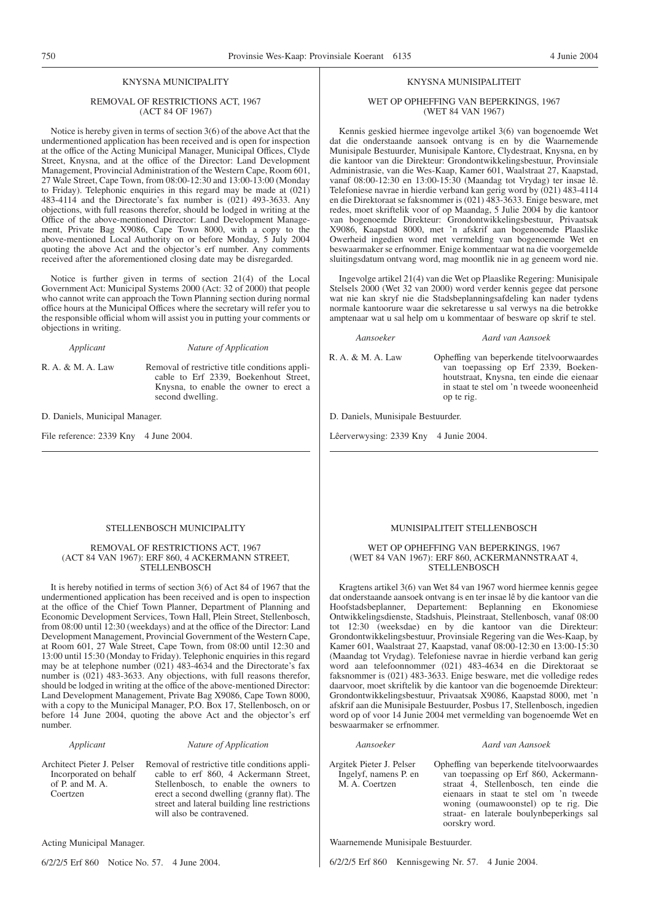## KNYSNA MUNICIPALITY

### REMOVAL OF RESTRICTIONS ACT, 1967 (ACT 84 OF 1967)

Notice is hereby given in terms of section 3(6) of the above Act that the undermentioned application has been received and is open for inspection at the office of the Acting Municipal Manager, Municipal Offices, Clyde Street, Knysna, and at the office of the Director: Land Development Management, Provincial Administration of the Western Cape, Room 601, 27 Wale Street, Cape Town, from 08:00-12:30 and 13:00-13:00 (Monday to Friday). Telephonic enquiries in this regard may be made at (021) 483-4114 and the Directorate's fax number is (021) 493-3633. Any objections, with full reasons therefor, should be lodged in writing at the Office of the above-mentioned Director: Land Development Management, Private Bag X9086, Cape Town 8000, with a copy to the above-mentioned Local Authority on or before Monday, 5 July 2004 quoting the above Act and the objector's erf number. Any comments received after the aforementioned closing date may be disregarded.

Notice is further given in terms of section 21(4) of the Local Government Act: Municipal Systems 2000 (Act: 32 of 2000) that people who cannot write can approach the Town Planning section during normal office hours at the Municipal Offices where the secretary will refer you to the responsible official whom will assist you in putting your comments or objections in writing.

| *Applicant* | *Nature of Application* |
|---|---|
| R. A. & M. A. Law | Removal of restrictive title conditions applicable to Erf 2339, Boekenhout Street, Knysna, to enable the owner to erect a second dwelling. |

D. Daniels, Municipal Manager.

File reference: 2339 Kny 4 June 2004.

## KNYSNA MUNISIPALITEIT

### WET OP OPHEFFING VAN BEPERKINGS, 1967 (WET 84 VAN 1967)

Kennis geskied hiermee ingevolge artikel 3(6) van bogenoemde Wet dat die onderstaande aansoek ontvang is en by die Waarnemende Munisipale Bestuurder, Munisipale Kantore, Clydestraat, Knysna, en by die kantoor van die Direkteur: Grondontwikkelingsbestuur, Provinsiale Administrasie, van die Wes-Kaap, Kamer 601, Waalstraat 27, Kaapstad, vanaf 08:00-12:30 en 13:00-15:30 (Maandag tot Vrydag) ter insae lê. Telefoniese navrae in hierdie verband kan gerig word by (021) 483-4114 en die Direktoraat se faksnommer is (021) 483-3633. Enige besware, met redes, moet skriftelik voor of op Maandag, 5 Julie 2004 by die kantoor van bogenoemde Direkteur: Grondontwikkelingsbestuur, Privaatsak X9086, Kaapstad 8000, met 'n afskrif aan bogenoemde Plaaslike Owerheid ingedien word met vermelding van bogenoemde Wet en beswaarmaker se erfnommer. Enige kommentaar wat na die voorgemelde sluitingsdatum ontvang word, mag moontlik nie in ag geneem word nie.

Ingevolge artikel 21(4) van die Wet op Plaaslike Regering: Munisipale Stelsels 2000 (Wet 32 van 2000) word verder kennis gegee dat persone wat nie kan skryf nie die Stadsbeplanningsafdeling kan nader tydens normale kantoorure waar die sekretaresse u sal verwys na die betrokke amptenaar wat u sal help om u kommentaar of besware op skrif te stel.

| *Aansoeker* | *Aard van Aansoek* |
|---|---|
| R. A. & M. A. Law | Opheffing van beperkende titelvoorwaardes van toepassing op Erf 2339, Boekenhoutstraat, Knysna, ten einde die eienaar in staat te stel om 'n tweede wooneenheid op te rig. |

D. Daniels, Munisipale Bestuurder.

Lêerverwysing: 2339 Kny 4 Junie 2004.

## STELLENBOSCH MUNICIPALITY

### REMOVAL OF RESTRICTIONS ACT, 1967 (ACT 84 VAN 1967): ERF 860, 4 ACKERMANN STREET, STELLENBOSCH

It is hereby notified in terms of section 3(6) of Act 84 of 1967 that the undermentioned application has been received and is open to inspection at the office of the Chief Town Planner, Department of Planning and Economic Development Services, Town Hall, Plein Street, Stellenbosch, from 08:00 until 12:30 (weekdays) and at the office of the Director: Land Development Management, Provincial Government of the Western Cape, at Room 601, 27 Wale Street, Cape Town, from 08:00 until 12:30 and 13:00 until 15:30 (Monday to Friday). Telephonic enquiries in this regard may be at telephone number (021) 483-4634 and the Directorate's fax number is (021) 483-3633. Any objections, with full reasons therefor, should be lodged in writing at the office of the above-mentioned Director: Land Development Management, Private Bag X9086, Cape Town 8000, with a copy to the Municipal Manager, P.O. Box 17, Stellenbosch, on or before 14 June 2004, quoting the above Act and the objector's erf number.

| *Applicant* | *Nature of Application* |
|---|---|
| Architect Pieter J. Pelser Incorporated on behalf of P. and M. A. Coertzen | Removal of restrictive title conditions applicable to erf 860, 4 Ackermann Street, Stellenbosch, to enable the owners to erect a second dwelling (granny flat). The street and lateral building line restrictions will also be contravened. |

Acting Municipal Manager.

6/2/2/5 Erf 860 Notice No. 57. 4 June 2004.

## MUNISIPALITEIT STELLENBOSCH

### WET OP OPHEFFING VAN BEPERKINGS, 1967 (WET 84 VAN 1967): ERF 860, ACKERMANNSTRAAT 4, STELLENBOSCH

Kragtens artikel 3(6) van Wet 84 van 1967 word hiermee kennis gegee dat onderstaande aansoek ontvang is en ter insae lê by die kantoor van die Hoofstadsbeplanner, Departement: Beplanning en Ekonomiese Ontwikkelingsdienste, Stadshuis, Pleinstraat, Stellenbosch, vanaf 08:00 tot 12:30 (weeksdae) en by die kantoor van die Direkteur: Grondontwikkelingsbestuur, Provinsiale Regering van die Wes-Kaap, by Kamer 601, Waalstraat 27, Kaapstad, vanaf 08:00-12:30 en 13:00-15:30 (Maandag tot Vrydag). Telefoniese navrae in hierdie verband kan gerig word aan telefoonnommer (021) 483-4634 en die Direktoraat se faksnommer is (021) 483-3633. Enige besware, met die volledige redes daarvoor, moet skriftelik by die kantoor van die bogenoemde Direkteur: Grondontwikkelingsbestuur, Privaatsak X9086, Kaapstad 8000, met 'n afskrif aan die Munisipale Bestuurder, Posbus 17, Stellenbosch, ingedien word op of voor 14 Junie 2004 met vermelding van bogenoemde Wet en beswaarmaker se erfnommer.

| *Aansoeker* | *Aard van Aansoek* |
|---|---|
| Argitek Pieter J. Pelser Ingelyf, namens P. en M. A. Coertzen | Opheffing van beperkende titelvoorwaardes van toepassing op Erf 860, Ackermannstraat 4, Stellenbosch, ten einde die eienaars in staat te stel om 'n tweede woning (oumawoonstel) op te rig. Die straat- en laterale boulynbeperkings sal oorskry word. |

Waarnemende Munisipale Bestuurder.

6/2/2/5 Erf 860 Kennisgewing Nr. 57. 4 Junie 2004.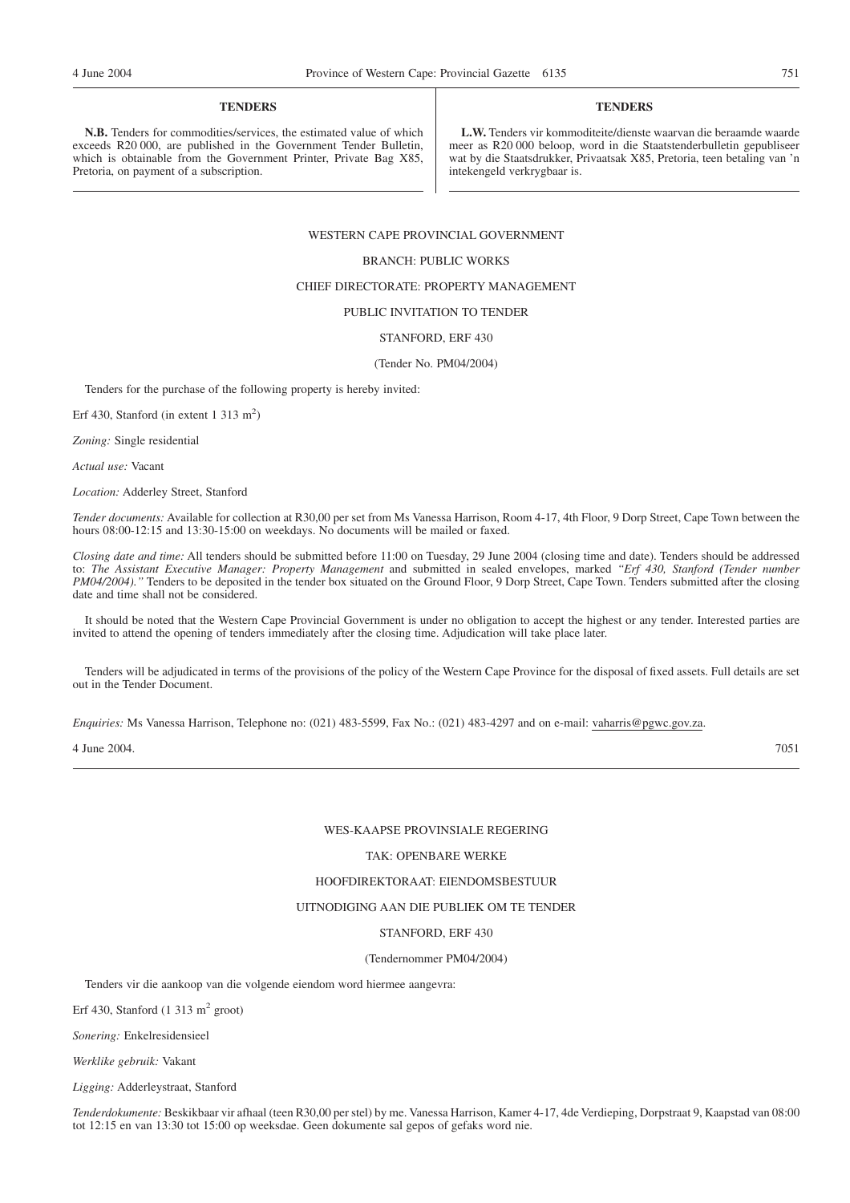## TENDERS

**N.B.** Tenders for commodities/services, the estimated value of which exceeds R20 000, are published in the Government Tender Bulletin, which is obtainable from the Government Printer, Private Bag X85, Pretoria, on payment of a subscription.

## TENDERS

**L.W.** Tenders vir kommoditeite/dienste waarvan die beraamde waarde meer as R20 000 beloop, word in die Staatstenderbulletin gepubliseer wat by die Staatsdrukker, Privaatsak X85, Pretoria, teen betaling van 'n intekengeld verkrygbaar is.

---

WESTERN CAPE PROVINCIAL GOVERNMENT

BRANCH: PUBLIC WORKS

CHIEF DIRECTORATE: PROPERTY MANAGEMENT

PUBLIC INVITATION TO TENDER

STANFORD, ERF 430

(Tender No. PM04/2004)

Tenders for the purchase of the following property is hereby invited:

Erf 430, Stanford (in extent 1 313 m$^2$)

*Zoning:* Single residential

*Actual use:* Vacant

*Location:* Adderley Street, Stanford

*Tender documents:* Available for collection at R30,00 per set from Ms Vanessa Harrison, Room 4-17, 4th Floor, 9 Dorp Street, Cape Town between the hours 08:00-12:15 and 13:30-15:00 on weekdays. No documents will be mailed or faxed.

*Closing date and time:* All tenders should be submitted before 11:00 on Tuesday, 29 June 2004 (closing time and date). Tenders should be addressed to: *The Assistant Executive Manager: Property Management* and submitted in sealed envelopes, marked *"Erf 430, Stanford (Tender number PM04/2004)."* Tenders to be deposited in the tender box situated on the Ground Floor, 9 Dorp Street, Cape Town. Tenders submitted after the closing date and time shall not be considered.

It should be noted that the Western Cape Provincial Government is under no obligation to accept the highest or any tender. Interested parties are invited to attend the opening of tenders immediately after the closing time. Adjudication will take place later.

Tenders will be adjudicated in terms of the provisions of the policy of the Western Cape Province for the disposal of fixed assets. Full details are set out in the Tender Document.

*Enquiries:* Ms Vanessa Harrison, Telephone no: (021) 483-5599, Fax No.: (021) 483-4297 and on e-mail: vaharris@pgwc.gov.za.

4 June 2004. 7051

---

WES-KAAPSE PROVINSIALE REGERING

TAK: OPENBARE WERKE

HOOFDIREKTORAAT: EIENDOMSBESTUUR

UITNODIGING AAN DIE PUBLIEK OM TE TENDER

STANFORD, ERF 430

(Tendernommer PM04/2004)

Tenders vir die aankoop van die volgende eiendom word hiermee aangevra:

Erf 430, Stanford (1 313 m$^2$ groot)

*Sonering:* Enkelresidensieel

*Werklike gebruik:* Vakant

*Ligging:* Adderleystraat, Stanford

*Tenderdokumente:* Beskikbaar vir afhaal (teen R30,00 per stel) by me. Vanessa Harrison, Kamer 4-17, 4de Verdieping, Dorpstraat 9, Kaapstad van 08:00 tot 12:15 en van 13:30 tot 15:00 op weeksdae. Geen dokumente sal gepos of gefaks word nie.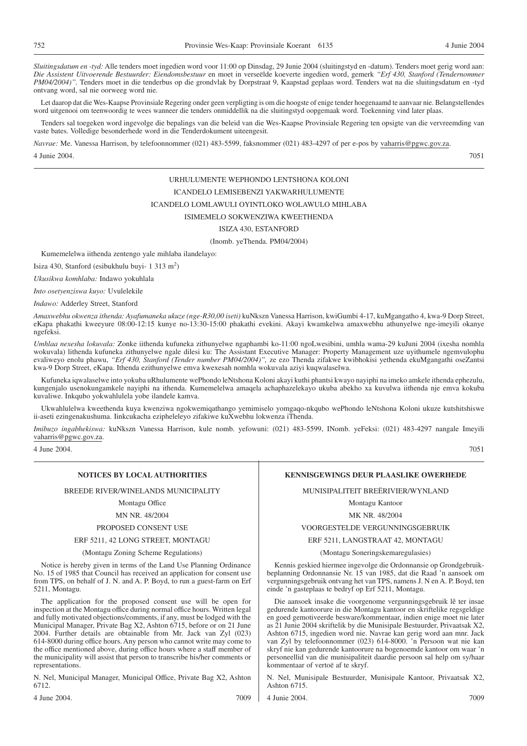*Sluitingsdatum en -tyd:* Alle tenders moet ingedien word voor 11:00 op Dinsdag, 29 Junie 2004 (sluitingstyd en -datum). Tenders moet gerig word aan: *Die Assistent Uitvoerende Bestuurder: Eiendomsbestuur* en moet in verseëlde koeverte ingedien word, gemerk *"Erf 430, Stanford (Tendernommer PM04/2004)"*. Tenders moet in die tenderbus op die grondvlak by Dorpstraat 9, Kaapstad geplaas word. Tenders wat na die sluitingsdatum en -tyd ontvang word, sal nie oorweeg word nie.

Let daarop dat die Wes-Kaapse Provinsiale Regering onder geen verpligting is om die hoogste of enige tender hoegenaamd te aanvaar nie. Belangstellendes word uitgenooi om teenwoordig te wees wanneer die tenders onmiddellik na die sluitingstyd oopgemaak word. Toekenning vind later plaas.

Tenders sal toegeken word ingevolge die bepalings van die beleid van die Wes-Kaapse Provinsiale Regering ten opsigte van die vervreemding van vaste bates. Volledige besonderhede word in die Tenderdokument uiteengesit.

*Navrae:* Me. Vanessa Harrison, by telefoonnommer (021) 483-5599, faksnommer (021) 483-4297 of per e-pos by vaharris@pgwc.gov.za.

4 Junie 2004. 7051

---

URHULUMENTE WEPHONDO LENTSHONA KOLONI

ICANDELO LEMISEBENZI YAKWARHULUMENTE

ICANDELO LOMLAWULI OYINTLOKO WOLAWULO MIHLABA

ISIMEMELO SOKWENZIWA KWEETHENDA

ISIZA 430, ESTANFORD

(Inomb. yeThenda. PM04/2004)

Kumemelelwa iithenda zentengo yale mihlaba ilandelayo:

Isiza 430, Stanford (esibukhulu buyi- 1 313 m$^2$)

*Ukusikwa komhlaba:* Indawo yokuhlala

*Into osetyenziswa kuyo:* Uvulelekile

*Indawo:* Adderley Street, Stanford

*Amaxwebhu okwenza ithenda: Ayafumaneka ukuze (nge-R30,00 iseti)* kuNkszn Vanessa Harrison, kwiGumbi 4-17, kuMgangatho 4, kwa-9 Dorp Street, eKapa phakathi kweeyure 08:00-12:15 kunye no-13:30-15:00 phakathi evekini. Akayi kwamkelwa amaxwebhu athunyelwe nge-imeyili okanye ngefeksi.

*Umhlaa nexesha lokuvala:* Zonke iithenda kufuneka zithunyelwe ngaphambi ko-11:00 ngoLwesibini, umhla wama-29 kuJuni 2004 (ixesha nomhla wokuvala) lithenda kufuneka zithunyelwe ngale dilesi ku: The Assistant Executive Manager: Property Management uze uyithumele ngemvulophu evaliweyo enolu phawu, *"Erf 430, Stanford (Tender number PM04/2004)",* ze ezo Thenda zifakwe kwibhokisi yethenda ekuMgangathi oseZantsi kwa-9 Dorp Street, eKapa. Ithenda ezithunyelwe emva kwexesah nomhla wokuvala aziyi kuqwalaselwa.

Kufuneka iqwalaselwe into yokuba uRhulumente wePhondo leNtshona Koloni akayi kuthi phantsi kwayo nayiphi na imeko amkele ithenda ephezulu, kungenjalo usenokungamkele nayiphi na ithenda. Kumemelelwa amaqela achaphazelekayo ukuba abekho xa kuvulwa iithenda nje emva kokuba kuvaliwe. Inkqubo yokwahlulela yobe ilandele kamva.

Ukwahlulelwa kweethenda kuya kwenziwa ngokwemiqathango yemimiselo yomgaqo-nkqubo wePhondo leNtshona Koloni ukuze kutshitshiswe ii-aseti ezingenakushuma. Iinkcukacha ezipheleleyo zifakiwe kuXwebhu lokwenza iThenda.

*Imibuzo ingabhekiswa:* kuNkszn Vanessa Harrison, kule nomb. yefowuni: (021) 483-5599, INomb. yeFeksi: (021) 483-4297 nangale Imeyili vaharris@pgwc.gov.za.

4 June 2004. 7051

---

## NOTICES BY LOCAL AUTHORITIES

BREEDE RIVER/WINELANDS MUNICIPALITY

Montagu Office

MN NR. 48/2004

PROPOSED CONSENT USE

ERF 5211, 42 LONG STREET, MONTAGU

(Montagu Zoning Scheme Regulations)

Notice is hereby given in terms of the Land Use Planning Ordinance No. 15 of 1985 that Council has received an application for consent use from TPS, on behalf of J. N. and A. P. Boyd, to run a guest-farm on Erf 5211, Montagu.

The application for the proposed consent use will be open for inspection at the Montagu office during normal office hours. Written legal and fully motivated objections/comments, if any, must be lodged with the Municipal Manager, Private Bag X2, Ashton 6715, before or on 21 June 2004. Further details are obtainable from Mr. Jack van Zyl (023) 614-8000 during office hours. Any person who cannot write may come to the office mentioned above, during office hours where a staff member of the municipality will assist that person to transcribe his/her comments or representations.

N. Nel, Municipal Manager, Municipal Office, Private Bag X2, Ashton 6712.

4 June 2004. 7009

## KENNISGEWINGS DEUR PLAASLIKE OWERHEDE

MUNISIPALITEIT BREËRIVIER/WYNLAND

Montagu Kantoor

MK NR. 48/2004

VOORGESTELDE VERGUNNINGSGEBRUIK

ERF 5211, LANGSTRAAT 42, MONTAGU

(Montagu Soneringskemaregulasies)

Kennis geskied hiermee ingevolge die Ordonnansie op Grondgebruikbeplanning Ordonnansie Nr. 15 van 1985, dat die Raad 'n aansoek om vergunningsgebruik ontvang het van TPS, namens J. N en A. P. Boyd, ten einde 'n gasteplaas te bedryf op Erf 5211, Montagu.

Die aansoek insake die voorgenome vergunningsgebruik lê ter insae gedurende kantoorure in die Montagu kantoor en skriftelike regsgeldige en goed gemotiveerde besware/kommentaar, indien enige moet nie later as 21 Junie 2004 skriftelik by die Munisipale Bestuurder, Privaatsak X2, Ashton 6715, ingedien word nie. Navrae kan gerig word aan mnr. Jack van Zyl by telefoonnommer (023) 614-8000. 'n Persoon wat nie kan skryf nie kan gedurende kantoorure na bogenoemde kantoor om waar 'n personeellid van die munisipaliteit daardie persoon sal help om sy/haar kommentaar of vertoë af te skryf.

N. Nel, Munisipale Bestuurder, Munisipale Kantoor, Privaatsak X2, Ashton 6715.

4 Junie 2004. 7009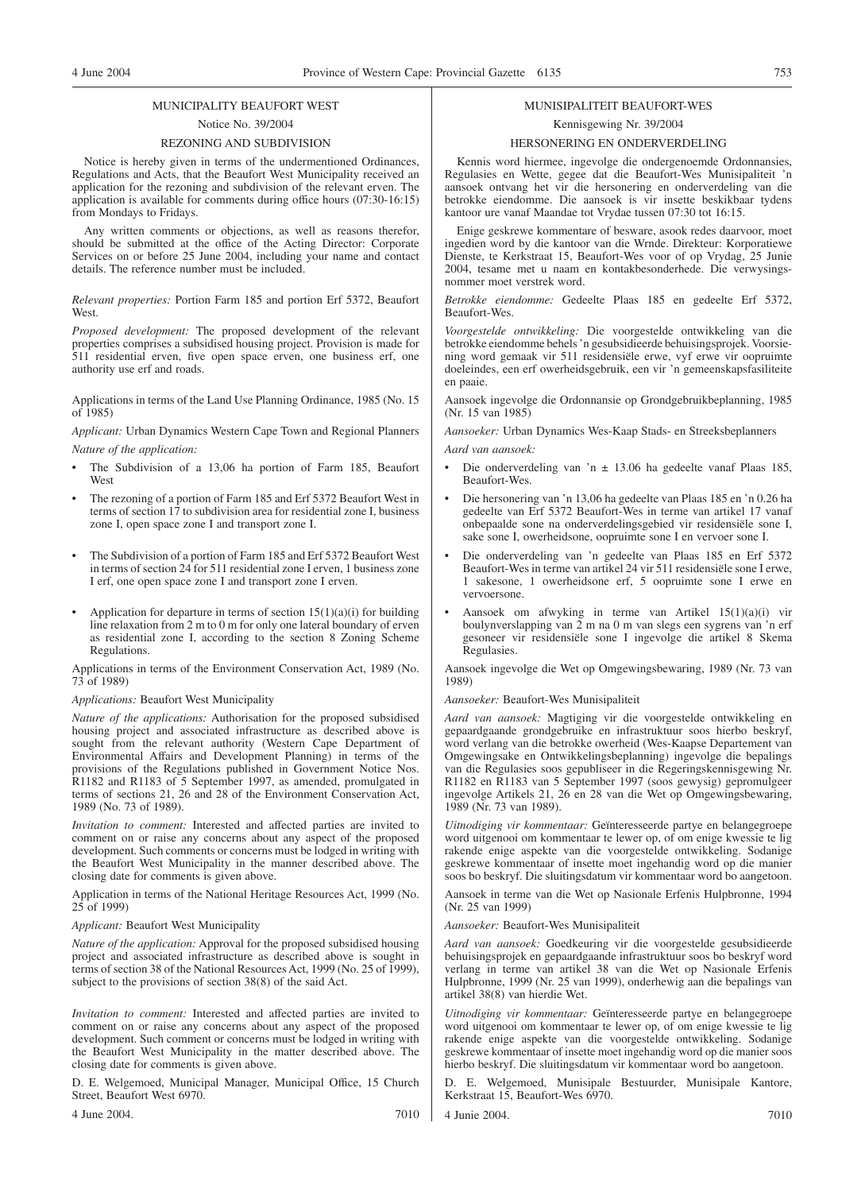## MUNICIPALITY BEAUFORT WEST

Notice No. 39/2004

### REZONING AND SUBDIVISION

Notice is hereby given in terms of the undermentioned Ordinances, Regulations and Acts, that the Beaufort West Municipality received an application for the rezoning and subdivision of the relevant erven. The application is available for comments during office hours (07:30-16:15) from Mondays to Fridays.

Any written comments or objections, as well as reasons therefor, should be submitted at the office of the Acting Director: Corporate Services on or before 25 June 2004, including your name and contact details. The reference number must be included.

*Relevant properties:* Portion Farm 185 and portion Erf 5372, Beaufort West.

*Proposed development:* The proposed development of the relevant properties comprises a subsidised housing project. Provision is made for 511 residential erven, five open space erven, one business erf, one authority use erf and roads.

Applications in terms of the Land Use Planning Ordinance, 1985 (No. 15 of 1985)

*Applicant:* Urban Dynamics Western Cape Town and Regional Planners

*Nature of the application:*

- The Subdivision of a 13,06 ha portion of Farm 185, Beaufort West
- The rezoning of a portion of Farm 185 and Erf 5372 Beaufort West in terms of section 17 to subdivision area for residential zone I, business zone I, open space zone I and transport zone I.
- The Subdivision of a portion of Farm 185 and Erf 5372 Beaufort West in terms of section 24 for 511 residential zone I erven, 1 business zone I erf, one open space zone I and transport zone I erven.
- Application for departure in terms of section 15(1)(a)(i) for building line relaxation from 2 m to 0 m for only one lateral boundary of erven as residential zone I, according to the section 8 Zoning Scheme Regulations.

Applications in terms of the Environment Conservation Act, 1989 (No. 73 of 1989)

*Applications:* Beaufort West Municipality

*Nature of the applications:* Authorisation for the proposed subsidised housing project and associated infrastructure as described above is sought from the relevant authority (Western Cape Department of Environmental Affairs and Development Planning) in terms of the provisions of the Regulations published in Government Notice Nos. R1182 and R1183 of 5 September 1997, as amended, promulgated in terms of sections 21, 26 and 28 of the Environment Conservation Act, 1989 (No. 73 of 1989).

*Invitation to comment:* Interested and affected parties are invited to comment on or raise any concerns about any aspect of the proposed development. Such comments or concerns must be lodged in writing with the Beaufort West Municipality in the manner described above. The closing date for comments is given above.

Application in terms of the National Heritage Resources Act, 1999 (No. 25 of 1999)

*Applicant:* Beaufort West Municipality

*Nature of the application:* Approval for the proposed subsidised housing project and associated infrastructure as described above is sought in terms of section 38 of the National Resources Act, 1999 (No. 25 of 1999), subject to the provisions of section 38(8) of the said Act.

*Invitation to comment:* Interested and affected parties are invited to comment on or raise any concerns about any aspect of the proposed development. Such comment or concerns must be lodged in writing with the Beaufort West Municipality in the matter described above. The closing date for comments is given above.

D. E. Welgemoed, Municipal Manager, Municipal Office, 15 Church Street, Beaufort West 6970.

4 June 2004. 7010

## MUNISIPALITEIT BEAUFORT-WES

Kennisgewing Nr. 39/2004

### HERSONERING EN ONDERVERDELING

Kennis word hiermee, ingevolge die ondergenoemde Ordonnansies, Regulasies en Wette, gegee dat die Beaufort-Wes Munisipaliteit 'n aansoek ontvang het vir die hersonering en onderverdeling van die betrokke eiendomme. Die aansoek is vir insette beskikbaar tydens kantoor ure vanaf Maandae tot Vrydae tussen 07:30 tot 16:15.

Enige geskrewe kommentare of besware, asook redes daarvoor, moet ingedien word by die kantoor van die Wrnde. Direkteur: Korporatiewe Dienste, te Kerkstraat 15, Beaufort-Wes voor of op Vrydag, 25 Junie 2004, tesame met u naam en kontakbesonderhede. Die verwysingsnommer moet verstrek word.

*Betrokke eiendomme:* Gedeelte Plaas 185 en gedeelte Erf 5372, Beaufort-Wes.

*Voorgestelde ontwikkeling:* Die voorgestelde ontwikkeling van die betrokke eiendomme behels 'n gesubsidieerde behuisingsprojek. Voorsiening word gemaak vir 511 residensiële erwe, vyf erwe vir oopruimte doeleindes, een erf owerheidsgebruik, een vir 'n gemeenskapsfasiliteite en paaie.

Aansoek ingevolge die Ordonnansie op Grondgebruikbeplanning, 1985 (Nr. 15 van 1985)

*Aansoeker:* Urban Dynamics Wes-Kaap Stads- en Streeksbeplanners

*Aard van aansoek:*

- Die onderverdeling van 'n ± 13.06 ha gedeelte vanaf Plaas 185, Beaufort-Wes.
- Die hersonering van 'n 13,06 ha gedeelte van Plaas 185 en 'n 0.26 ha gedeelte van Erf 5372 Beaufort-Wes in terme van artikel 17 vanaf onbepaalde sone na onderverdelingsgebied vir residensiële sone I, sake sone I, owerheidsone, oopruimte sone I en vervoer sone I.
- Die onderverdeling van 'n gedeelte van Plaas 185 en Erf 5372 Beaufort-Wes in terme van artikel 24 vir 511 residensiële sone I erwe, 1 sakesone, 1 owerheidsone erf, 5 oopruimte sone I erwe en vervoersone.
- Aansoek om afwyking in terme van Artikel 15(1)(a)(i) vir boulynverslapping van 2 m na 0 m van slegs een sygrens van 'n erf gesoneer vir residensiële sone I ingevolge die artikel 8 Skema Regulasies.

Aansoek ingevolge die Wet op Omgewingsbewaring, 1989 (Nr. 73 van 1989)

*Aansoeker:* Beaufort-Wes Munisipaliteit

*Aard van aansoek:* Magtiging vir die voorgestelde ontwikkeling en gepaardgaande grondgebruike en infrastruktuur soos hierbo beskryf, word verlang van die betrokke owerheid (Wes-Kaapse Departement van Omgewingsake en Ontwikkelingsbeplanning) ingevolge die bepalings van die Regulasies soos gepubliseer in die Regeringskennisgewing Nr. R1182 en R1183 van 5 September 1997 (soos gewysig) gepromulgeer ingevolge Artikels 21, 26 en 28 van die Wet op Omgewingsbewaring, 1989 (Nr. 73 van 1989).

*Uitnodiging vir kommentaar:* Geïnteresseerde partye en belangegroepe word uitgenooi om kommentaar te lewer op, of om enige kwessie te lig rakende enige aspekte van die voorgestelde ontwikkeling. Sodanige geskrewe kommentaar of insette moet ingehandig word op die manier soos bo beskryf. Die sluitingsdatum vir kommentaar word bo aangetoon.

Aansoek in terme van die Wet op Nasionale Erfenis Hulpbronne, 1994 (Nr. 25 van 1999)

*Aansoeker:* Beaufort-Wes Munisipaliteit

*Aard van aansoek:* Goedkeuring vir die voorgestelde gesubsidieerde behuisingsprojek en gepaardgaande infrastruktuur soos bo beskryf word verlang in terme van artikel 38 van die Wet op Nasionale Erfenis Hulpbronne, 1999 (Nr. 25 van 1999), onderhewig aan die bepalings van artikel 38(8) van hierdie Wet.

*Uitnodiging vir kommentaar:* Geïnteresseerde partye en belangegroepe word uitgenooi om kommentaar te lewer op, of om enige kwessie te lig rakende enige aspekte van die voorgestelde ontwikkeling. Sodanige geskrewe kommentaar of insette moet ingehandig word op die manier soos hierbo beskryf. Die sluitingsdatum vir kommentaar word bo aangetoon.

D. E. Welgemoed, Munisipale Bestuurder, Munisipale Kantore, Kerkstraat 15, Beaufort-Wes 6970.

4 Junie 2004. 7010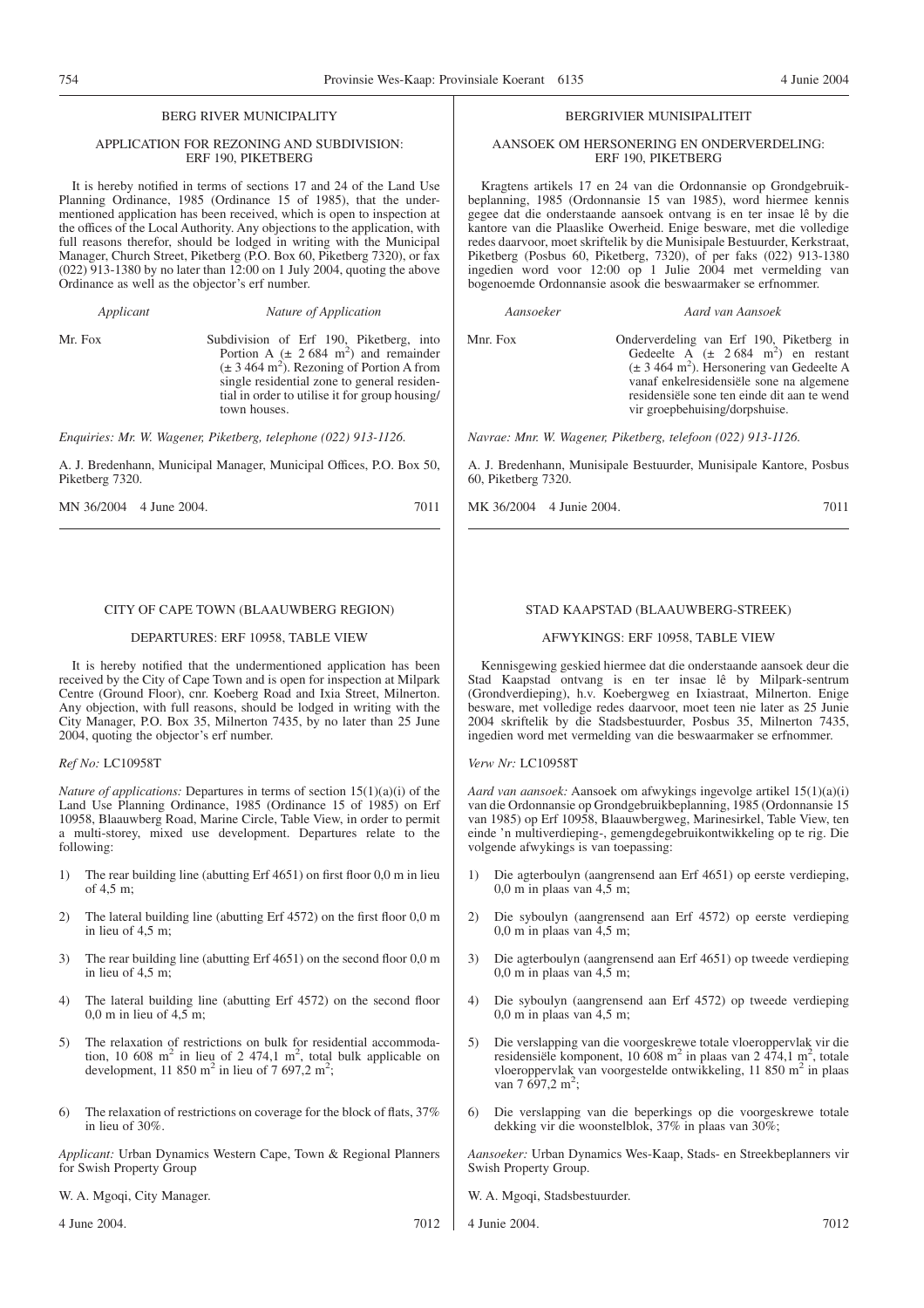## BERG RIVER MUNICIPALITY

### APPLICATION FOR REZONING AND SUBDIVISION: ERF 190, PIKETBERG

It is hereby notified in terms of sections 17 and 24 of the Land Use Planning Ordinance, 1985 (Ordinance 15 of 1985), that the undermentioned application has been received, which is open to inspection at the offices of the Local Authority. Any objections to the application, with full reasons therefor, should be lodged in writing with the Municipal Manager, Church Street, Piketberg (P.O. Box 60, Piketberg 7320), or fax (022) 913-1380 by no later than 12:00 on 1 July 2004, quoting the above Ordinance as well as the objector's erf number.

| *Applicant* | *Nature of Application* |
|---|---|
| Mr. Fox | Subdivision of Erf 190, Piketberg, into Portion A (± 2 684 m²) and remainder (± 3 464 m²). Rezoning of Portion A from single residential zone to general residential in order to utilise it for group housing/ town houses. |

*Enquiries: Mr. W. Wagener, Piketberg, telephone (022) 913-1126.*

A. J. Bredenhann, Municipal Manager, Municipal Offices, P.O. Box 50, Piketberg 7320.

MN 36/2004 4 June 2004. 7011

## BERGRIVIER MUNISIPALITEIT

### AANSOEK OM HERSONERING EN ONDERVERDELING: ERF 190, PIKETBERG

Kragtens artikels 17 en 24 van die Ordonnansie op Grondgebruikbeplanning, 1985 (Ordonnansie 15 van 1985), word hiermee kennis gegee dat die onderstaande aansoek ontvang is en ter insae lê by die kantore van die Plaaslike Owerheid. Enige besware, met die volledige redes daarvoor, moet skriftelik by die Munisipale Bestuurder, Kerkstraat, Piketberg (Posbus 60, Piketberg, 7320), of per faks (022) 913-1380 ingedien word voor 12:00 op 1 Julie 2004 met vermelding van bogenoemde Ordonnansie asook die beswaarmaker se erfnommer.

| *Aansoeker* | *Aard van Aansoek* |
|---|---|
| Mnr. Fox | Onderverdeling van Erf 190, Piketberg in Gedeelte A (± 2 684 m²) en restant (± 3 464 m²). Hersonering van Gedeelte A vanaf enkelresidensiële sone na algemene residensiële sone ten einde dit aan te wend vir groepbehuising/dorpshuise. |

*Navrae: Mnr. W. Wagener, Piketberg, telefoon (022) 913-1126.*

A. J. Bredenhann, Munisipale Bestuurder, Munisipale Kantore, Posbus 60, Piketberg 7320.

MK 36/2004 4 Junie 2004. 7011

## CITY OF CAPE TOWN (BLAAUWBERG REGION)

### DEPARTURES: ERF 10958, TABLE VIEW

It is hereby notified that the undermentioned application has been received by the City of Cape Town and is open for inspection at Milpark Centre (Ground Floor), cnr. Koeberg Road and Ixia Street, Milnerton. Any objection, with full reasons, should be lodged in writing with the City Manager, P.O. Box 35, Milnerton 7435, by no later than 25 June 2004, quoting the objector's erf number.

*Ref No:* LC10958T

*Nature of applications:* Departures in terms of section 15(1)(a)(i) of the Land Use Planning Ordinance, 1985 (Ordinance 15 of 1985) on Erf 10958, Blaauwberg Road, Marine Circle, Table View, in order to permit a multi-storey, mixed use development. Departures relate to the following:

1) The rear building line (abutting Erf 4651) on first floor 0,0 m in lieu of 4,5 m;
2) The lateral building line (abutting Erf 4572) on the first floor 0,0 m in lieu of 4,5 m;
3) The rear building line (abutting Erf 4651) on the second floor 0,0 m in lieu of 4,5 m;
4) The lateral building line (abutting Erf 4572) on the second floor 0,0 m in lieu of 4,5 m;
5) The relaxation of restrictions on bulk for residential accommodation, 10 608 m² in lieu of 2 474,1 m², total bulk applicable on development, 11 850 m² in lieu of 7 697,2 m²;
6) The relaxation of restrictions on coverage for the block of flats, 37% in lieu of 30%.

*Applicant:* Urban Dynamics Western Cape, Town & Regional Planners for Swish Property Group

W. A. Mgoqi, City Manager.

4 June 2004. 7012

## STAD KAAPSTAD (BLAAUWBERG-STREEK)

### AFWYKINGS: ERF 10958, TABLE VIEW

Kennisgewing geskied hiermee dat die onderstaande aansoek deur die Stad Kaapstad ontvang is en ter insae lê by Milpark-sentrum (Grondverdieping), h.v. Koebergweg en Ixiastraat, Milnerton. Enige besware, met volledige redes daarvoor, moet teen nie later as 25 Junie 2004 skriftelik by die Stadsbestuurder, Posbus 35, Milnerton 7435, ingedien word met vermelding van die beswaarmaker se erfnommer.

*Verw Nr:* LC10958T

*Aard van aansoek:* Aansoek om afwykings ingevolge artikel 15(1)(a)(i) van die Ordonnansie op Grondgebruikbeplanning, 1985 (Ordonnansie 15 van 1985) op Erf 10958, Blaauwbergweg, Marinesirkel, Table View, ten einde 'n multiverdieping-, gemengdegebruikontwikkeling op te rig. Die volgende afwykings is van toepassing:

1) Die agterboulyn (aangrensend aan Erf 4651) op eerste verdieping, 0,0 m in plaas van 4,5 m;
2) Die syboulyn (aangrensend aan Erf 4572) op eerste verdieping 0,0 m in plaas van 4,5 m;
3) Die agterboulyn (aangrensend aan Erf 4651) op tweede verdieping 0,0 m in plaas van 4,5 m;
4) Die syboulyn (aangrensend aan Erf 4572) op tweede verdieping 0,0 m in plaas van 4,5 m;
5) Die verslapping van die voorgeskrewe totale vloeroppervlak vir die residensiële komponent, 10 608 m² in plaas van 2 474,1 m², totale vloeroppervlak van voorgestelde ontwikkeling, 11 850 m² in plaas van 7 697,2 m²;
6) Die verslapping van die beperkings op die voorgeskrewe totale dekking vir die woonstelblok, 37% in plaas van 30%;

*Aansoeker:* Urban Dynamics Wes-Kaap, Stads- en Streekbeplanners vir Swish Property Group.

W. A. Mgoqi, Stadsbestuurder.

4 Junie 2004. 7012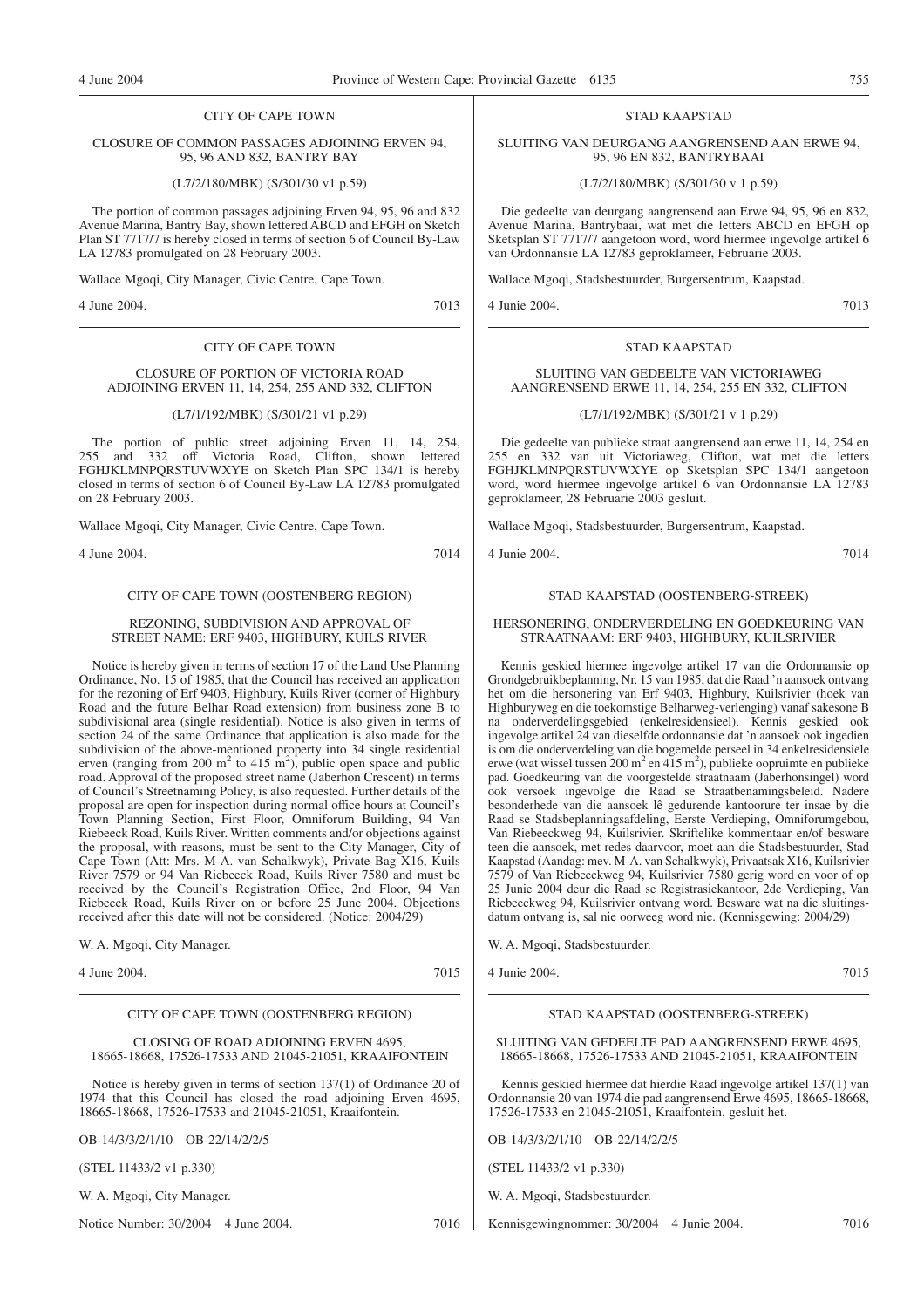## CITY OF CAPE TOWN

### CLOSURE OF COMMON PASSAGES ADJOINING ERVEN 94, 95, 96 AND 832, BANTRY BAY

(L7/2/180/MBK) (S/301/30 v1 p.59)

The portion of common passages adjoining Erven 94, 95, 96 and 832 Avenue Marina, Bantry Bay, shown lettered ABCD and EFGH on Sketch Plan ST 7717/7 is hereby closed in terms of section 6 of Council By-Law LA 12783 promulgated on 28 February 2003.

Wallace Mgoqi, City Manager, Civic Centre, Cape Town.

4 June 2004. 7013

## CITY OF CAPE TOWN

### CLOSURE OF PORTION OF VICTORIA ROAD ADJOINING ERVEN 11, 14, 254, 255 AND 332, CLIFTON

(L7/1/192/MBK) (S/301/21 v1 p.29)

The portion of public street adjoining Erven 11, 14, 254, 255 and 332 off Victoria Road, Clifton, shown lettered FGHJKLMNPQRSTUVWXYE on Sketch Plan SPC 134/1 is hereby closed in terms of section 6 of Council By-Law LA 12783 promulgated on 28 February 2003.

Wallace Mgoqi, City Manager, Civic Centre, Cape Town.

4 June 2004. 7014

## CITY OF CAPE TOWN (OOSTENBERG REGION)

### REZONING, SUBDIVISION AND APPROVAL OF STREET NAME: ERF 9403, HIGHBURY, KUILS RIVER

Notice is hereby given in terms of section 17 of the Land Use Planning Ordinance, No. 15 of 1985, that the Council has received an application for the rezoning of Erf 9403, Highbury, Kuils River (corner of Highbury Road and the future Belhar Road extension) from business zone B to subdivisional area (single residential). Notice is also given in terms of section 24 of the same Ordinance that application is also made for the subdivision of the above-mentioned property into 34 single residential erven (ranging from 200 m$^2$ to 415 m$^2$), public open space and public road. Approval of the proposed street name (Jaberhon Crescent) in terms of Council's Streetnaming Policy, is also requested. Further details of the proposal are open for inspection during normal office hours at Council's Town Planning Section, First Floor, Omniforum Building, 94 Van Riebeeck Road, Kuils River. Written comments and/or objections against the proposal, with reasons, must be sent to the City Manager, City of Cape Town (Att: Mrs. M-A. van Schalkwyk), Private Bag X16, Kuils River 7579 or 94 Van Riebeeck Road, Kuils River 7580 and must be received by the Council's Registration Office, 2nd Floor, 94 Van Riebeeck Road, Kuils River on or before 25 June 2004. Objections received after this date will not be considered. (Notice: 2004/29)

W. A. Mgoqi, City Manager.

4 June 2004. 7015

## CITY OF CAPE TOWN (OOSTENBERG REGION)

### CLOSING OF ROAD ADJOINING ERVEN 4695, 18665-18668, 17526-17533 AND 21045-21051, KRAAIFONTEIN

Notice is hereby given in terms of section 137(1) of Ordinance 20 of 1974 that this Council has closed the road adjoining Erven 4695, 18665-18668, 17526-17533 and 21045-21051, Kraaifontein.

OB-14/3/3/2/1/10 OB-22/14/2/2/5

(STEL 11433/2 v1 p.330)

W. A. Mgoqi, City Manager.

Notice Number: 30/2004 4 June 2004. 7016

## STAD KAAPSTAD

### SLUITING VAN DEURGANG AANGRENSEND AAN ERWE 94, 95, 96 EN 832, BANTRYBAAI

(L7/2/180/MBK) (S/301/30 v 1 p.59)

Die gedeelte van deurgang aangrensend aan Erwe 94, 95, 96 en 832, Avenue Marina, Bantrybaai, wat met die letters ABCD en EFGH op Sketsplan ST 7717/7 aangetoon word, word hiermee ingevolge artikel 6 van Ordonnansie LA 12783 geproklameer, Februarie 2003.

Wallace Mgoqi, Stadsbestuurder, Burgersentrum, Kaapstad.

4 Junie 2004. 7013

## STAD KAAPSTAD

### SLUITING VAN GEDEELTE VAN VICTORIAWEG AANGRENSEND ERWE 11, 14, 254, 255 EN 332, CLIFTON

(L7/1/192/MBK) (S/301/21 v 1 p.29)

Die gedeelte van publieke straat aangrensend aan erwe 11, 14, 254 en 255 en 332 van uit Victoriaweg, Clifton, wat met die letters FGHJKLMNPQRSTUVWXYE op Sketsplan SPC 134/1 aangetoon word, word hiermee ingevolge artikel 6 van Ordonnansie LA 12783 geproklameer, 28 Februarie 2003 gesluit.

Wallace Mgoqi, Stadsbestuurder, Burgersentrum, Kaapstad.

4 Junie 2004. 7014

## STAD KAAPSTAD (OOSTENBERG-STREEK)

### HERSONERING, ONDERVERDELING EN GOEDKEURING VAN STRAATNAAM: ERF 9403, HIGHBURY, KUILSRIVIER

Kennis geskied hiermee ingevolge artikel 17 van die Ordonnansie op Grondgebruikbeplanning, Nr. 15 van 1985, dat die Raad 'n aansoek ontvang het om die hersonering van Erf 9403, Highbury, Kuilsrivier (hoek van Highburyweg en die toekomstige Belharweg-verlenging) vanaf sakesone B na onderverdelingsgebied (enkelresidensieel). Kennis geskied ook ingevolge artikel 24 van dieselfde ordonnansie dat 'n aansoek ook ingedien is om die onderverdeling van die bogemelde perseel in 34 enkelresidensiële erwe (wat wissel tussen 200 m$^2$ en 415 m$^2$), publieke oopruimte en publieke pad. Goedkeuring van die voorgestelde straatnaam (Jaberhonsingel) word ook versoek ingevolge die Raad se Straatbenamingsbeleid. Nadere besonderhede van die aansoek lê gedurende kantoorure ter insae by die Raad se Stadsbeplanningsafdeling, Eerste Verdieping, Omniforumgebou, Van Riebeeckweg 94, Kuilsrivier. Skriftelike kommentaar en/of besware teen die aansoek, met redes daarvoor, moet aan die Stadsbestuurder, Stad Kaapstad (Aandag: mev. M-A. van Schalkwyk), Privaatsak X16, Kuilsrivier 7579 of Van Riebeeckweg 94, Kuilsrivier 7580 gerig word en voor of op 25 Junie 2004 deur die Raad se Registrasiekantoor, 2de Verdieping, Van Riebeeckweg 94, Kuilsrivier ontvang word. Besware wat na die sluitingsdatum ontvang is, sal nie oorweeg word nie. (Kennisgewing: 2004/29)

W. A. Mgoqi, Stadsbestuurder.

4 Junie 2004. 7015

## STAD KAAPSTAD (OOSTENBERG-STREEK)

### SLUITING VAN GEDEELTE PAD AANGRENSEND ERWE 4695, 18665-18668, 17526-17533 AND 21045-21051, KRAAIFONTEIN

Kennis geskied hiermee dat hierdie Raad ingevolge artikel 137(1) van Ordonnansie 20 van 1974 die pad aangrensend Erwe 4695, 18665-18668, 17526-17533 en 21045-21051, Kraaifontein, gesluit het.

OB-14/3/3/2/1/10 OB-22/14/2/2/5

(STEL 11433/2 v1 p.330)

W. A. Mgoqi, Stadsbestuurder.

Kennisgewingnommer: 30/2004 4 Junie 2004. 7016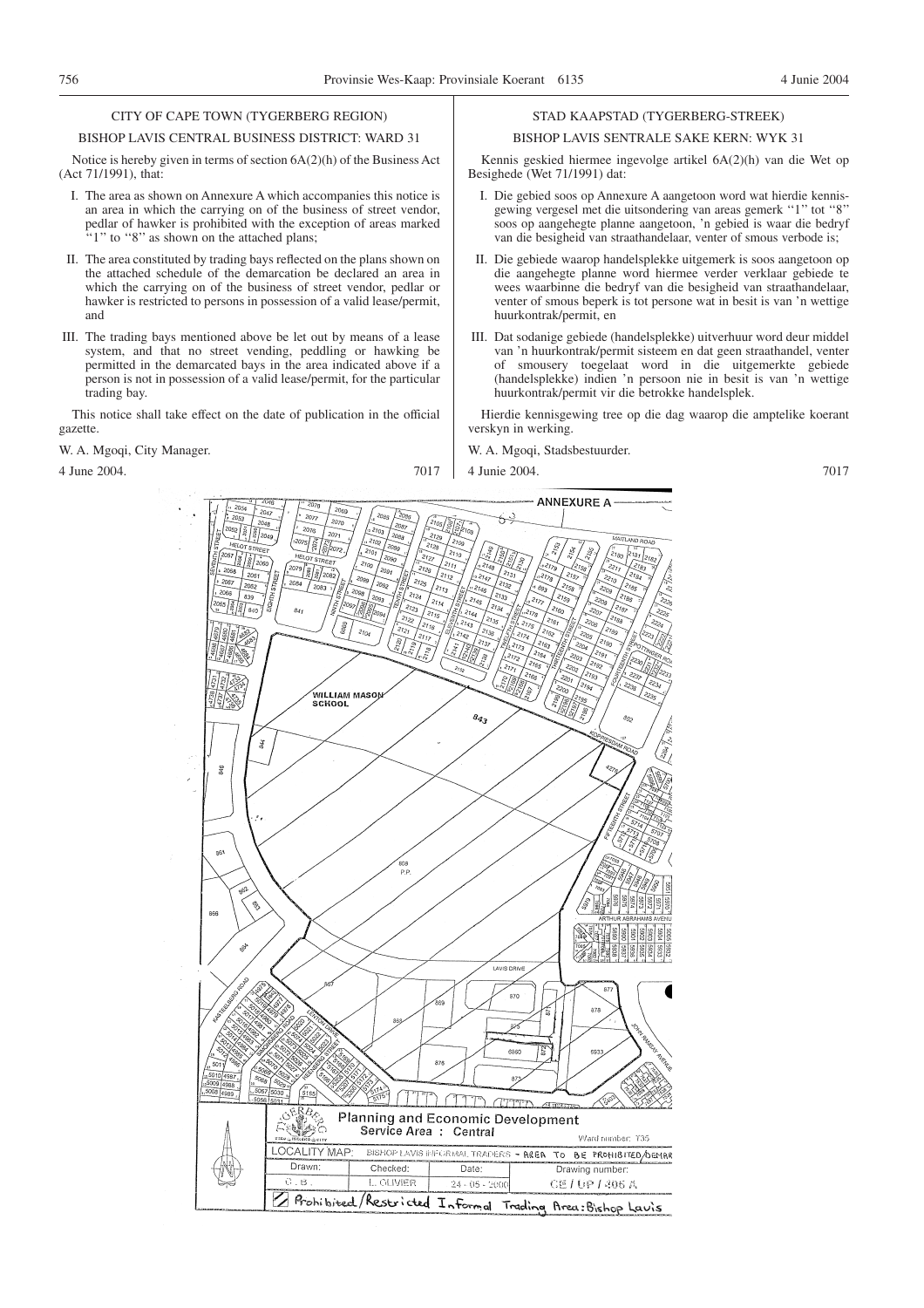CITY OF CAPE TOWN (TYGERBERG REGION)

BISHOP LAVIS CENTRAL BUSINESS DISTRICT: WARD 31

Notice is hereby given in terms of section 6A(2)(h) of the Business Act (Act 71/1991), that:

I. The area as shown on Annexure A which accompanies this notice is an area in which the carrying on of the business of street vendor, pedlar of hawker is prohibited with the exception of areas marked ''1'' to ''8'' as shown on the attached plans;

II. The area constituted by trading bays reflected on the plans shown on the attached schedule of the demarcation be declared an area in which the carrying on of the business of street vendor, pedlar or hawker is restricted to persons in possession of a valid lease/permit, and

III. The trading bays mentioned above be let out by means of a lease system, and that no street vending, peddling or hawking be permitted in the demarcated bays in the area indicated above if a person is not in possession of a valid lease/permit, for the particular trading bay.

This notice shall take effect on the date of publication in the official gazette.

W. A. Mgoqi, City Manager.

4 June 2004. 7017

STAD KAAPSTAD (TYGERBERG-STREEK)

BISHOP LAVIS SENTRALE SAKE KERN: WYK 31

Kennis geskied hiermee ingevolge artikel 6A(2)(h) van die Wet op Besighede (Wet 71/1991) dat:

I. Die gebied soos op Annexure A aangetoon word wat hierdie kennisgewing vergesel met die uitsondering van areas gemerk ''1'' tot ''8'' soos op aangehegte planne aangetoon, 'n gebied is waar die bedryf van die besigheid van straathandelaar, venter of smous verbode is;

II. Die gebiede waarop handelsplekke uitgemerk is soos aangetoon op die aangehegte planne word hiermee verder verklaar gebiede te wees waarbinne die bedryf van die besigheid van straathandelaar, venter of smous beperk is tot persone wat in besit is van 'n wettige huurkontrak/permit, en

III. Dat sodanige gebiede (handelsplekke) uitverhuur word deur middel van 'n huurkontrak/permit sisteem en dat geen straathandel, venter of smousery toegelaat word in die uitgemerkte gebiede (handelsplekke) indien 'n persoon nie in besit is van 'n wettige huurkontrak/permit vir die betrokke handelsplek.

Hierdie kennisgewing tree op die dag waarop die amptelike koerant verskyn in werking.

W. A. Mgoqi, Stadsbestuurder.

4 Junie 2004. 7017

ANNEXURE A

Planning and Economic Development
Service Area : Central

Ward number: T35

| | |
|---|---|
| LOCALITY MAP: | BISHOP LAVIS INFORMAL TRADERS - AREA TO BE PROHIBITED/DEMAR |

| Drawn: | Checked: | Date: | Drawing number: |
|---|---|---|---|
| C. B. | L. OLIVIER | 24 - 05 - 2000 | CE / UP / 306 A |

Prohibited/Restricted Informal Trading Area: Bishop Lavis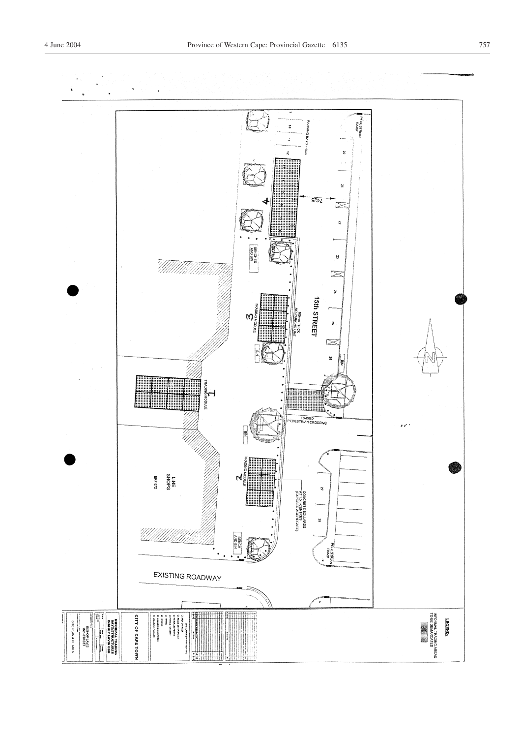PEDESTRIAN RAMP

PARKING BAYS = 6m

9 10 11 12

20 21 22 23 24 25 26

7425

4

BENCHES AND BIN

15th STREET

100mm THICK NO PARKING LINE

3

TRADING MODULE

BIN

BIN

1

TRADING MODULE

RAISED PEDESTRIAN CROSSING

BIN

2

TRADING MODULE

CONCRETE BOLLARDS AT 1.5m CENTRES (EXPOSED AGGREGATE)

27 28

PEDESTRIAN RAMP

LINE SHOPS ERF 672

BENCH AND BIN

EXISTING ROADWAY

**LEGEND:**

INFORMAL TRADING AREAS TO BE DEMARCATED

CITY OF CAPE TOWN

INFORMAL TRADING BAYS/STRUCTURES BISHOP LAVIS CBD

BISHOP LAVIS 15th STREET

SITE PLAN & DETAILS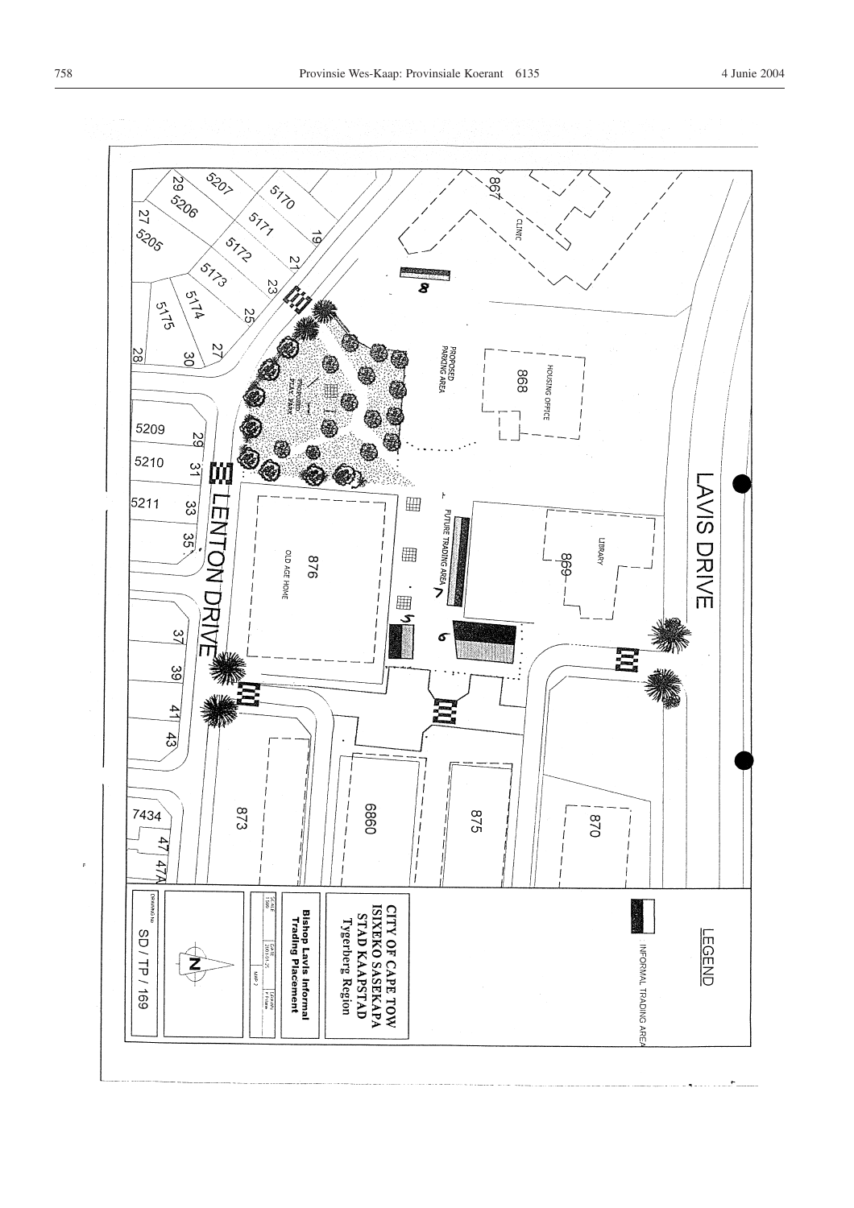LAVIS DRIVE

LENTON DRIVE

5207 5170 19 29 5206 5171 21 27 5205 5172 23 5173 25 5174 5175 27 30 28 5209 29 5210 31 5211 33 35 37 39 41 43 7434 47 47A

867 CLINIC

8

PROPOSED PARKING AREA

HOUSING OFFICE 868

PROPOSED PLAY PARK

FUTURE TRADING AREA 7

LIBRARY 869

876 OLD AGE HOME

5 6

873 6860 875 870

LEGEND

INFORMAL TRADING AREA

CITY OF CAPE TOWN
ISIXEKO SASEKAPA
STAD KAAPSTAD
Tygerberg Region

Bishop Lavis Informal Trading Placement

SCALE 1:500 | DATE 2003-01-21 | DRAWN | MAP 2

N

DRAWING No SD / TP / 169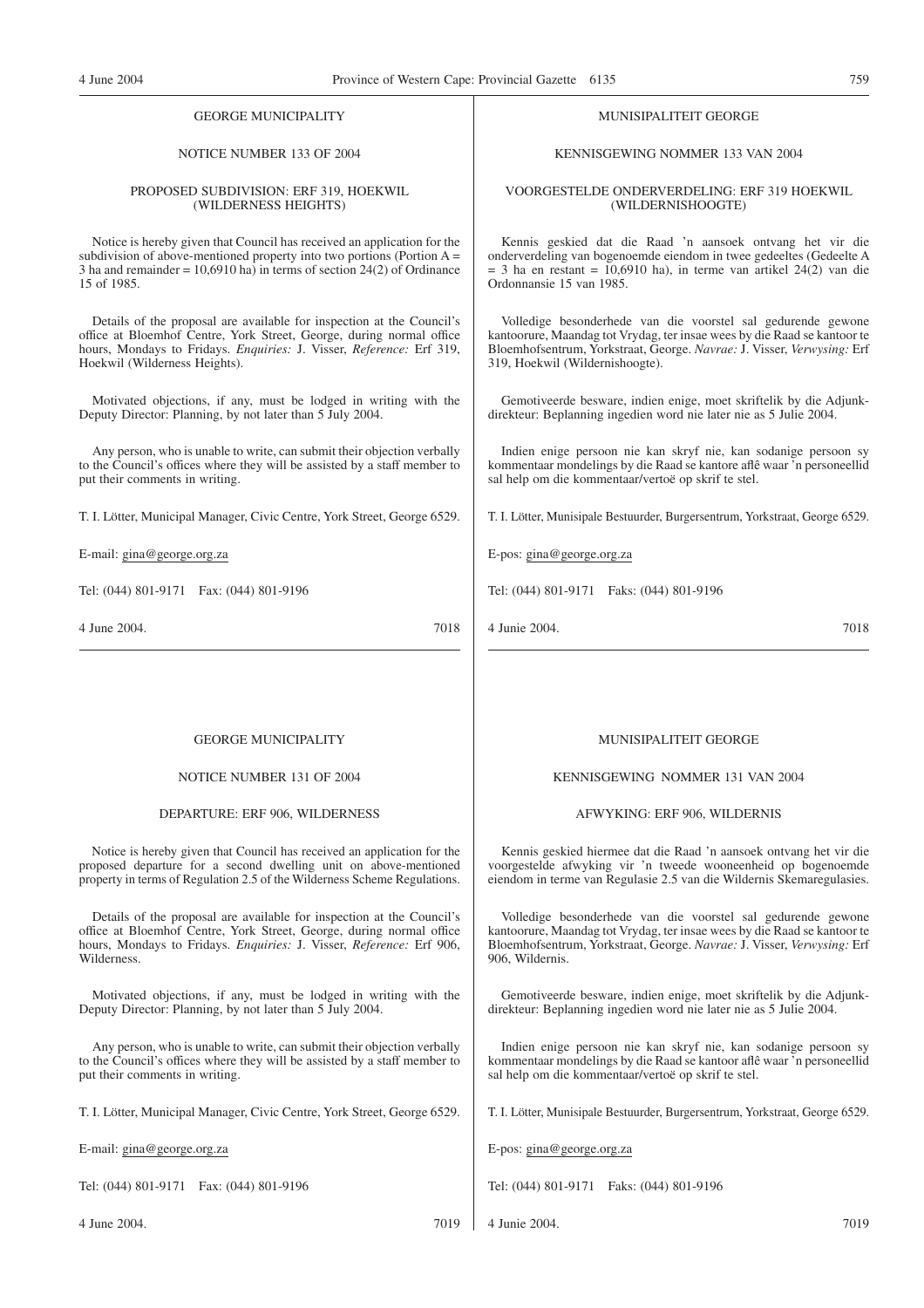GEORGE MUNICIPALITY

NOTICE NUMBER 133 OF 2004

PROPOSED SUBDIVISION: ERF 319, HOEKWIL (WILDERNESS HEIGHTS)

Notice is hereby given that Council has received an application for the subdivision of above-mentioned property into two portions (Portion A = 3 ha and remainder = 10,6910 ha) in terms of section 24(2) of Ordinance 15 of 1985.

Details of the proposal are available for inspection at the Council's office at Bloemhof Centre, York Street, George, during normal office hours, Mondays to Fridays. *Enquiries:* J. Visser, *Reference:* Erf 319, Hoekwil (Wilderness Heights).

Motivated objections, if any, must be lodged in writing with the Deputy Director: Planning, by not later than 5 July 2004.

Any person, who is unable to write, can submit their objection verbally to the Council's offices where they will be assisted by a staff member to put their comments in writing.

T. I. Lötter, Municipal Manager, Civic Centre, York Street, George 6529.

E-mail: gina@george.org.za

Tel: (044) 801-9171 Fax: (044) 801-9196

4 June 2004. 7018

MUNISIPALITEIT GEORGE

KENNISGEWING NOMMER 133 VAN 2004

VOORGESTELDE ONDERVERDELING: ERF 319 HOEKWIL (WILDERNISHOOGTE)

Kennis geskied dat die Raad 'n aansoek ontvang het vir die onderverdeling van bogenoemde eiendom in twee gedeeltes (Gedeelte A = 3 ha en restant = 10,6910 ha), in terme van artikel 24(2) van die Ordonnansie 15 van 1985.

Volledige besonderhede van die voorstel sal gedurende gewone kantoorure, Maandag tot Vrydag, ter insae wees by die Raad se kantoor te Bloemhofsentrum, Yorkstraat, George. *Navrae:* J. Visser, *Verwysing:* Erf 319, Hoekwil (Wildernishoogte).

Gemotiveerde besware, indien enige, moet skriftelik by die Adjunkdirekteur: Beplanning ingedien word nie later nie as 5 Julie 2004.

Indien enige persoon nie kan skryf nie, kan sodanige persoon sy kommentaar mondelings by die Raad se kantore aflê waar 'n personeellid sal help om die kommentaar/vertoë op skrif te stel.

T. I. Lötter, Munisipale Bestuurder, Burgersentrum, Yorkstraat, George 6529.

E-pos: gina@george.org.za

Tel: (044) 801-9171 Faks: (044) 801-9196

4 Junie 2004. 7018

GEORGE MUNICIPALITY

NOTICE NUMBER 131 OF 2004

DEPARTURE: ERF 906, WILDERNESS

Notice is hereby given that Council has received an application for the proposed departure for a second dwelling unit on above-mentioned property in terms of Regulation 2.5 of the Wilderness Scheme Regulations.

Details of the proposal are available for inspection at the Council's office at Bloemhof Centre, York Street, George, during normal office hours, Mondays to Fridays. *Enquiries:* J. Visser, *Reference:* Erf 906, Wilderness.

Motivated objections, if any, must be lodged in writing with the Deputy Director: Planning, by not later than 5 July 2004.

Any person, who is unable to write, can submit their objection verbally to the Council's offices where they will be assisted by a staff member to put their comments in writing.

T. I. Lötter, Municipal Manager, Civic Centre, York Street, George 6529.

E-mail: gina@george.org.za

Tel: (044) 801-9171 Fax: (044) 801-9196

4 June 2004. 7019

MUNISIPALITEIT GEORGE

KENNISGEWING NOMMER 131 VAN 2004

AFWYKING: ERF 906, WILDERNIS

Kennis geskied hiermee dat die Raad 'n aansoek ontvang het vir die voorgestelde afwyking vir 'n tweede wooneenheid op bogenoemde eiendom in terme van Regulasie 2.5 van die Wildernis Skemaregulasies.

Volledige besonderhede van die voorstel sal gedurende gewone kantoorure, Maandag tot Vrydag, ter insae wees by die Raad se kantoor te Bloemhofsentrum, Yorkstraat, George. *Navrae:* J. Visser, *Verwysing:* Erf 906, Wildernis.

Gemotiveerde besware, indien enige, moet skriftelik by die Adjunkdirekteur: Beplanning ingedien word nie later nie as 5 Julie 2004.

Indien enige persoon nie kan skryf nie, kan sodanige persoon sy kommentaar mondelings by die Raad se kantoor aflê waar 'n personeellid sal help om die kommentaar/vertoë op skrif te stel.

T. I. Lötter, Munisipale Bestuurder, Burgersentrum, Yorkstraat, George 6529.

E-pos: gina@george.org.za

Tel: (044) 801-9171 Faks: (044) 801-9196

4 Junie 2004. 7019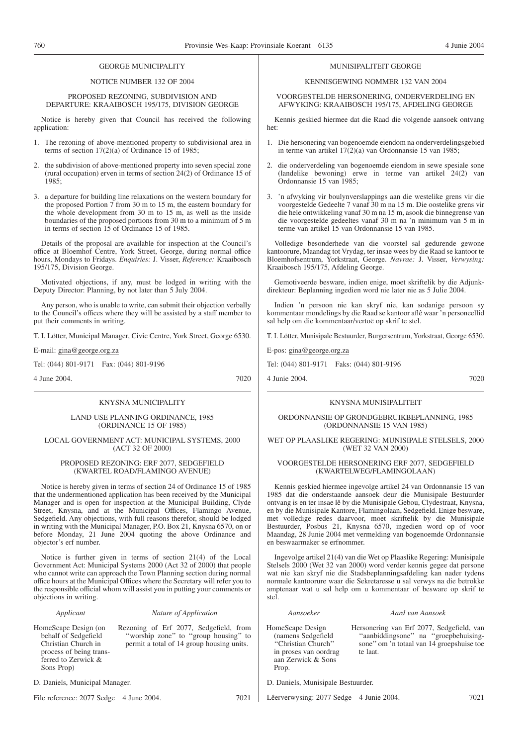## GEORGE MUNICIPALITY

NOTICE NUMBER 132 OF 2004

PROPOSED REZONING, SUBDIVISION AND DEPARTURE: KRAAIBOSCH 195/175, DIVISION GEORGE

Notice is hereby given that Council has received the following application:

1. The rezoning of above-mentioned property to subdivisional area in terms of section 17(2)(a) of Ordinance 15 of 1985;
2. the subdivision of above-mentioned property into seven special zone (rural occupation) erven in terms of section 24(2) of Ordinance 15 of 1985;
3. a departure for building line relaxations on the western boundary for the proposed Portion 7 from 30 m to 15 m, the eastern boundary for the whole development from 30 m to 15 m, as well as the inside boundaries of the proposed portions from 30 m to a minimum of 5 m in terms of section 15 of Ordinance 15 of 1985.

Details of the proposal are available for inspection at the Council's office at Bloemhof Centre, York Street, George, during normal office hours, Mondays to Fridays. *Enquiries:* J. Visser, *Reference:* Kraaibosch 195/175, Division George.

Motivated objections, if any, must be lodged in writing with the Deputy Director: Planning, by not later than 5 July 2004.

Any person, who is unable to write, can submit their objection verbally to the Council's offices where they will be assisted by a staff member to put their comments in writing.

T. I. Lötter, Municipal Manager, Civic Centre, York Street, George 6530.

E-mail: gina@george.org.za

Tel: (044) 801-9171 Fax: (044) 801-9196

4 June 2004. 7020

## MUNISIPALITEIT GEORGE

KENNISGEWING NOMMER 132 VAN 2004

VOORGESTELDE HERSONERING, ONDERVERDELING EN AFWYKING: KRAAIBOSCH 195/175, AFDELING GEORGE

Kennis geskied hiermee dat die Raad die volgende aansoek ontvang het:

1. Die hersonering van bogenoemde eiendom na onderverdelingsgebied in terme van artikel 17(2)(a) van Ordonnansie 15 van 1985;
2. die onderverdeling van bogenoemde eiendom in sewe spesiale sone (landelike bewoning) erwe in terme van artikel 24(2) van Ordonnansie 15 van 1985;
3. 'n afwyking vir boulynverslappings aan die westelike grens vir die voorgestelde Gedeelte 7 vanaf 30 m na 15 m. Die oostelike grens vir die hele ontwikkeling vanaf 30 m na 15 m, asook die binnegrense van die voorgestelde gedeeltes vanaf 30 m na 'n minimum van 5 m in terme van artikel 15 van Ordonnansie 15 van 1985.

Volledige besonderhede van die voorstel sal gedurende gewone kantoorure, Maandag tot Vrydag, ter insae wees by die Raad se kantoor te Bloemhofsentrum, Yorkstraat, George. *Navrae:* J. Visser, *Verwysing:* Kraaibosch 195/175, Afdeling George.

Gemotiveerde besware, indien enige, moet skriftelik by die Adjunkdirekteur: Beplanning ingedien word nie later nie as 5 Julie 2004.

Indien 'n persoon nie kan skryf nie, kan sodanige persoon sy kommentaar mondelings by die Raad se kantoor aflê waar 'n personeellid sal help om die kommentaar/vertoë op skrif te stel.

T. I. Lötter, Munisipale Bestuurder, Burgersentrum, Yorkstraat, George 6530.

E-pos: gina@george.org.za

Tel: (044) 801-9171 Faks: (044) 801-9196

4 Junie 2004. 7020

## KNYSNA MUNICIPALITY

LAND USE PLANNING ORDINANCE, 1985 (ORDINANCE 15 OF 1985)

LOCAL GOVERNMENT ACT: MUNICIPAL SYSTEMS, 2000 (ACT 32 OF 2000)

PROPOSED REZONING: ERF 2077, SEDGEFIELD (KWARTEL ROAD/FLAMINGO AVENUE)

Notice is hereby given in terms of section 24 of Ordinance 15 of 1985 that the undermentioned application has been received by the Municipal Manager and is open for inspection at the Municipal Building, Clyde Street, Knysna, and at the Municipal Offices, Flamingo Avenue, Sedgefield. Any objections, with full reasons therefor, should be lodged in writing with the Municipal Manager, P.O. Box 21, Knysna 6570, on or before Monday, 21 June 2004 quoting the above Ordinance and objector's erf number.

Notice is further given in terms of section 21(4) of the Local Government Act: Municipal Systems 2000 (Act 32 of 2000) that people who cannot write can approach the Town Planning section during normal office hours at the Municipal Offices where the Secretary will refer you to the responsible official whom will assist you in putting your comments or objections in writing.

| *Applicant* | *Nature of Application* |
|---|---|
| HomeScape Design (on behalf of Sedgefield Christian Church in process of being transferred to Zerwick & Sons Prop) | Rezoning of Erf 2077, Sedgefield, from "worship zone" to "group housing" to permit a total of 14 group housing units. |

D. Daniels, Municipal Manager.

File reference: 2077 Sedge 4 June 2004. 7021

## KNYSNA MUNISIPALITEIT

ORDONNANSIE OP GRONDGEBRUIKBEPLANNING, 1985 (ORDONNANSIE 15 VAN 1985)

WET OP PLAASLIKE REGERING: MUNISIPALE STELSELS, 2000 (WET 32 VAN 2000)

VOORGESTELDE HERSONERING ERF 2077, SEDGEFIELD (KWARTELWEG/FLAMINGOLAAN)

Kennis geskied hiermee ingevolge artikel 24 van Ordonnansie 15 van 1985 dat die onderstaande aansoek deur die Munisipale Bestuurder ontvang is en ter insae lê by die Munisipale Gebou, Clydestraat, Knysna, en by die Munisipale Kantore, Flamingolaan, Sedgefield. Enige besware, met volledige redes daarvoor, moet skriftelik by die Munisipale Bestuurder, Posbus 21, Knysna 6570, ingedien word op of voor Maandag, 28 Junie 2004 met vermelding van bogenoemde Ordonnansie en beswaarmaker se erfnommer.

Ingevolge artikel 21(4) van die Wet op Plaaslike Regering: Munisipale Stelsels 2000 (Wet 32 van 2000) word verder kennis gegee dat persone wat nie kan skryf nie die Stadsbeplanningsafdeling kan nader tydens normale kantoorure waar die Sekretaresse u sal verwys na die betrokke amptenaar wat u sal help om u kommentaar of besware op skrif te stel.

| *Aansoeker* | *Aard van Aansoek* |
|---|---|
| HomeScape Design (namens Sedgefield "Christian Church" in proses van oordrag aan Zerwick & Sons Prop. | Hersonering van Erf 2077, Sedgefield, van "aanbiddingsone" na "groepbehuisingsone" om 'n totaal van 14 groepshuise toe te laat. |

D. Daniels, Munisipale Bestuurder.

Lêerverwysing: 2077 Sedge 4 Junie 2004. 7021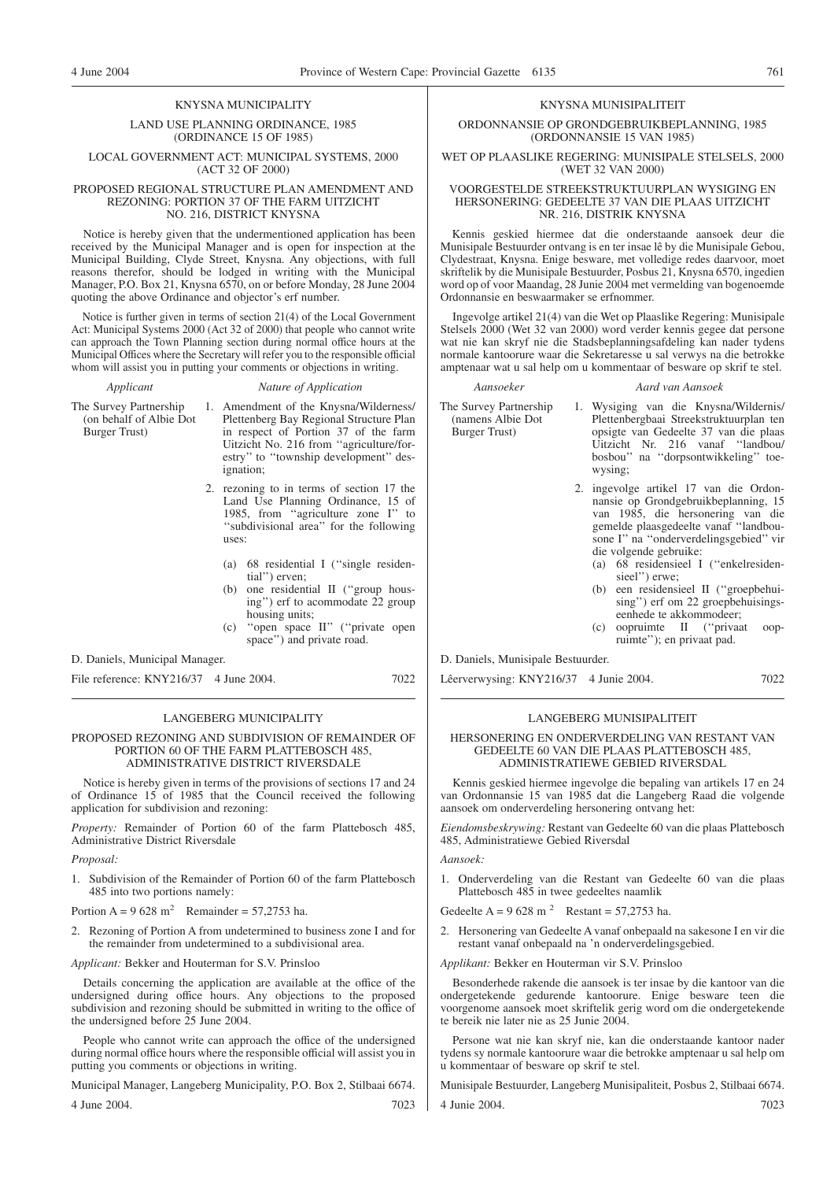## KNYSNA MUNICIPALITY

LAND USE PLANNING ORDINANCE, 1985 (ORDINANCE 15 OF 1985)

LOCAL GOVERNMENT ACT: MUNICIPAL SYSTEMS, 2000 (ACT 32 OF 2000)

PROPOSED REGIONAL STRUCTURE PLAN AMENDMENT AND REZONING: PORTION 37 OF THE FARM UITZICHT NO. 216, DISTRICT KNYSNA

Notice is hereby given that the undermentioned application has been received by the Municipal Manager and is open for inspection at the Municipal Building, Clyde Street, Knysna. Any objections, with full reasons therefor, should be lodged in writing with the Municipal Manager, P.O. Box 21, Knysna 6570, on or before Monday, 28 June 2004 quoting the above Ordinance and objector's erf number.

Notice is further given in terms of section 21(4) of the Local Government Act: Municipal Systems 2000 (Act 32 of 2000) that people who cannot write can approach the Town Planning section during normal office hours at the Municipal Offices where the Secretary will refer you to the responsible official whom will assist you in putting your comments or objections in writing.

| *Applicant* | *Nature of Application* |
|---|---|
| The Survey Partnership (on behalf of Albie Dot Burger Trust) | 1. Amendment of the Knysna/Wilderness/ Plettenberg Bay Regional Structure Plan in respect of Portion 37 of the farm Uitzicht No. 216 from ''agriculture/forestry'' to ''township development'' designation; 2. rezoning to in terms of section 17 the Land Use Planning Ordinance, 15 of 1985, from ''agriculture zone I'' to ''subdivisional area'' for the following uses: (a) 68 residential I (''single residential'') erven; (b) one residential II (''group housing'') erf to acommodate 22 group housing units; (c) ''open space II'' (''private open space'') and private road. |

D. Daniels, Municipal Manager.

File reference: KNY216/37 4 June 2004. 7022

---

## KNYSNA MUNISIPALITEIT

ORDONNANSIE OP GRONDGEBRUIKBEPLANNING, 1985 (ORDONNANSIE 15 VAN 1985)

WET OP PLAASLIKE REGERING: MUNISIPALE STELSELS, 2000 (WET 32 VAN 2000)

VOORGESTELDE STREEKSTRUKTUURPLAN WYSIGING EN HERSONERING: GEDEELTE 37 VAN DIE PLAAS UITZICHT NR. 216, DISTRIK KNYSNA

Kennis geskied hiermee dat die onderstaande aansoek deur die Munisipale Bestuurder ontvang is en ter insae lê by die Munisipale Gebou, Clydestraat, Knysna. Enige besware, met volledige redes daarvoor, moet skriftelik by die Munisipale Bestuurder, Posbus 21, Knysna 6570, ingedien word op of voor Maandag, 28 Junie 2004 met vermelding van bogenoemde Ordonnansie en beswaarmaker se erfnommer.

Ingevolge artikel 21(4) van die Wet op Plaaslike Regering: Munisipale Stelsels 2000 (Wet 32 van 2000) word verder kennis gegee dat persone wat nie kan skryf nie die Stadsbeplanningsafdeling kan nader tydens normale kantoorure waar die Sekretaresse u sal verwys na die betrokke amptenaar wat u sal help om u kommentaar of besware op skrif te stel.

| *Aansoeker* | *Aard van Aansoek* |
|---|---|
| The Survey Partnership (namens Albie Dot Burger Trust) | 1. Wysiging van die Knysna/Wildernis/ Plettenbergbaai Streekstruktuurplan ten opsigte van Gedeelte 37 van die plaas Uitzicht Nr. 216 vanaf ''landbou/ bosbou'' na ''dorpsontwikkeling'' toewysing; 2. ingevolge artikel 17 van die Ordonnansie op Grondgebruikbeplanning, 15 van 1985, die hersonering van die gemelde plaasgedeelte vanaf ''landbousone I'' na ''onderverdelingsgebied'' vir die volgende gebruike: (a) 68 residensieel I (''enkelresidensieel'') erwe; (b) een residensieel II (''groepbehuising'') erf om 22 groepbehuisingseenhede te akkommodeer; (c) oopruimte II (''privaat oopruimte''); en privaat pad. |

D. Daniels, Munisipale Bestuurder.

Lêerverwysing: KNY216/37 4 Junie 2004. 7022

---

## LANGEBERG MUNICIPALITY

PROPOSED REZONING AND SUBDIVISION OF REMAINDER OF PORTION 60 OF THE FARM PLATTEBOSCH 485, ADMINISTRATIVE DISTRICT RIVERSDALE

Notice is hereby given in terms of the provisions of sections 17 and 24 of Ordinance 15 of 1985 that the Council received the following application for subdivision and rezoning:

*Property:* Remainder of Portion 60 of the farm Plattebosch 485, Administrative District Riversdale

*Proposal:*

1. Subdivision of the Remainder of Portion 60 of the farm Plattebosch 485 into two portions namely:

Portion A = 9 628 m$^2$ Remainder = 57,2753 ha.

2. Rezoning of Portion A from undetermined to business zone I and for the remainder from undetermined to a subdivisional area.

*Applicant:* Bekker and Houterman for S.V. Prinsloo

Details concerning the application are available at the office of the undersigned during office hours. Any objections to the proposed subdivision and rezoning should be submitted in writing to the office of the undersigned before 25 June 2004.

People who cannot write can approach the office of the undersigned during normal office hours where the responsible official will assist you in putting you comments or objections in writing.

Municipal Manager, Langeberg Municipality, P.O. Box 2, Stilbaai 6674.

4 June 2004. 7023

---

## LANGEBERG MUNISIPALITEIT

HERSONERING EN ONDERVERDELING VAN RESTANT VAN GEDEELTE 60 VAN DIE PLAAS PLATTEBOSCH 485, ADMINISTRATIEWE GEBIED RIVERSDAL

Kennis geskied hiermee ingevolge die bepaling van artikels 17 en 24 van Ordonnansie 15 van 1985 dat die Langeberg Raad die volgende aansoek om onderverdeling hersonering ontvang het:

*Eiendomsbeskrywing:* Restant van Gedeelte 60 van die plaas Plattebosch 485, Administratiewe Gebied Riversdal

*Aansoek:*

1. Onderverdeling van die Restant van Gedeelte 60 van die plaas Plattebosch 485 in twee gedeeltes naamlik

Gedeelte A = 9 628 m $^2$ Restant = 57,2753 ha.

2. Hersonering van Gedeelte A vanaf onbepaald na sakesone I en vir die restant vanaf onbepaald na 'n onderverdelingsgebied.

*Applikant:* Bekker en Houterman vir S.V. Prinsloo

Besonderhede rakende die aansoek is ter insae by die kantoor van die ondergetekende gedurende kantoorure. Enige besware teen die voorgenome aansoek moet skriftelik gerig word om die ondergetekende te bereik nie later nie as 25 Junie 2004.

Persone wat nie kan skryf nie, kan die onderstaande kantoor nader tydens sy normale kantoorure waar die betrokke amptenaar u sal help om u kommentaar of besware op skrif te stel.

Munisipale Bestuurder, Langeberg Munisipaliteit, Posbus 2, Stilbaai 6674.

4 Junie 2004. 7023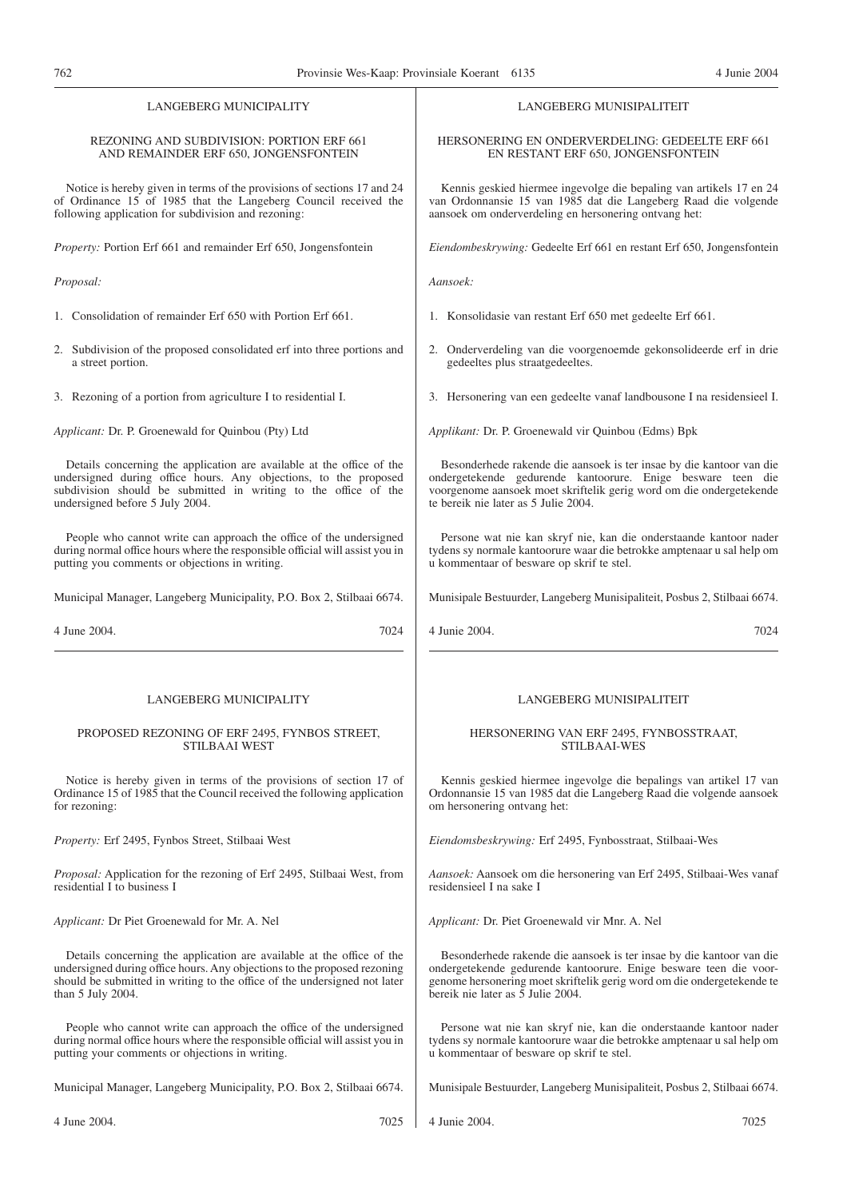LANGEBERG MUNICIPALITY

REZONING AND SUBDIVISION: PORTION ERF 661 AND REMAINDER ERF 650, JONGENSFONTEIN

Notice is hereby given in terms of the provisions of sections 17 and 24 of Ordinance 15 of 1985 that the Langeberg Council received the following application for subdivision and rezoning:

*Property:* Portion Erf 661 and remainder Erf 650, Jongensfontein

*Proposal:*

1. Consolidation of remainder Erf 650 with Portion Erf 661.
2. Subdivision of the proposed consolidated erf into three portions and a street portion.
3. Rezoning of a portion from agriculture I to residential I.

*Applicant:* Dr. P. Groenewald for Quinbou (Pty) Ltd

Details concerning the application are available at the office of the undersigned during office hours. Any objections, to the proposed subdivision should be submitted in writing to the office of the undersigned before 5 July 2004.

People who cannot write can approach the office of the undersigned during normal office hours where the responsible official will assist you in putting you comments or objections in writing.

Municipal Manager, Langeberg Municipality, P.O. Box 2, Stilbaai 6674.

4 June 2004. 7024

---

LANGEBERG MUNISIPALITEIT

HERSONERING EN ONDERVERDELING: GEDEELTE ERF 661 EN RESTANT ERF 650, JONGENSFONTEIN

Kennis geskied hiermee ingevolge die bepaling van artikels 17 en 24 van Ordonnansie 15 van 1985 dat die Langeberg Raad die volgende aansoek om onderverdeling en hersonering ontvang het:

*Eiendombeskrywing:* Gedeelte Erf 661 en restant Erf 650, Jongensfontein

*Aansoek:*

1. Konsolidasie van restant Erf 650 met gedeelte Erf 661.
2. Onderverdeling van die voorgenoemde gekonsolideerde erf in drie gedeeltes plus straatgedeeltes.
3. Hersonering van een gedeelte vanaf landbousone I na residensieel I.

*Applikant:* Dr. P. Groenewald vir Quinbou (Edms) Bpk

Besonderhede rakende die aansoek is ter insae by die kantoor van die ondergetekende gedurende kantoorure. Enige besware teen die voorgenome aansoek moet skriftelik gerig word om die ondergetekende te bereik nie later as 5 Julie 2004.

Persone wat nie kan skryf nie, kan die onderstaande kantoor nader tydens sy normale kantoorure waar die betrokke amptenaar u sal help om u kommentaar of besware op skrif te stel.

Munisipale Bestuurder, Langeberg Munisipaliteit, Posbus 2, Stilbaai 6674.

4 Junie 2004. 7024

---

LANGEBERG MUNICIPALITY

PROPOSED REZONING OF ERF 2495, FYNBOS STREET, STILBAAI WEST

Notice is hereby given in terms of the provisions of section 17 of Ordinance 15 of 1985 that the Council received the following application for rezoning:

*Property:* Erf 2495, Fynbos Street, Stilbaai West

*Proposal:* Application for the rezoning of Erf 2495, Stilbaai West, from residential I to business I

*Applicant:* Dr Piet Groenewald for Mr. A. Nel

Details concerning the application are available at the office of the undersigned during office hours. Any objections to the proposed rezoning should be submitted in writing to the office of the undersigned not later than 5 July 2004.

People who cannot write can approach the office of the undersigned during normal office hours where the responsible official will assist you in putting your comments or objections in writing.

Municipal Manager, Langeberg Municipality, P.O. Box 2, Stilbaai 6674.

4 June 2004. 7025

---

LANGEBERG MUNISIPALITEIT

HERSONERING VAN ERF 2495, FYNBOSSTRAAT, STILBAAI-WES

Kennis geskied hiermee ingevolge die bepalings van artikel 17 van Ordonnansie 15 van 1985 dat die Langeberg Raad die volgende aansoek om hersonering ontvang het:

*Eiendomsbeskrywing:* Erf 2495, Fynbosstraat, Stilbaai-Wes

*Aansoek:* Aansoek om die hersonering van Erf 2495, Stilbaai-Wes vanaf residensieel I na sake I

*Applikant:* Dr. Piet Groenewald vir Mnr. A. Nel

Besonderhede rakende die aansoek is ter insae by die kantoor van die ondergetekende gedurende kantoorure. Enige besware teen die voorgenome hersonering moet skriftelik gerig word om die ondergetekende te bereik nie later as 5 Julie 2004.

Persone wat nie kan skryf nie, kan die onderstaande kantoor nader tydens sy normale kantoorure waar die betrokke amptenaar u sal help om u kommentaar of besware op skrif te stel.

Munisipale Bestuurder, Langeberg Munisipaliteit, Posbus 2, Stilbaai 6674.

4 Junie 2004. 7025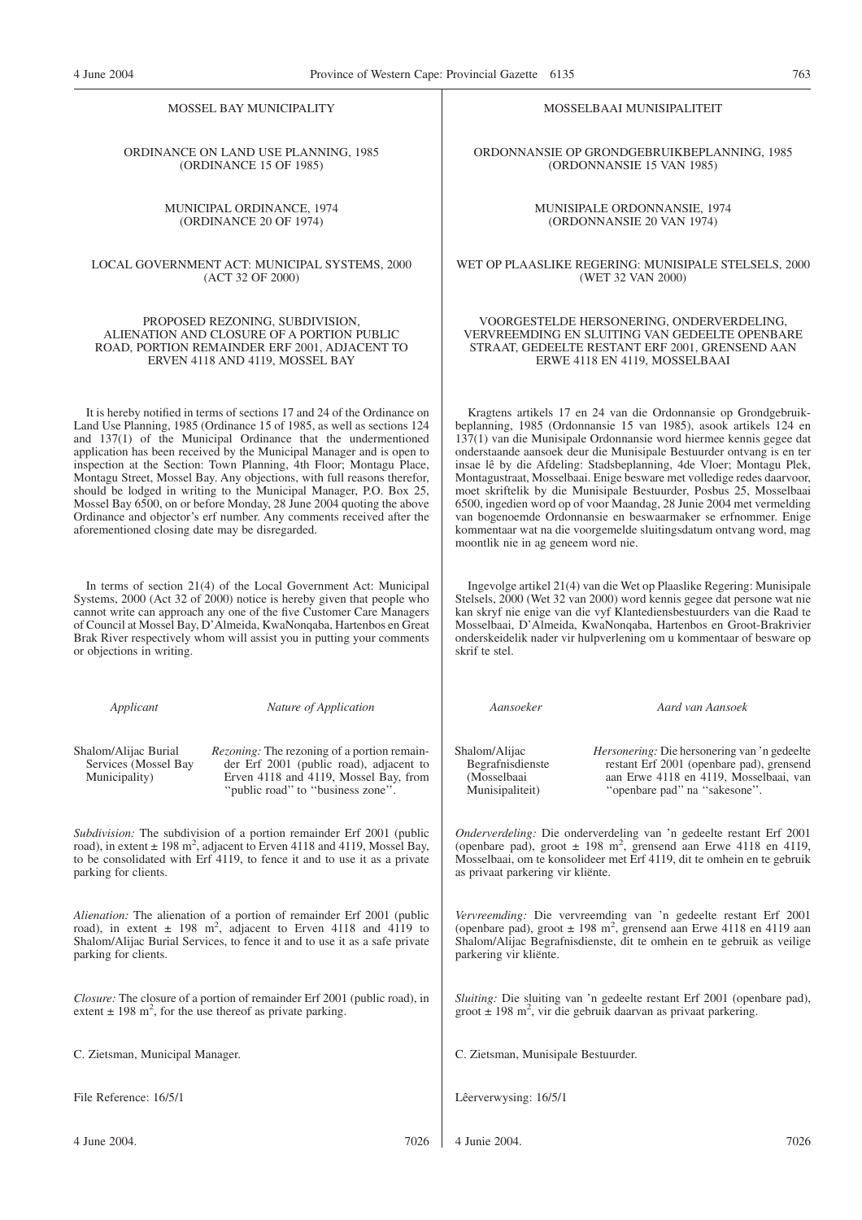## MOSSEL BAY MUNICIPALITY

### ORDINANCE ON LAND USE PLANNING, 1985 (ORDINANCE 15 OF 1985)

### MUNICIPAL ORDINANCE, 1974 (ORDINANCE 20 OF 1974)

### LOCAL GOVERNMENT ACT: MUNICIPAL SYSTEMS, 2000 (ACT 32 OF 2000)

### PROPOSED REZONING, SUBDIVISION, ALIENATION AND CLOSURE OF A PORTION PUBLIC ROAD, PORTION REMAINDER ERF 2001, ADJACENT TO ERVEN 4118 AND 4119, MOSSEL BAY

It is hereby notified in terms of sections 17 and 24 of the Ordinance on Land Use Planning, 1985 (Ordinance 15 of 1985, as well as sections 124 and 137(1) of the Municipal Ordinance that the undermentioned application has been received by the Municipal Manager and is open to inspection at the Section: Town Planning, 4th Floor; Montagu Place, Montagu Street, Mossel Bay. Any objections, with full reasons therefor, should be lodged in writing to the Municipal Manager, P.O. Box 25, Mossel Bay 6500, on or before Monday, 28 June 2004 quoting the above Ordinance and objector's erf number. Any comments received after the aforementioned closing date may be disregarded.

In terms of section 21(4) of the Local Government Act: Municipal Systems, 2000 (Act 32 of 2000) notice is hereby given that people who cannot write can approach any one of the five Customer Care Managers of Council at Mossel Bay, D'Almeida, KwaNonqaba, Hartenbos en Great Brak River respectively whom will assist you in putting your comments or objections in writing.

| *Applicant* | *Nature of Application* |
|---|---|
| Shalom/Alijac Burial Services (Mossel Bay Municipality) | *Rezoning:* The rezoning of a portion remainder Erf 2001 (public road), adjacent to Erven 4118 and 4119, Mossel Bay, from "public road" to "business zone". |

*Subdivision:* The subdivision of a portion remainder Erf 2001 (public road), in extent ± 198 $m^2$, adjacent to Erven 4118 and 4119, Mossel Bay, to be consolidated with Erf 4119, to fence it and to use it as a private parking for clients.

*Alienation:* The alienation of a portion of remainder Erf 2001 (public road), in extent ± 198 $m^2$, adjacent to Erven 4118 and 4119 to Shalom/Alijac Burial Services, to fence it and to use it as a safe private parking for clients.

*Closure:* The closure of a portion of remainder Erf 2001 (public road), in extent ± 198 $m^2$, for the use thereof as private parking.

C. Zietsman, Municipal Manager.

File Reference: 16/5/1

4 June 2004. 7026

## MOSSELBAAI MUNISIPALITEIT

### ORDONNANSIE OP GRONDGEBRUIKBEPLANNING, 1985 (ORDONNANSIE 15 VAN 1985)

### MUNISIPALE ORDONNANSIE, 1974 (ORDONNANSIE 20 VAN 1974)

### WET OP PLAASLIKE REGERING: MUNISIPALE STELSELS, 2000 (WET 32 VAN 2000)

### VOORGESTELDE HERSONERING, ONDERVERDELING, VERVREEMDING EN SLUITING VAN GEDEELTE OPENBARE STRAAT, GEDEELTE RESTANT ERF 2001, GRENSEND AAN ERWE 4118 EN 4119, MOSSELBAAI

Kragtens artikels 17 en 24 van die Ordonnansie op Grondgebruikbeplanning, 1985 (Ordonnansie 15 van 1985), asook artikels 124 en 137(1) van die Munisipale Ordonnansie word hiermee kennis gegee dat onderstaande aansoek deur die Munisipale Bestuurder ontvang is en ter insae lê by die Afdeling: Stadsbeplanning, 4de Vloer; Montagu Plek, Montagustraat, Mosselbaai. Enige besware met volledige redes daarvoor, moet skriftelik by die Munisipale Bestuurder, Posbus 25, Mosselbaai 6500, ingedien word op of voor Maandag, 28 Junie 2004 met vermelding van bogenoemde Ordonnansie en beswaarmaker se erfnommer. Enige kommentaar wat na die voorgemelde sluitingsdatum ontvang word, mag moontlik nie in ag geneem word nie.

Ingevolge artikel 21(4) van die Wet op Plaaslike Regering: Munisipale Stelsels, 2000 (Wet 32 van 2000) word kennis gegee dat persone wat nie kan skryf nie enige van die vyf Klantediensbestuurders van die Raad te Mosselbaai, D'Almeida, KwaNonqaba, Hartenbos en Groot-Brakrivier onderskeidelik nader vir hulpverlening om u kommentaar of besware op skrif te stel.

| *Aansoeker* | *Aard van Aansoek* |
|---|---|
| Shalom/Alijac Begrafnisdienste (Mosselbaai Munisipaliteit) | *Hersonering:* Die hersonering van 'n gedeelte restant Erf 2001 (openbare pad), grensend aan Erwe 4118 en 4119, Mosselbaai, van "openbare pad" na "sakesone". |

*Onderverdeling:* Die onderverdeling van 'n gedeelte restant Erf 2001 (openbare pad), groot ± 198 $m^2$, grensend aan Erwe 4118 en 4119, Mosselbaai, om te konsolideer met Erf 4119, dit te omhein en te gebruik as privaat parkering vir kliënte.

*Vervreemding:* Die vervreemding van 'n gedeelte restant Erf 2001 (openbare pad), groot ± 198 $m^2$, grensend aan Erwe 4118 en 4119 aan Shalom/Alijac Begrafnisdienste, dit te omhein en te gebruik as veilige parkering vir kliënte.

*Sluiting:* Die sluiting van 'n gedeelte restant Erf 2001 (openbare pad), groot ± 198 $m^2$, vir die gebruik daarvan as privaat parkering.

C. Zietsman, Munisipale Bestuurder.

Lêerverwysing: 16/5/1

4 Junie 2004. 7026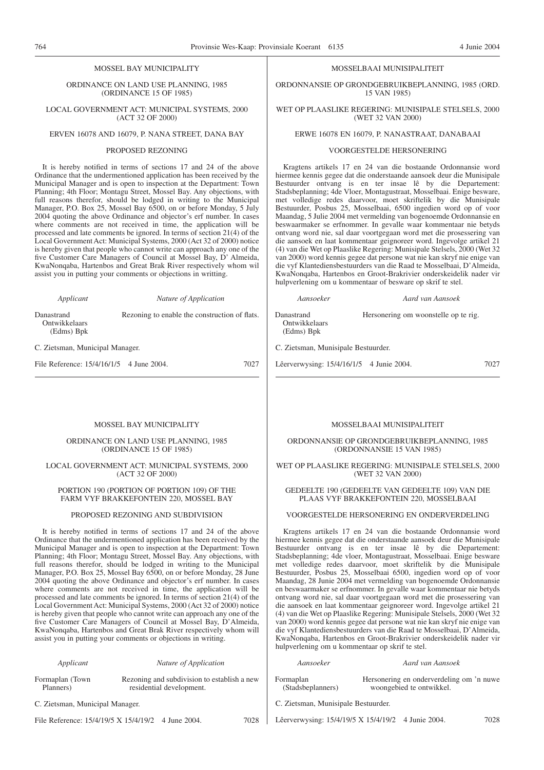MOSSEL BAY MUNICIPALITY

ORDINANCE ON LAND USE PLANNING, 1985 (ORDINANCE 15 OF 1985)

LOCAL GOVERNMENT ACT: MUNICIPAL SYSTEMS, 2000 (ACT 32 OF 2000)

ERVEN 16078 AND 16079, P. NANA STREET, DANA BAY

PROPOSED REZONING

It is hereby notified in terms of sections 17 and 24 of the above Ordinance that the undermentioned application has been received by the Municipal Manager and is open to inspection at the Department: Town Planning; 4th Floor; Montagu Street, Mossel Bay. Any objections, with full reasons therefor, should be lodged in writing to the Municipal Manager, P.O. Box 25, Mossel Bay 6500, on or before Monday, 5 July 2004 quoting the above Ordinance and objector's erf number. In cases where comments are not received in time, the application will be processed and late comments be ignored. In terms of section 21(4) of the Local Government Act: Municipal Systems, 2000 (Act 32 of 2000) notice is hereby given that people who cannot write can approach any one of the five Customer Care Managers of Council at Mossel Bay, D' Almeida, KwaNonqaba, Hartenbos and Great Brak River respectively whom wil assist you in putting your comments or objections in writting.

| *Applicant* | *Nature of Application* |
|---|---|
| Danastrand Ontwikkelaars (Edms) Bpk | Rezoning to enable the construction of flats. |

C. Zietsman, Municipal Manager.

File Reference: 15/4/16/1/5 4 June 2004. 7027

---

MOSSELBAAI MUNISIPALITEIT

ORDONNANSIE OP GRONDGEBRUIKBEPLANNING, 1985 (ORD. 15 VAN 1985)

WET OP PLAASLIKE REGERING: MUNISIPALE STELSELS, 2000 (WET 32 VAN 2000)

ERWE 16078 EN 16079, P. NANASTRAAT, DANABAAI

VOORGESTELDE HERSONERING

Kragtens artikels 17 en 24 van die bostaande Ordonnansie word hiermee kennis gegee dat die onderstaande aansoek deur die Munisipale Bestuurder ontvang is en ter insae lê by die Departement: Stadsbeplanning; 4de Vloer, Montagustraat, Mosselbaai. Enige besware, met volledige redes daarvoor, moet skriftelik by die Munisipale Bestuurder, Posbus 25, Mosselbaai, 6500 ingedien word op of voor Maandag, 5 Julie 2004 met vermelding van bogenoemde Ordonnansie en beswaarmaker se erfnommer. In gevalle waar kommentaar nie betyds ontvang word nie, sal daar voortgegaan word met die prosessering van die aansoek en laat kommentaar geïgnoreer word. Ingevolge artikel 21 (4) van die Wet op Plaaslike Regering: Munisipale Stelsels, 2000 (Wet 32 van 2000) word kennis gegee dat persone wat nie kan skryf nie enige van die vyf Klantediensbestuurders van die Raad te Mosselbaai, D'Almeida, KwaNonqaba, Hartenbos en Groot-Brakrivier onderskeidelik nader vir hulpverlening om u kommentaar of besware op skrif te stel.

| *Aansoeker* | *Aard van Aansoek* |
|---|---|
| Danastrand Ontwikkelaars (Edms) Bpk | Hersonering om woonstelle op te rig. |

C. Zietsman, Munisipale Bestuurder.

Lêerverwysing: 15/4/16/1/5 4 Junie 2004. 7027

---

MOSSEL BAY MUNICIPALITY

ORDINANCE ON LAND USE PLANNING, 1985 (ORDINANCE 15 OF 1985)

LOCAL GOVERNMENT ACT: MUNICIPAL SYSTEMS, 2000 (ACT 32 OF 2000)

PORTION 190 (PORTION OF PORTION 109) OF THE FARM VYF BRAKKEFONTEIN 220, MOSSEL BAY

PROPOSED REZONING AND SUBDIVISION

It is hereby notified in terms of sections 17 and 24 of the above Ordinance that the undermentioned application has been received by the Municipal Manager and is open to inspection at the Department: Town Planning; 4th Floor; Montagu Street, Mossel Bay. Any objections, with full reasons therefor, should be lodged in writing to the Municipal Manager, P.O. Box 25, Mossel Bay 6500, on or before Monday, 28 June 2004 quoting the above Ordinance and objector's erf number. In cases where comments are not received in time, the application will be processed and late comments be ignored. In terms of section 21(4) of the Local Government Act: Municipal Systems, 2000 (Act 32 of 2000) notice is hereby given that people who cannot write can approach any one of the five Customer Care Managers of Council at Mossel Bay, D'Almeida, KwaNonqaba, Hartenbos and Great Brak River respectively whom will assist you in putting your comments or objections in writing.

| *Applicant* | *Nature of Application* |
|---|---|
| Formaplan (Town Planners) | Rezoning and subdivision to establish a new residential development. |

C. Zietsman, Municipal Manager.

File Reference: 15/4/19/5 X 15/4/19/2 4 June 2004. 7028

---

MOSSELBAAI MUNISIPALITEIT

ORDONNANSIE OP GRONDGEBRUIKBEPLANNING, 1985 (ORDONNANSIE 15 VAN 1985)

WET OP PLAASLIKE REGERING: MUNISIPALE STELSELS, 2000 (WET 32 VAN 2000)

GEDEELTE 190 (GEDEELTE VAN GEDEELTE 109) VAN DIE PLAAS VYF BRAKKEFONTEIN 220, MOSSELBAAI

VOORGESTELDE HERSONERING EN ONDERVERDELING

Kragtens artikels 17 en 24 van die bostaande Ordonnansie word hiermee kennis gegee dat die onderstaande aansoek deur die Munisipale Bestuurder ontvang is en ter insae lê by die Departement: Stadsbeplanning; 4de vloer, Montagustraat, Mosselbaai. Enige besware met volledige redes daarvoor, moet skriftelik by die Munisipale Bestuurder, Posbus 25, Mosselbaai 6500, ingedien word op of voor Maandag, 28 Junie 2004 met vermelding van bogenoemde Ordonnansie en beswaarmaker se erfnommer. In gevalle waar kommentaar nie betyds ontvang word nie, sal daar voortgegaan word met die prosessering van die aansoek en laat kommentaar geïgnoreer word. Ingevolge artikel 21 (4) van die Wet op Plaaslike Regering: Munisipale Stelsels, 2000 (Wet 32 van 2000) word kennis gegee dat persone wat nie kan skryf nie enige van die vyf Klantediensbestuurders van die Raad te Mosselbaai, D'Almeida, KwaNonqaba, Hartenbos en Groot-Brakrivier onderskeidelik nader vir hulpverlening om u kommentaar op skrif te stel.

| *Aansoeker* | *Aard van Aansoek* |
|---|---|
| Formaplan (Stadsbeplanners) | Hersonering en onderverdeling om 'n nuwe woongebied te ontwikkel. |

C. Zietsman, Munisipale Bestuurder.

Lêerverwysing: 15/4/19/5 X 15/4/19/2 4 Junie 2004. 7028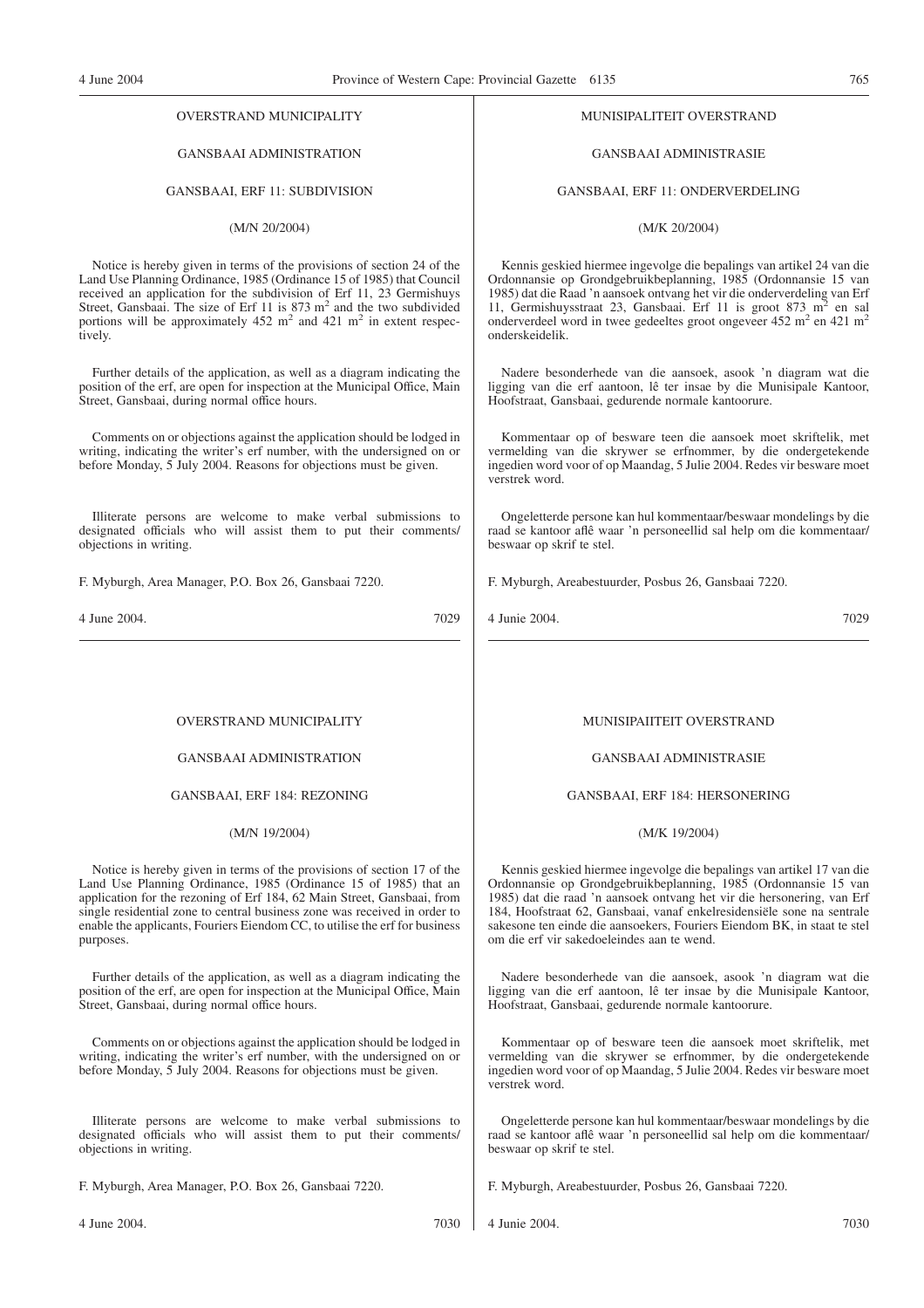OVERSTRAND MUNICIPALITY

GANSBAAI ADMINISTRATION

GANSBAAI, ERF 11: SUBDIVISION

(M/N 20/2004)

Notice is hereby given in terms of the provisions of section 24 of the Land Use Planning Ordinance, 1985 (Ordinance 15 of 1985) that Council received an application for the subdivision of Erf 11, 23 Germishuys Street, Gansbaai. The size of Erf 11 is 873 $m^2$ and the two subdivided portions will be approximately 452 $m^2$ and 421 $m^2$ in extent respectively.

Further details of the application, as well as a diagram indicating the position of the erf, are open for inspection at the Municipal Office, Main Street, Gansbaai, during normal office hours.

Comments on or objections against the application should be lodged in writing, indicating the writer's erf number, with the undersigned on or before Monday, 5 July 2004. Reasons for objections must be given.

Illiterate persons are welcome to make verbal submissions to designated officials who will assist them to put their comments/objections in writing.

F. Myburgh, Area Manager, P.O. Box 26, Gansbaai 7220.

4 June 2004. 7029

---

MUNISIPALITEIT OVERSTRAND

GANSBAAI ADMINISTRASIE

GANSBAAI, ERF 11: ONDERVERDELING

(M/K 20/2004)

Kennis geskied hiermee ingevolge die bepalings van artikel 24 van die Ordonnansie op Grondgebruikbeplanning, 1985 (Ordonnansie 15 van 1985) dat die Raad 'n aansoek ontvang het vir die onderverdeling van Erf 11, Germishuysstraat 23, Gansbaai. Erf 11 is groot 873 $m^2$ en sal onderverdeel word in twee gedeeltes groot ongeveer 452 $m^2$ en 421 $m^2$ onderskeidelik.

Nadere besonderhede van die aansoek, asook 'n diagram wat die ligging van die erf aantoon, lê ter insae by die Munisipale Kantoor, Hoofstraat, Gansbaai, gedurende normale kantoorure.

Kommentaar op of besware teen die aansoek moet skriftelik, met vermelding van die skrywer se erfnommer, by die ondergetekende ingedien word voor of op Maandag, 5 Julie 2004. Redes vir besware moet verstrek word.

Ongeletterde persone kan hul kommentaar/beswaar mondelings by die raad se kantoor aflê waar 'n personeellid sal help om die kommentaar/beswaar op skrif te stel.

F. Myburgh, Areabestuurder, Posbus 26, Gansbaai 7220.

4 Junie 2004. 7029

---

OVERSTRAND MUNICIPALITY

GANSBAAI ADMINISTRATION

GANSBAAI, ERF 184: REZONING

(M/N 19/2004)

Notice is hereby given in terms of the provisions of section 17 of the Land Use Planning Ordinance, 1985 (Ordinance 15 of 1985) that an application for the rezoning of Erf 184, 62 Main Street, Gansbaai, from single residential zone to central business zone was received in order to enable the applicants, Fouriers Eiendom CC, to utilise the erf for business purposes.

Further details of the application, as well as a diagram indicating the position of the erf, are open for inspection at the Municipal Office, Main Street, Gansbaai, during normal office hours.

Comments on or objections against the application should be lodged in writing, indicating the writer's erf number, with the undersigned on or before Monday, 5 July 2004. Reasons for objections must be given.

Illiterate persons are welcome to make verbal submissions to designated officials who will assist them to put their comments/objections in writing.

F. Myburgh, Area Manager, P.O. Box 26, Gansbaai 7220.

4 June 2004. 7030

---

MUNISIPAIITEIT OVERSTRAND

GANSBAAI ADMINISTRASIE

GANSBAAI, ERF 184: HERSONERING

(M/K 19/2004)

Kennis geskied hiermee ingevolge die bepalings van artikel 17 van die Ordonnansie op Grondgebruikbeplanning, 1985 (Ordonnansie 15 van 1985) dat die raad 'n aansoek ontvang het vir die hersonering, van Erf 184, Hoofstraat 62, Gansbaai, vanaf enkelresidensiële sone na sentrale sakesone ten einde die aansoekers, Fouriers Eiendom BK, in staat te stel om die erf vir sakedoeleindes aan te wend.

Nadere besonderhede van die aansoek, asook 'n diagram wat die ligging van die erf aantoon, lê ter insae by die Munisipale Kantoor, Hoofstraat, Gansbaai, gedurende normale kantoorure.

Kommentaar op of besware teen die aansoek moet skriftelik, met vermelding van die skrywer se erfnommer, by die ondergetekende ingedien word voor of op Maandag, 5 Julie 2004. Redes vir besware moet verstrek word.

Ongeletterde persone kan hul kommentaar/beswaar mondelings by die raad se kantoor aflê waar 'n personeellid sal help om die kommentaar/beswaar op skrif te stel.

F. Myburgh, Areabestuurder, Posbus 26, Gansbaai 7220.

4 Junie 2004. 7030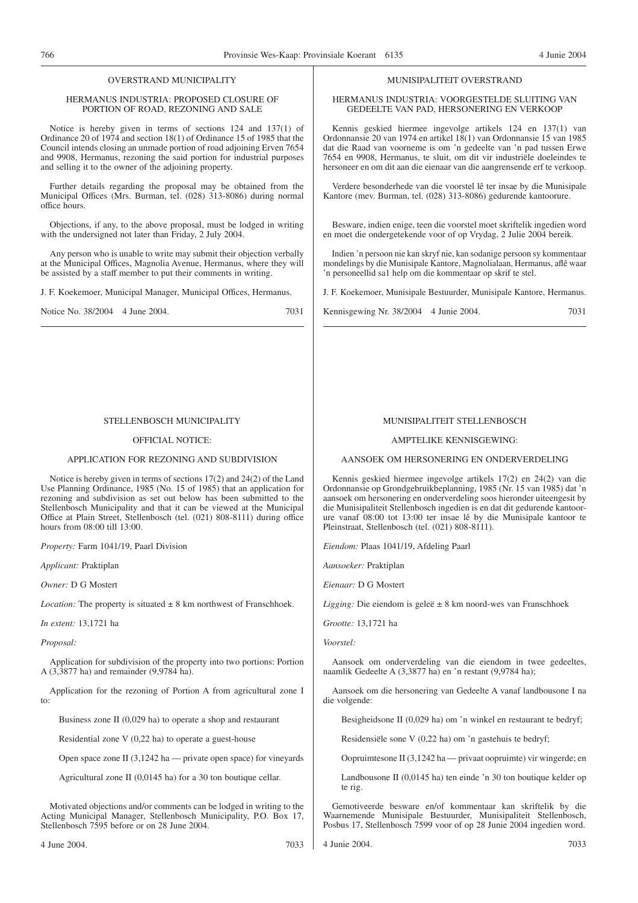## OVERSTRAND MUNICIPALITY

### HERMANUS INDUSTRIA: PROPOSED CLOSURE OF PORTION OF ROAD, REZONING AND SALE

Notice is hereby given in terms of sections 124 and 137(1) of Ordinance 20 of 1974 and section 18(1) of Ordinance 15 of 1985 that the Council intends closing an unmade portion of road adjoining Erven 7654 and 9908, Hermanus, rezoning the said portion for industrial purposes and selling it to the owner of the adjoining property.

Further details regarding the proposal may be obtained from the Municipal Offices (Mrs. Burman, tel. (028) 313-8086) during normal office hours.

Objections, if any, to the above proposal, must be lodged in writing with the undersigned not later than Friday, 2 July 2004.

Any person who is unable to write may submit their objection verbally at the Municipal Offices, Magnolia Avenue, Hermanus, where they will be assisted by a staff member to put their comments in writing.

J. F. Koekemoer, Municipal Manager, Municipal Offices, Hermanus.

Notice No. 38/2004 4 June 2004. 7031

## MUNISIPALITEIT OVERSTRAND

### HERMANUS INDUSTRIA: VOORGESTELDE SLUITING VAN GEDEELTE VAN PAD, HERSONERING EN VERKOOP

Kennis geskied hiermee ingevolge artikels 124 en 137(1) van Ordonnansie 20 van 1974 en artikel 18(1) van Ordonnansie 15 van 1985 dat die Raad van voorneme is om 'n gedeelte van 'n pad tussen Erwe 7654 en 9908, Hermanus, te sluit, om dit vir industriële doeleindes te hersoneer en om dit aan die eienaar van die aangrensende erf te verkoop.

Verdere besonderhede van die voorstel lê ter insae by die Munisipale Kantore (mev. Burman, tel. (028) 313-8086) gedurende kantoorure.

Besware, indien enige, teen die voorstel moet skriftelik ingedien word en moet die ondergetekende voor of op Vrydag, 2 Julie 2004 bereik.

Indien 'n persoon nie kan skryf nie, kan sodanige persoon sy kommentaar mondelings by die Munisipale Kantore, Magnolialaan, Hermanus, aflê waar 'n personeellid sa1 help om die kommentaar op skrif te stel.

J. F. Koekemoer, Munisipale Bestuurder, Munisipale Kantore, Hermanus.

Kennisgewing Nr. 38/2004 4 Junie 2004. 7031

## STELLENBOSCH MUNICIPALITY

### OFFICIAL NOTICE:

### APPLICATION FOR REZONING AND SUBDIVISION

Notice is hereby given in terms of sections 17(2) and 24(2) of the Land Use Planning Ordinance, 1985 (No. 15 of 1985) that an application for rezoning and subdivision as set out below has been submitted to the Stellenbosch Municipality and that it can be viewed at the Municipal Office at Plain Street, Stellenbosch (tel. (021) 808-8111) during office hours from 08:00 till 13:00.

*Property:* Farm 1041/19, Paarl Division

*Applicant:* Praktiplan

*Owner:* D G Mostert

*Location:* The property is situated ± 8 km northwest of Franschhoek.

*In extent:* 13,1721 ha

*Proposal:*

Application for subdivision of the property into two portions: Portion A (3,3877 ha) and remainder (9,9784 ha).

Application for the rezoning of Portion A from agricultural zone I to:

Business zone II (0,029 ha) to operate a shop and restaurant

Residential zone V (0,22 ha) to operate a guest-house

Open space zone II (3,1242 ha — private open space) for vineyards

Agricultural zone II (0,0145 ha) for a 30 ton boutique cellar.

Motivated objections and/or comments can be lodged in writing to the Acting Municipal Manager, Stellenbosch Municipality, P.O. Box 17, Stellenbosch 7595 before or on 28 June 2004.

4 June 2004. 7033

## MUNISIPALITEIT STELLENBOSCH

### AMPTELIKE KENNISGEWING:

### AANSOEK OM HERSONERING EN ONDERVERDELING

Kennis geskied hiermee ingevolge artikels 17(2) en 24(2) van die Ordonnansie op Grondgebruikbeplanning, 1985 (Nr. 15 van 1985) dat 'n aansoek om hersonering en onderverdeling soos hieronder uiteengesit by die Munisipaliteit Stellenbosch ingedien is en dat dit gedurende kantoorure vanaf 08:00 tot 13:00 ter insae lê by die Munisipale kantoor te Pleinstraat, Stellenbosch (tel. (021) 808-8111).

*Eiendom:* Plaas 1041/19, Afdeling Paarl

*Aansoeker:* Praktiplan

*Eienaar:* D G Mostert

*Ligging:* Die eiendom is geleë ± 8 km noord-wes van Franschhoek

*Grootte:* 13,1721 ha

*Voorstel:*

Aansoek om onderverdeling van die eiendom in twee gedeeltes, naamlik Gedeelte A (3,3877 ha) en 'n restant (9,9784 ha);

Aansoek om die hersonering van Gedeelte A vanaf landbousone I na die volgende:

Besigheidsone II (0,029 ha) om 'n winkel en restaurant te bedryf;

Residensiële sone V (0,22 ha) om 'n gastehuis te bedryf;

Oopruimtesone II (3,1242 ha — privaat oopruimte) vir wingerde; en

Landbousone II (0,0145 ha) ten einde 'n 30 ton boutique kelder op te rig.

Gemotiveerde besware en/of kommentaar kan skriftelik by die Waarnemende Munisipale Bestuurder, Munisipaliteit Stellenbosch, Posbus 17, Stellenbosch 7599 voor of op 28 Junie 2004 ingedien word.

4 Junie 2004. 7033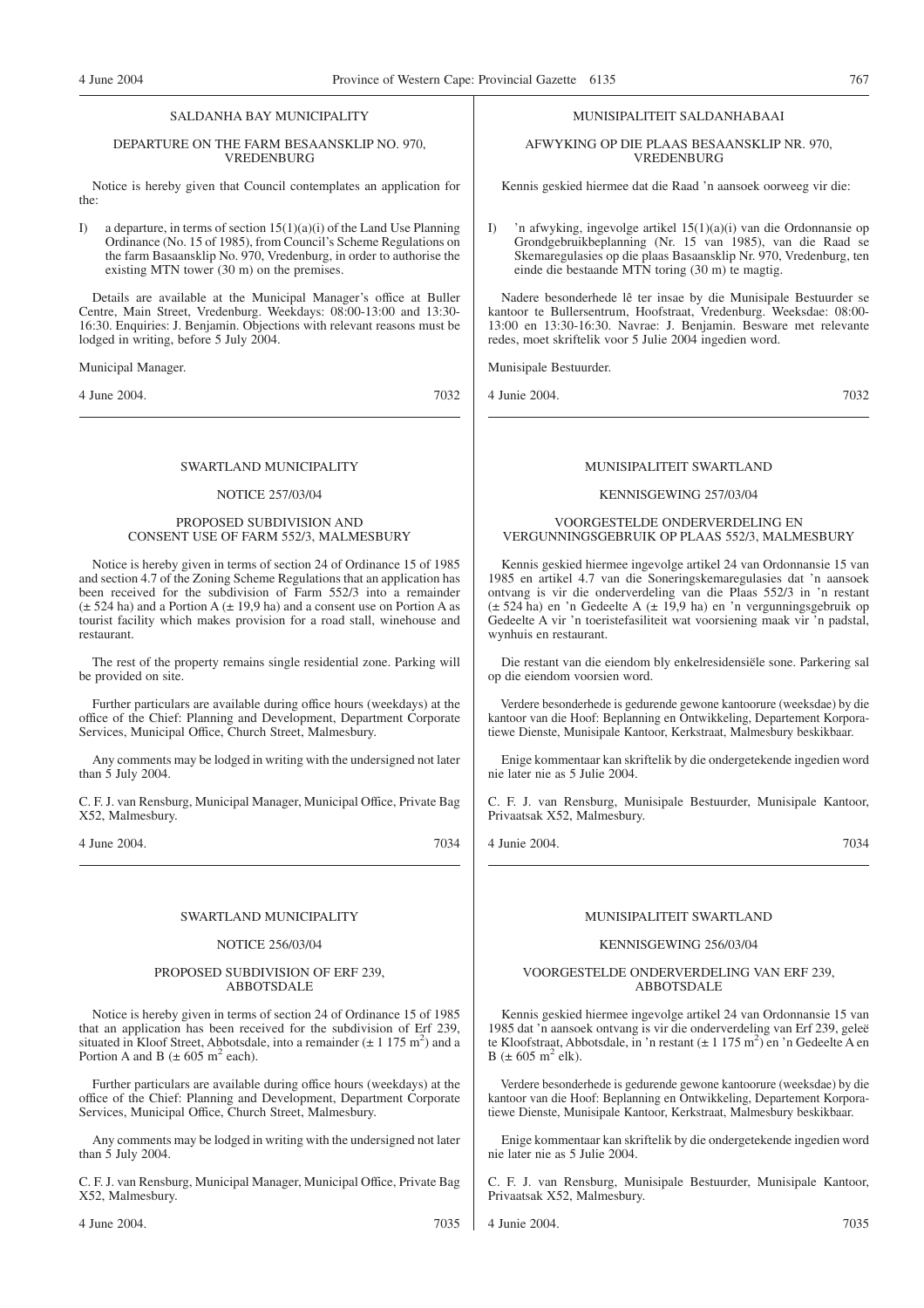## SALDANHA BAY MUNICIPALITY

### DEPARTURE ON THE FARM BESAANSKLIP NO. 970, VREDENBURG

Notice is hereby given that Council contemplates an application for the:

I) a departure, in terms of section 15(1)(a)(i) of the Land Use Planning Ordinance (No. 15 of 1985), from Council's Scheme Regulations on the farm Basaansklip No. 970, Vredenburg, in order to authorise the existing MTN tower (30 m) on the premises.

Details are available at the Municipal Manager's office at Buller Centre, Main Street, Vredenburg. Weekdays: 08:00-13:00 and 13:30-16:30. Enquiries: J. Benjamin. Objections with relevant reasons must be lodged in writing, before 5 July 2004.

Municipal Manager.

4 June 2004. 7032

## MUNISIPALITEIT SALDANHABAAI

### AFWYKING OP DIE PLAAS BESAANSKLIP NR. 970, VREDENBURG

Kennis geskied hiermee dat die Raad 'n aansoek oorweeg vir die:

I) 'n afwyking, ingevolge artikel 15(1)(a)(i) van die Ordonnansie op Grondgebruikbeplanning (Nr. 15 van 1985), van die Raad se Skemaregulasies op die plaas Basaansklip Nr. 970, Vredenburg, ten einde die bestaande MTN toring (30 m) te magtig.

Nadere besonderhede lê ter insae by die Munisipale Bestuurder se kantoor te Bullersentrum, Hoofstraat, Vredenburg. Weeksdae: 08:00-13:00 en 13:30-16:30. Navrae: J. Benjamin. Besware met relevante redes, moet skriftelik voor 5 Julie 2004 ingedien word.

Munisipale Bestuurder.

4 Junie 2004. 7032

## SWARTLAND MUNICIPALITY

### NOTICE 257/03/04

### PROPOSED SUBDIVISION AND CONSENT USE OF FARM 552/3, MALMESBURY

Notice is hereby given in terms of section 24 of Ordinance 15 of 1985 and section 4.7 of the Zoning Scheme Regulations that an application has been received for the subdivision of Farm 552/3 into a remainder (± 524 ha) and a Portion A (± 19,9 ha) and a consent use on Portion A as tourist facility which makes provision for a road stall, winehouse and restaurant.

The rest of the property remains single residential zone. Parking will be provided on site.

Further particulars are available during office hours (weekdays) at the office of the Chief: Planning and Development, Department Corporate Services, Municipal Office, Church Street, Malmesbury.

Any comments may be lodged in writing with the undersigned not later than 5 July 2004.

C. F. J. van Rensburg, Municipal Manager, Municipal Office, Private Bag X52, Malmesbury.

4 June 2004. 7034

## MUNISIPALITEIT SWARTLAND

### KENNISGEWING 257/03/04

### VOORGESTELDE ONDERVERDELING EN VERGUNNINGSGEBRUIK OP PLAAS 552/3, MALMESBURY

Kennis geskied hiermee ingevolge artikel 24 van Ordonnansie 15 van 1985 en artikel 4.7 van die Soneringskemaregulasies dat 'n aansoek ontvang is vir die onderverdeling van die Plaas 552/3 in 'n restant (± 524 ha) en 'n Gedeelte A (± 19,9 ha) en 'n vergunningsgebruik op Gedeelte A vir 'n toeristefasiliteit wat voorsiening maak vir 'n padstal, wynhuis en restaurant.

Die restant van die eiendom bly enkelresidensiële sone. Parkering sal op die eiendom voorsien word.

Verdere besonderhede is gedurende gewone kantoorure (weeksdae) by die kantoor van die Hoof: Beplanning en Ontwikkeling, Departement Korporatiewe Dienste, Munisipale Kantoor, Kerkstraat, Malmesbury beskikbaar.

Enige kommentaar kan skriftelik by die ondergetekende ingedien word nie later nie as 5 Julie 2004.

C. F. J. van Rensburg, Munisipale Bestuurder, Munisipale Kantoor, Privaatsak X52, Malmesbury.

4 Junie 2004. 7034

## SWARTLAND MUNICIPALITY

### NOTICE 256/03/04

### PROPOSED SUBDIVISION OF ERF 239, ABBOTSDALE

Notice is hereby given in terms of section 24 of Ordinance 15 of 1985 that an application has been received for the subdivision of Erf 239, situated in Kloof Street, Abbotsdale, into a remainder (± 1 175 $m^2$) and a Portion A and B (± 605 $m^2$ each).

Further particulars are available during office hours (weekdays) at the office of the Chief: Planning and Development, Department Corporate Services, Municipal Office, Church Street, Malmesbury.

Any comments may be lodged in writing with the undersigned not later than 5 July 2004.

C. F. J. van Rensburg, Municipal Manager, Municipal Office, Private Bag X52, Malmesbury.

4 June 2004. 7035

## MUNISIPALITEIT SWARTLAND

### KENNISGEWING 256/03/04

### VOORGESTELDE ONDERVERDELING VAN ERF 239, ABBOTSDALE

Kennis geskied hiermee ingevolge artikel 24 van Ordonnansie 15 van 1985 dat 'n aansoek ontvang is vir die onderverdeling van Erf 239, geleë te Kloofstraat, Abbotsdale, in 'n restant (± 1 175 $m^2$) en 'n Gedeelte A en B (± 605 $m^2$ elk).

Verdere besonderhede is gedurende gewone kantoorure (weeksdae) by die kantoor van die Hoof: Beplanning en Ontwikkeling, Departement Korporatiewe Dienste, Munisipale Kantoor, Kerkstraat, Malmesbury beskikbaar.

Enige kommentaar kan skriftelik by die ondergetekende ingedien word nie later nie as 5 Julie 2004.

C. F. J. van Rensburg, Munisipale Bestuurder, Munisipale Kantoor, Privaatsak X52, Malmesbury.

4 Junie 2004. 7035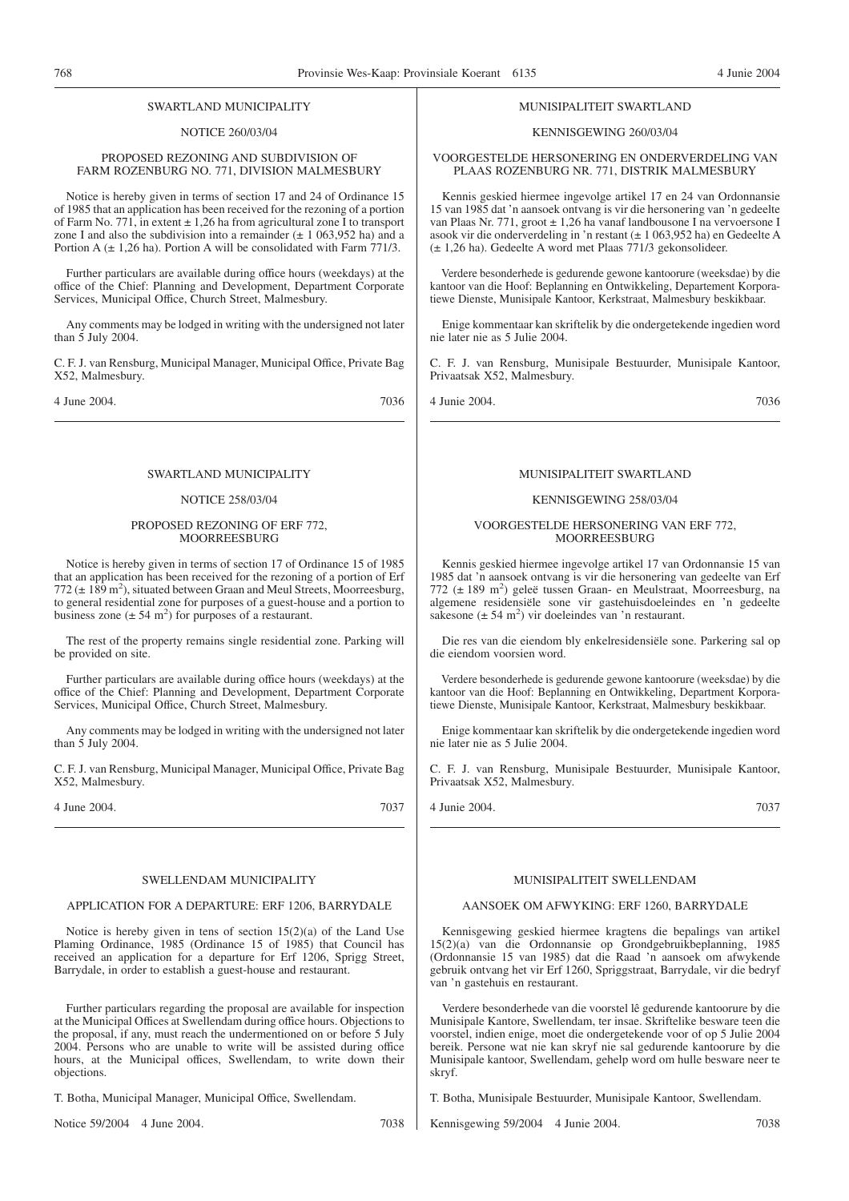## SWARTLAND MUNICIPALITY

### NOTICE 260/03/04

#### PROPOSED REZONING AND SUBDIVISION OF FARM ROZENBURG NO. 771, DIVISION MALMESBURY

Notice is hereby given in terms of section 17 and 24 of Ordinance 15 of 1985 that an application has been received for the rezoning of a portion of Farm No. 771, in extent ± 1,26 ha from agricultural zone I to transport zone I and also the subdivision into a remainder (± 1 063,952 ha) and a Portion A (± 1,26 ha). Portion A will be consolidated with Farm 771/3.

Further particulars are available during office hours (weekdays) at the office of the Chief: Planning and Development, Department Corporate Services, Municipal Office, Church Street, Malmesbury.

Any comments may be lodged in writing with the undersigned not later than 5 July 2004.

C. F. J. van Rensburg, Municipal Manager, Municipal Office, Private Bag X52, Malmesbury.

4 June 2004. 7036

## MUNISIPALITEIT SWARTLAND

### KENNISGEWING 260/03/04

#### VOORGESTELDE HERSONERING EN ONDERVERDELING VAN PLAAS ROZENBURG NR. 771, DISTRIK MALMESBURY

Kennis geskied hiermee ingevolge artikel 17 en 24 van Ordonnansie 15 van 1985 dat 'n aansoek ontvang is vir die hersonering van 'n gedeelte van Plaas Nr. 771, groot ± 1,26 ha vanaf landbousone I na vervoersone I asook vir die onderverdeling in 'n restant (± 1 063,952 ha) en Gedeelte A (± 1,26 ha). Gedeelte A word met Plaas 771/3 gekonsolideer.

Verdere besonderhede is gedurende gewone kantoorure (weeksdae) by die kantoor van die Hoof: Beplanning en Ontwikkeling, Departement Korporatiewe Dienste, Munisipale Kantoor, Kerkstraat, Malmesbury beskikbaar.

Enige kommentaar kan skriftelik by die ondergetekende ingedien word nie later nie as 5 Julie 2004.

C. F. J. van Rensburg, Munisipale Bestuurder, Munisipale Kantoor, Privaatsak X52, Malmesbury.

4 Junie 2004. 7036

## SWARTLAND MUNICIPALITY

### NOTICE 258/03/04

#### PROPOSED REZONING OF ERF 772, MOORREESBURG

Notice is hereby given in terms of section 17 of Ordinance 15 of 1985 that an application has been received for the rezoning of a portion of Erf 772 (± 189 m$^2$), situated between Graan and Meul Streets, Moorreesburg, to general residential zone for purposes of a guest-house and a portion to business zone (± 54 m$^2$) for purposes of a restaurant.

The rest of the property remains single residential zone. Parking will be provided on site.

Further particulars are available during office hours (weekdays) at the office of the Chief: Planning and Development, Department Corporate Services, Municipal Office, Church Street, Malmesbury.

Any comments may be lodged in writing with the undersigned not later than 5 July 2004.

C. F. J. van Rensburg, Municipal Manager, Municipal Office, Private Bag X52, Malmesbury.

4 June 2004. 7037

## MUNISIPALITEIT SWARTLAND

### KENNISGEWING 258/03/04

#### VOORGESTELDE HERSONERING VAN ERF 772, MOORREESBURG

Kennis geskied hiermee ingevolge artikel 17 van Ordonnansie 15 van 1985 dat 'n aansoek ontvang is vir die hersonering van gedeelte van Erf 772 (± 189 m$^2$) geleë tussen Graan- en Meulstraat, Moorreesburg, na algemene residensiële sone vir gastehuisdoeleindes en 'n gedeelte sakesone (± 54 m$^2$) vir doeleindes van 'n restaurant.

Die res van die eiendom bly enkelresidensiële sone. Parkering sal op die eiendom voorsien word.

Verdere besonderhede is gedurende gewone kantoorure (weeksdae) by die kantoor van die Hoof: Beplanning en Ontwikkeling, Department Korporatiewe Dienste, Munisipale Kantoor, Kerkstraat, Malmesbury beskikbaar.

Enige kommentaar kan skriftelik by die ondergetekende ingedien word nie later nie as 5 Julie 2004.

C. F. J. van Rensburg, Munisipale Bestuurder, Munisipale Kantoor, Privaatsak X52, Malmesbury.

4 Junie 2004. 7037

## SWELLENDAM MUNICIPALITY

### APPLICATION FOR A DEPARTURE: ERF 1206, BARRYDALE

Notice is hereby given in tens of section 15(2)(a) of the Land Use Plaming Ordinance, 1985 (Ordinance 15 of 1985) that Council has received an application for a departure for Erf 1206, Sprigg Street, Barrydale, in order to establish a guest-house and restaurant.

Further particulars regarding the proposal are available for inspection at the Municipal Offices at Swellendam during office hours. Objections to the proposal, if any, must reach the undermentioned on or before 5 July 2004. Persons who are unable to write will be assisted during office hours, at the Municipal offices, Swellendam, to write down their objections.

T. Botha, Municipal Manager, Municipal Office, Swellendam.

Notice 59/2004 4 June 2004. 7038

## MUNISIPALITEIT SWELLENDAM

### AANSOEK OM AFWYKING: ERF 1260, BARRYDALE

Kennisgewing geskied hiermee kragtens die bepalings van artikel 15(2)(a) van die Ordonnansie op Grondgebruikbeplanning, 1985 (Ordonnansie 15 van 1985) dat die Raad 'n aansoek om afwykende gebruik ontvang het vir Erf 1260, Spriggstraat, Barrydale, vir die bedryf van 'n gastehuis en restaurant.

Verdere besonderhede van die voorstel lê gedurende kantoorure by die Munisipale Kantore, Swellendam, ter insae. Skriftelike besware teen die voorstel, indien enige, moet die ondergetekende voor of op 5 Julie 2004 bereik. Persone wat nie kan skryf nie sal gedurende kantoorure by die Munisipale kantoor, Swellendam, gehelp word om hulle besware neer te skryf.

T. Botha, Munisipale Bestuurder, Munisipale Kantoor, Swellendam.

Kennisgewing 59/2004 4 Junie 2004. 7038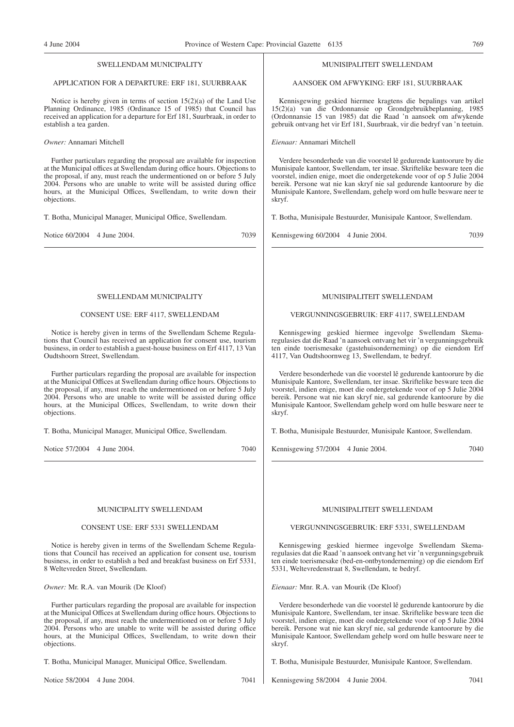SWELLENDAM MUNICIPALITY

APPLICATION FOR A DEPARTURE: ERF 181, SUURBRAAK

Notice is hereby given in terms of section 15(2)(a) of the Land Use Planning Ordinance, 1985 (Ordinance 15 of 1985) that Council has received an application for a departure for Erf 181, Suurbraak, in order to establish a tea garden.

*Owner:* Annamari Mitchell

Further particulars regarding the proposal are available for inspection at the Municipal offices at Swellendam during office hours. Objections to the proposal, if any, must reach the undermentioned on or before 5 July 2004. Persons who are unable to write will be assisted during office hours, at the Municipal Offices, Swellendam, to write down their objections.

T. Botha, Municipal Manager, Municipal Office, Swellendam.

Notice 60/2004 4 June 2004. 7039

---

MUNISIPALITEIT SWELLENDAM

AANSOEK OM AFWYKING: ERF 181, SUURBRAAK

Kennisgewing geskied hiermee kragtens die bepalings van artikel 15(2)(a) van die Ordonnansie op Grondgebruikbeplanning, 1985 (Ordonnansie 15 van 1985) dat die Raad 'n aansoek om afwykende gebruik ontvang het vir Erf 181, Suurbraak, vir die bedryf van 'n teetuin.

*Eienaar:* Annamari Mitchell

Verdere besonderhede van die voorstel lê gedurende kantoorure by die Munisipale kantoor, Swellendam, ter insae. Skriftelike besware teen die voorstel, indien enige, moet die ondergetekende voor of op 5 Julie 2004 bereik. Persone wat nie kan skryf nie sal gedurende kantoorure by die Munisipale Kantore, Swellendam, gehelp word om hulle besware neer te skryf.

T. Botha, Munisipale Bestuurder, Munisipale Kantoor, Swellendam.

Kennisgewing 60/2004 4 Junie 2004. 7039

---

SWELLENDAM MUNICIPALITY

CONSENT USE: ERF 4117, SWELLENDAM

Notice is hereby given in terms of the Swellendam Scheme Regulations that Council has received an application for consent use, tourism business, in order to establish a guest-house business on Erf 4117, 13 Van Oudtshoorn Street, Swellendam.

Further particulars regarding the proposal are available for inspection at the Municipal Offices at Swellendam during office hours. Objections to the proposal, if any, must reach the undermentioned on or before 5 July 2004. Persons who are unable to write will be assisted during office hours, at the Municipal Offices, Swellendam, to write down their objections.

T. Botha, Municipal Manager, Municipal Office, Swellendam.

Notice 57/2004 4 June 2004. 7040

---

MUNISIPALITEIT SWELLENDAM

VERGUNNINGSGEBRUIK: ERF 4117, SWELLENDAM

Kennisgewing geskied hiermee ingevolge Swellendam Skemaregulasies dat die Raad 'n aansoek ontvang het vir 'n vergunningsgebruik ten einde toerismesake (gastehuisonderneming) op die eiendom Erf 4117, Van Oudtshoornweg 13, Swellendam, te bedryf.

Verdere besonderhede van die voorstel lê gedurende kantoorure by die Munisipale Kantore, Swellendam, ter insae. Skriftelike besware teen die voorstel, indien enige, moet die ondergetekende voor of op 5 Julie 2004 bereik. Persone wat nie kan skryf nie, sal gedurende kantoorure by die Munisipale Kantoor, Swellendam gehelp word om hulle besware neer te skryf.

T. Botha, Munisipale Bestuurder, Munisipale Kantoor, Swellendam.

Kennisgewing 57/2004 4 Junie 2004. 7040

---

MUNICIPALITY SWELLENDAM

CONSENT USE: ERF 5331 SWELLENDAM

Notice is hereby given in terms of the Swellendam Scheme Regulations that Council has received an application for consent use, tourism business, in order to establish a bed and breakfast business on Erf 5331, 8 Weltevreden Street, Swellendam.

*Owner:* Mr. R.A. van Mourik (De Kloof)

Further particulars regarding the proposal are available for inspection at the Municipal Offices at Swellendam during office hours. Objections to the proposal, if any, must reach the undermentioned on or before 5 July 2004. Persons who are unable to write will be assisted during office hours, at the Municipal Offices, Swellendam, to write down their objections.

T. Botha, Municipal Manager, Municipal Office, Swellendam.

Notice 58/2004 4 June 2004. 7041

---

MUNISIPALITEIT SWELLENDAM

VERGUNNINGSGEBRUIK: ERF 5331, SWELLENDAM

Kennisgewing geskied hiermee ingevolge Swellendam Skemaregulasies dat die Raad 'n aansoek ontvang het vir 'n vergunningsgebruik ten einde toerismesake (bed-en-ontbytonderneming) op die eiendom Erf 5331, Weltevredenstraat 8, Swellendam, te bedryf.

*Eienaar:* Mnr. R.A. van Mourik (De Kloof)

Verdere besonderhede van die voorstel lê gedurende kantoorure by die Munisipale Kantore, Swellendam, ter insae. Skriftelike besware teen die voorstel, indien enige, moet die ondergetekende voor of op 5 Julie 2004 bereik. Persone wat nie kan skryf nie, sal gedurende kantoorure by die Munisipale Kantoor, Swellendam gehelp word om hulle besware neer te skryf.

T. Botha, Munisipale Bestuurder, Munisipale Kantoor, Swellendam.

Kennisgewing 58/2004 4 Junie 2004. 7041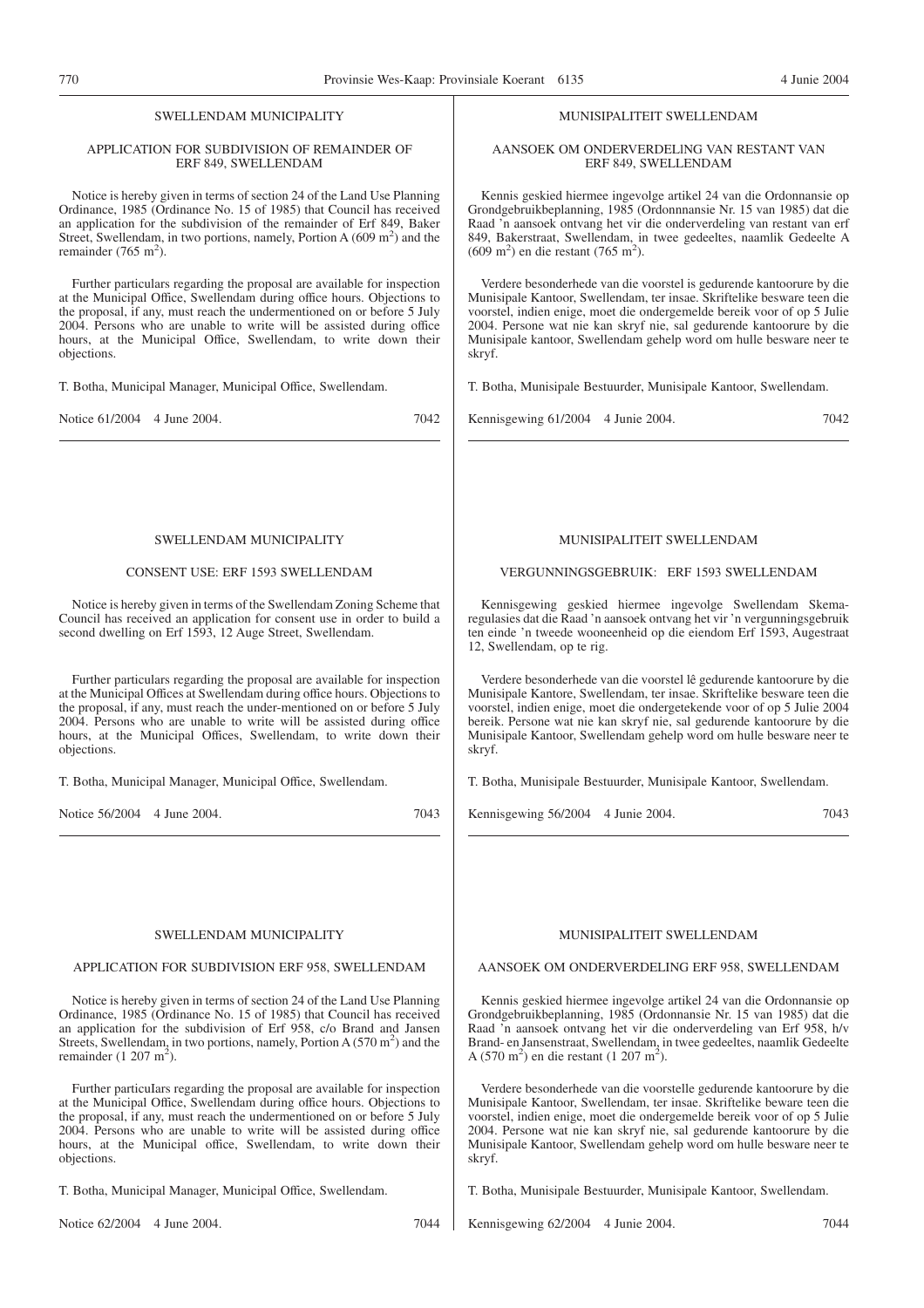## SWELLENDAM MUNICIPALITY

### APPLICATION FOR SUBDIVISION OF REMAINDER OF ERF 849, SWELLENDAM

Notice is hereby given in terms of section 24 of the Land Use Planning Ordinance, 1985 (Ordinance No. 15 of 1985) that Council has received an application for the subdivision of the remainder of Erf 849, Baker Street, Swellendam, in two portions, namely, Portion A (609 $m^2$) and the remainder (765 $m^2$).

Further particulars regarding the proposal are available for inspection at the Municipal Office, Swellendam during office hours. Objections to the proposal, if any, must reach the undermentioned on or before 5 July 2004. Persons who are unable to write will be assisted during office hours, at the Municipal Office, Swellendam, to write down their objections.

T. Botha, Municipal Manager, Municipal Office, Swellendam.

Notice 61/2004 4 June 2004. 7042

## MUNISIPALITEIT SWELLENDAM

### AANSOEK OM ONDERVERDELING VAN RESTANT VAN ERF 849, SWELLENDAM

Kennis geskied hiermee ingevolge artikel 24 van die Ordonnansie op Grondgebruikbeplanning, 1985 (Ordonnnansie Nr. 15 van 1985) dat die Raad 'n aansoek ontvang het vir die onderverdeling van restant van erf 849, Bakerstraat, Swellendam, in twee gedeeltes, naamlik Gedeelte A (609 $m^2$) en die restant (765 $m^2$).

Verdere besonderhede van die voorstel is gedurende kantoorure by die Munisipale Kantoor, Swellendam, ter insae. Skriftelike besware teen die voorstel, indien enige, moet die ondergemelde bereik voor of op 5 Julie 2004. Persone wat nie kan skryf nie, sal gedurende kantoorure by die Munisipale kantoor, Swellendam gehelp word om hulle besware neer te skryf.

T. Botha, Munisipale Bestuurder, Munisipale Kantoor, Swellendam.

Kennisgewing 61/2004 4 Junie 2004. 7042

## SWELLENDAM MUNICIPALITY

### CONSENT USE: ERF 1593 SWELLENDAM

Notice is hereby given in terms of the Swellendam Zoning Scheme that Council has received an application for consent use in order to build a second dwelling on Erf 1593, 12 Auge Street, Swellendam.

Further particulars regarding the proposal are available for inspection at the Municipal Offices at Swellendam during office hours. Objections to the proposal, if any, must reach the under-mentioned on or before 5 July 2004. Persons who are unable to write will be assisted during office hours, at the Municipal Offices, Swellendam, to write down their objections.

T. Botha, Municipal Manager, Municipal Office, Swellendam.

Notice 56/2004 4 June 2004. 7043

## MUNISIPALITEIT SWELLENDAM

### VERGUNNINGSGEBRUIK: ERF 1593 SWELLENDAM

Kennisgewing geskied hiermee ingevolge Swellendam Skemaregulasies dat die Raad 'n aansoek ontvang het vir 'n vergunningsgebruik ten einde 'n tweede wooneenheid op die eiendom Erf 1593, Augestraat 12, Swellendam, op te rig.

Verdere besonderhede van die voorstel lê gedurende kantoorure by die Munisipale Kantore, Swellendam, ter insae. Skriftelike besware teen die voorstel, indien enige, moet die ondergetekende voor of op 5 Julie 2004 bereik. Persone wat nie kan skryf nie, sal gedurende kantoorure by die Munisipale Kantoor, Swellendam gehelp word om hulle besware neer te skryf.

T. Botha, Munisipale Bestuurder, Munisipale Kantoor, Swellendam.

Kennisgewing 56/2004 4 Junie 2004. 7043

## SWELLENDAM MUNICIPALITY

### APPLICATION FOR SUBDIVISION ERF 958, SWELLENDAM

Notice is hereby given in terms of section 24 of the Land Use Planning Ordinance, 1985 (Ordinance No. 15 of 1985) that Council has received an application for the subdivision of Erf 958, c/o Brand and Jansen Streets, Swellendam, in two portions, namely, Portion A (570 $m^2$) and the remainder (1 207 $m^2$).

Further particulars regarding the proposal are available for inspection at the Municipal Office, Swellendam during office hours. Objections to the proposal, if any, must reach the undermentioned on or before 5 July 2004. Persons who are unable to write will be assisted during office hours, at the Municipal office, Swellendam, to write down their objections.

T. Botha, Municipal Manager, Municipal Office, Swellendam.

Notice 62/2004 4 June 2004. 7044

## MUNISIPALITEIT SWELLENDAM

### AANSOEK OM ONDERVERDELING ERF 958, SWELLENDAM

Kennis geskied hiermee ingevolge artikel 24 van die Ordonnansie op Grondgebruikbeplanning, 1985 (Ordonnansie Nr. 15 van 1985) dat die Raad 'n aansoek ontvang het vir die onderverdeling van Erf 958, h/v Brand- en Jansenstraat, Swellendam, in twee gedeeltes, naamlik Gedeelte A (570 $m^2$) en die restant (1 207 $m^2$).

Verdere besonderhede van die voorstelle gedurende kantoorure by die Munisipale Kantoor, Swellendam, ter insae. Skriftelike beware teen die voorstel, indien enige, moet die ondergemelde bereik voor of op 5 Julie 2004. Persone wat nie kan skryf nie, sal gedurende kantoorure by die Munisipale Kantoor, Swellendam gehelp word om hulle besware neer te skryf.

T. Botha, Munisipale Bestuurder, Munisipale Kantoor, Swellendam.

Kennisgewing 62/2004 4 Junie 2004. 7044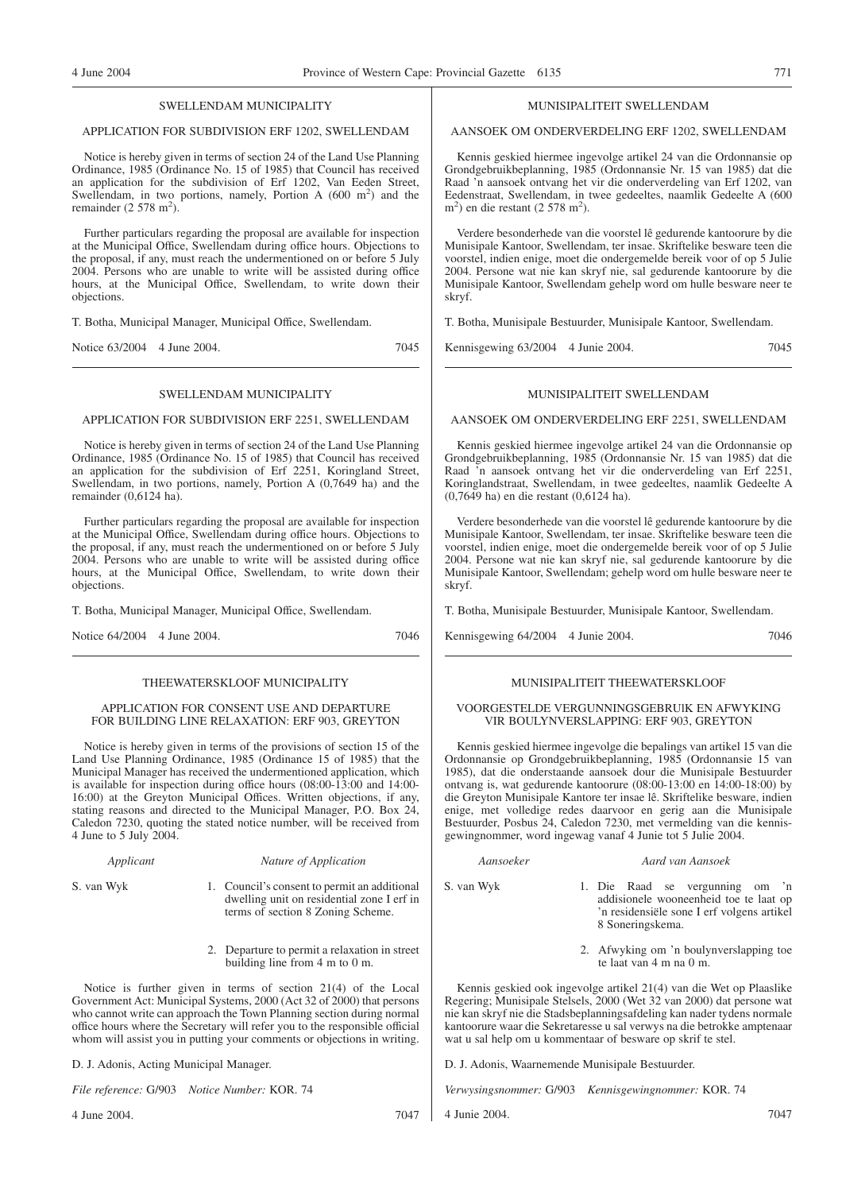## SWELLENDAM MUNICIPALITY

### APPLICATION FOR SUBDIVISION ERF 1202, SWELLENDAM

Notice is hereby given in terms of section 24 of the Land Use Planning Ordinance, 1985 (Ordinance No. 15 of 1985) that Council has received an application for the subdivision of Erf 1202, Van Eeden Street, Swellendam, in two portions, namely, Portion A (600 $m^2$) and the remainder (2 578 $m^2$).

Further particulars regarding the proposal are available for inspection at the Municipal Office, Swellendam during office hours. Objections to the proposal, if any, must reach the undermentioned on or before 5 July 2004. Persons who are unable to write will be assisted during office hours, at the Municipal Office, Swellendam, to write down their objections.

T. Botha, Municipal Manager, Municipal Office, Swellendam.

Notice 63/2004 4 June 2004. 7045

---

## SWELLENDAM MUNICIPALITY

### APPLICATION FOR SUBDIVISION ERF 2251, SWELLENDAM

Notice is hereby given in terms of section 24 of the Land Use Planning Ordinance, 1985 (Ordinance No. 15 of 1985) that Council has received an application for the subdivision of Erf 2251, Koringland Street, Swellendam, in two portions, namely, Portion A (0,7649 ha) and the remainder (0,6124 ha).

Further particulars regarding the proposal are available for inspection at the Municipal Office, Swellendam during office hours. Objections to the proposal, if any, must reach the undermentioned on or before 5 July 2004. Persons who are unable to write will be assisted during office hours, at the Municipal Office, Swellendam, to write down their objections.

T. Botha, Municipal Manager, Municipal Office, Swellendam.

Notice 64/2004 4 June 2004. 7046

---

## THEEWATERSKLOOF MUNICIPALITY

### APPLICATION FOR CONSENT USE AND DEPARTURE FOR BUILDING LINE RELAXATION: ERF 903, GREYTON

Notice is hereby given in terms of the provisions of section 15 of the Land Use Planning Ordinance, 1985 (Ordinance 15 of 1985) that the Municipal Manager has received the undermentioned application, which is available for inspection during office hours (08:00-13:00 and 14:00-16:00) at the Greyton Municipal Offices. Written objections, if any, stating reasons and directed to the Municipal Manager, P.O. Box 24, Caledon 7230, quoting the stated notice number, will be received from 4 June to 5 July 2004.

| *Applicant* | *Nature of Application* |
|---|---|
| S. van Wyk | 1. Council's consent to permit an additional dwelling unit on residential zone I erf in terms of section 8 Zoning Scheme. |
| | 2. Departure to permit a relaxation in street building line from 4 m to 0 m. |

Notice is further given in terms of section 21(4) of the Local Government Act: Municipal Systems, 2000 (Act 32 of 2000) that persons who cannot write can approach the Town Planning section during normal office hours where the Secretary will refer you to the responsible official whom will assist you in putting your comments or objections in writing.

D. J. Adonis, Acting Municipal Manager.

*File reference:* G/903 *Notice Number:* KOR. 74

4 June 2004. 7047

---

## MUNISIPALITEIT SWELLENDAM

### AANSOEK OM ONDERVERDELING ERF 1202, SWELLENDAM

Kennis geskied hiermee ingevolge artikel 24 van die Ordonnansie op Grondgebruikbeplanning, 1985 (Ordonnansie Nr. 15 van 1985) dat die Raad 'n aansoek ontvang het vir die onderverdeling van Erf 1202, van Eedenstraat, Swellendam, in twee gedeeltes, naamlik Gedeelte A (600 $m^2$) en die restant (2 578 $m^2$).

Verdere besonderhede van die voorstel lê gedurende kantoorure by die Munisipale Kantoor, Swellendam, ter insae. Skriftelike besware teen die voorstel, indien enige, moet die ondergemelde bereik voor of op 5 Julie 2004. Persone wat nie kan skryf nie, sal gedurende kantoorure by die Munisipale Kantoor, Swellendam gehelp word om hulle besware neer te skryf.

T. Botha, Munisipale Bestuurder, Munisipale Kantoor, Swellendam.

Kennisgewing 63/2004 4 Junie 2004. 7045

---

## MUNISIPALITEIT SWELLENDAM

### AANSOEK OM ONDERVERDELING ERF 2251, SWELLENDAM

Kennis geskied hiermee ingevolge artikel 24 van die Ordonnansie op Grondgebruikbeplanning, 1985 (Ordonnansie Nr. 15 van 1985) dat die Raad 'n aansoek ontvang het vir die onderverdeling van Erf 2251, Koringlandstraat, Swellendam, in twee gedeeltes, naamlik Gedeelte A (0,7649 ha) en die restant (0,6124 ha).

Verdere besonderhede van die voorstel lê gedurende kantoorure by die Munisipale Kantoor, Swellendam, ter insae. Skriftelike besware teen die voorstel, indien enige, moet die ondergemelde bereik voor of op 5 Julie 2004. Persone wat nie kan skryf nie, sal gedurende kantoorure by die Munisipale Kantoor, Swellendam; gehelp word om hulle besware neer te skryf.

T. Botha, Munisipale Bestuurder, Munisipale Kantoor, Swellendam.

Kennisgewing 64/2004 4 Junie 2004. 7046

---

## MUNISIPALITEIT THEEWATERSKLOOF

### VOORGESTELDE VERGUNNINGSGEBRUIK EN AFWYKING VIR BOULYNVERSLAPPING: ERF 903, GREYTON

Kennis geskied hiermee ingevolge die bepalings van artikel 15 van die Ordonnansie op Grondgebruikbeplanning, 1985 (Ordonnansie 15 van 1985), dat die onderstaande aansoek dour die Munisipale Bestuurder ontvang is, wat gedurende kantoorure (08:00-13:00 en 14:00-18:00) by die Greyton Munisipale Kantore ter insae lê. Skriftelike besware, indien enige, met volledige redes daarvoor en gerig aan die Munisipale Bestuurder, Posbus 24, Caledon 7230, met vermelding van die kennisgewingnommer, word ingewag vanaf 4 Junie tot 5 Julie 2004.

| *Aansoeker* | *Aard van Aansoek* |
|---|---|
| S. van Wyk | 1. Die Raad se vergunning om 'n addisionele wooneenheid toe te laat op 'n residensiële sone I erf volgens artikel 8 Soneringskema. |
| | 2. Afwyking om 'n boulynverslapping toe te laat van 4 m na 0 m. |

Kennis geskied ook ingevolge artikel 21(4) van die Wet op Plaaslike Regering; Munisipale Stelsels, 2000 (Wet 32 van 2000) dat persone wat nie kan skryf nie die Stadsbeplanningsafdeling kan nader tydens normale kantoorure waar die Sekretaresse u sal verwys na die betrokke amptenaar wat u sal help om u kommentaar of besware op skrif te stel.

D. J. Adonis, Waarnemende Munisipale Bestuurder.

*Verwysingsnommer:* G/903 *Kennisgewingnommer:* KOR. 74

4 Junie 2004. 7047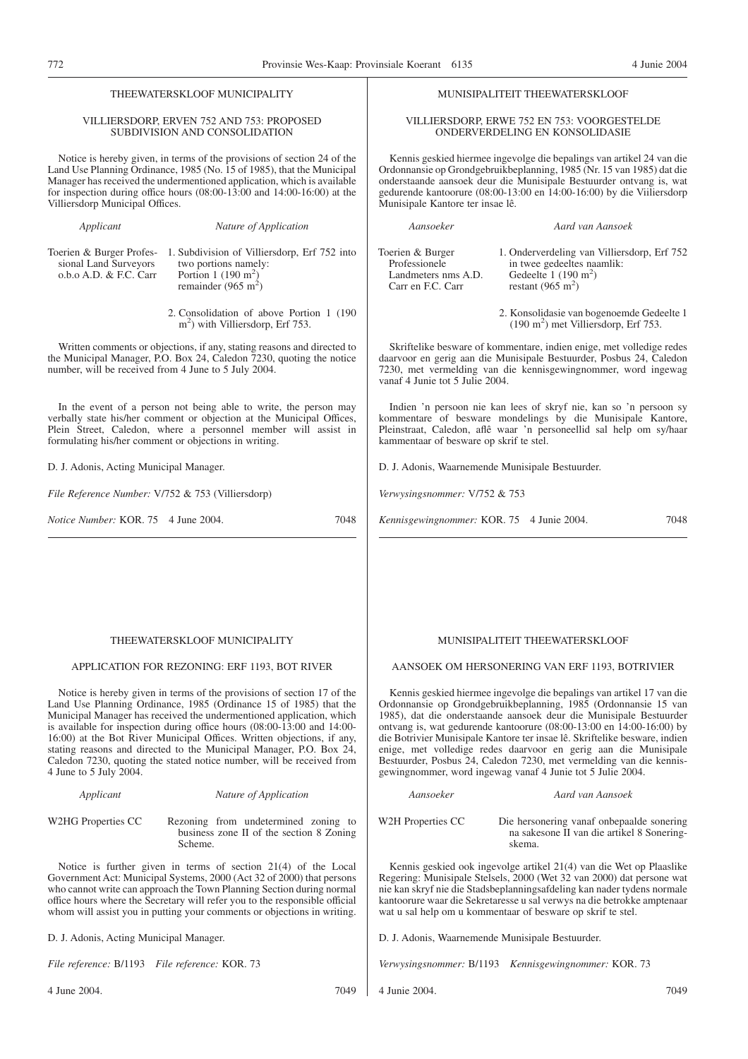## THEEWATERSKLOOF MUNICIPALITY

### VILLIERSDORP, ERVEN 752 AND 753: PROPOSED SUBDIVISION AND CONSOLIDATION

Notice is hereby given, in terms of the provisions of section 24 of the Land Use Planning Ordinance, 1985 (No. 15 of 1985), that the Municipal Manager has received the undermentioned application, which is available for inspection during office hours (08:00-13:00 and 14:00-16:00) at the Villiersdorp Municipal Offices.

| *Applicant* | *Nature of Application* |
|---|---|
| Toerien & Burger Professional Land Surveyors o.b.o A.D. & F.C. Carr | 1. Subdivision of Villiersdorp, Erf 752 into two portions namely: Portion 1 (190 $m^2$) remainder (965 $m^2$) |
| | 2. Consolidation of above Portion 1 (190 $m^2$) with Villiersdorp, Erf 753. |

Written comments or objections, if any, stating reasons and directed to the Municipal Manager, P.O. Box 24, Caledon 7230, quoting the notice number, will be received from 4 June to 5 July 2004.

In the event of a person not being able to write, the person may verbally state his/her comment or objection at the Municipal Offices, Plein Street, Caledon, where a personnel member will assist in formulating his/her comment or objections in writing.

D. J. Adonis, Acting Municipal Manager.

*File Reference Number:* V/752 & 753 (Villiersdorp)

*Notice Number:* KOR. 75 4 June 2004. 7048

## MUNISIPALITEIT THEEWATERSKLOOF

### VILLIERSDORP, ERWE 752 EN 753: VOORGESTELDE ONDERVERDELING EN KONSOLIDASIE

Kennis geskied hiermee ingevolge die bepalings van artikel 24 van die Ordonnansie op Grondgebruikbeplanning, 1985 (Nr. 15 van 1985) dat die onderstaande aansoek deur die Munisipale Bestuurder ontvang is, wat gedurende kantoorure (08:00-13:00 en 14:00-16:00) by die Viiliersdorp Munisipale Kantore ter insae lê.

| *Aansoeker* | *Aard van Aansoek* |
|---|---|
| Toerien & Burger Professionele Landmeters nms A.D. Carr en F.C. Carr | 1. Onderverdeling van Villiersdorp, Erf 752 in twee gedeeltes naamlik: Gedeelte 1 (190 $m^2$) restant (965 $m^2$) |
| | 2. Konsolidasie van bogenoemde Gedeelte 1 (190 $m^2$) met Villiersdorp, Erf 753. |

Skriftelike besware of kommentare, indien enige, met volledige redes daarvoor en gerig aan die Munisipale Bestuurder, Posbus 24, Caledon 7230, met vermelding van die kennisgewingnommer, word ingewag vanaf 4 Junie tot 5 Julie 2004.

Indien 'n persoon nie kan lees of skryf nie, kan so 'n persoon sy kommentare of besware mondelings by die Munisipale Kantore, Pleinstraat, Caledon, aflê waar 'n personeellid sal help om sy/haar kammentaar of besware op skrif te stel.

D. J. Adonis, Waarnemende Munisipale Bestuurder.

*Verwysingsnommer:* V/752 & 753

*Kennisgewingnommer:* KOR. 75 4 Junie 2004. 7048

## THEEWATERSKLOOF MUNICIPALITY

### APPLICATION FOR REZONING: ERF 1193, BOT RIVER

Notice is hereby given in terms of the provisions of section 17 of the Land Use Planning Ordinance, 1985 (Ordinance 15 of 1985) that the Municipal Manager has received the undermentioned application, which is available for inspection during office hours (08:00-13:00 and 14:00-16:00) at the Bot River Municipal Offices. Written objections, if any, stating reasons and directed to the Municipal Manager, P.O. Box 24, Caledon 7230, quoting the stated notice number, will be received from 4 June to 5 July 2004.

| *Applicant* | *Nature of Application* |
|---|---|
| W2HG Properties CC | Rezoning from undetermined zoning to business zone II of the section 8 Zoning Scheme. |

Notice is further given in terms of section 21(4) of the Local Government Act: Municipal Systems, 2000 (Act 32 of 2000) that persons who cannot write can approach the Town Planning Section during normal office hours where the Secretary will refer you to the responsible official whom will assist you in putting your comments or objections in writing.

D. J. Adonis, Acting Municipal Manager.

*File reference:* B/1193 *File reference:* KOR. 73

4 June 2004. 7049

## MUNISIPALITEIT THEEWATERSKLOOF

### AANSOEK OM HERSONERING VAN ERF 1193, BOTRIVIER

Kennis geskied hiermee ingevolge die bepalings van artikel 17 van die Ordonnansie op Grondgebruikbeplanning, 1985 (Ordonnansie 15 van 1985), dat die onderstaande aansoek deur die Munisipale Bestuurder ontvang is, wat gedurende kantoorure (08:00-13:00 en 14:00-16:00) by die Botrivier Munisipale Kantore ter insae lê. Skriftelike besware, indien enige, met volledige redes daarvoor en gerig aan die Munisipale Bestuurder, Posbus 24, Caledon 7230, met vermelding van die kennisgewingnommer, word ingewag vanaf 4 Junie tot 5 Julie 2004.

| *Aansoeker* | *Aard van Aansoek* |
|---|---|
| W2H Properties CC | Die hersonering vanaf onbepaalde sonering na sakesone II van die artikel 8 Soneringskema. |

Kennis geskied ook ingevolge artikel 21(4) van die Wet op Plaaslike Regering: Munisipale Stelsels, 2000 (Wet 32 van 2000) dat persone wat nie kan skryf nie die Stadsbeplanningsafdeling kan nader tydens normale kantoorure waar die Sekretaresse u sal verwys na die betrokke amptenaar wat u sal help om u kommentaar of besware op skrif te stel.

D. J. Adonis, Waarnemende Munisipale Bestuurder.

*Verwysingsnommer:* B/1193 *Kennisgewingnommer:* KOR. 73

4 Junie 2004. 7049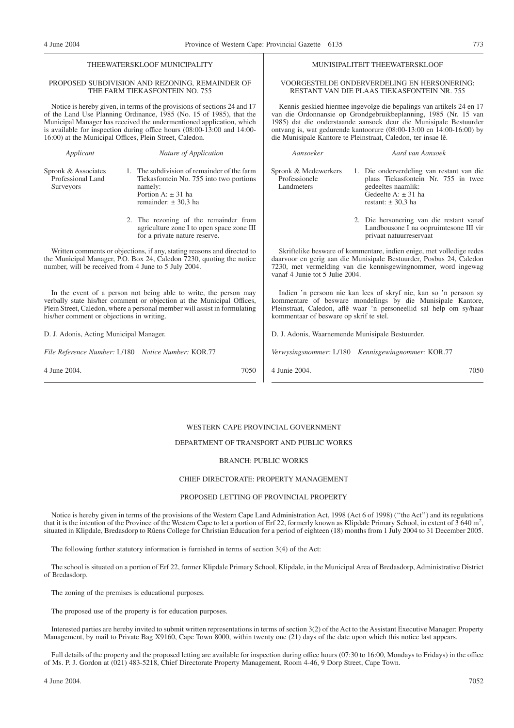## THEEWATERSKLOOF MUNICIPALITY

### PROPOSED SUBDIVISION AND REZONING, REMAINDER OF THE FARM TIEKASFONTEIN NO. 755

Notice is hereby given, in terms of the provisions of sections 24 and 17 of the Land Use Planning Ordinance, 1985 (No. 15 of 1985), that the Municipal Manager has received the undermentioned application, which is available for inspection during office hours (08:00-13:00 and 14:00-16:00) at the Municipal Offices, Plein Street, Caledon.

| *Applicant* | *Nature of Application* |
|---|---|
| Spronk & Associates Professional Land Surveyors | 1. The subdivision of remainder of the farm Tiekasfontein No. 755 into two portions namely: Portion A: ± 31 ha remainder: ± 30,3 ha |
| | 2. The rezoning of the remainder from agriculture zone I to open space zone III for a private nature reserve. |

Written comments or objections, if any, stating reasons and directed to the Municipal Manager, P.O. Box 24, Caledon 7230, quoting the notice number, will be received from 4 June to 5 July 2004.

In the event of a person not being able to write, the person may verbally state his/her comment or objection at the Municipal Offices, Plein Street, Caledon, where a personal member will assist in formulating his/her comment or objections in writing.

D. J. Adonis, Acting Municipal Manager.

*File Reference Number:* L/180 *Notice Number:* KOR.77

4 June 2004. 7050

## MUNISIPALITEIT THEEWATERSKLOOF

### VOORGESTELDE ONDERVERDELING EN HERSONERING: RESTANT VAN DIE PLAAS TIEKASFONTEIN NR. 755

Kennis geskied hiermee ingevolge die bepalings van artikels 24 en 17 van die Ordonnansie op Grondgebruikbeplanning, 1985 (Nr. 15 van 1985) dat die onderstaande aansoek deur die Munisipale Bestuurder ontvang is, wat gedurende kantoorure (08:00-13:00 en 14:00-16:00) by die Munisipale Kantore te Pleinstraat, Caledon, ter insae lê.

| *Aansoeker* | *Aard van Aansoek* |
|---|---|
| Spronk & Medewerkers Professionele Landmeters | 1. Die onderverdeling van restant van die plaas Tiekasfontein Nr. 755 in twee gedeeltes naamlik: Gedeelte A: ± 31 ha restant: ± 30,3 ha |
| | 2. Die hersonering van die restant vanaf Landbousone I na oopruimtesone III vir privaat natuurreservaat |

Skriftelike besware of kommentare, indien enige, met volledige redes daarvoor en gerig aan die Munisipale Bestuurder, Posbus 24, Caledon 7230, met vermelding van die kennisgewingnommer, word ingewag vanaf 4 Junie tot 5 Julie 2004.

Indien 'n persoon nie kan lees of skryf nie, kan so 'n persoon sy kommentare of besware mondelings by die Munisipale Kantore, Pleinstraat, Caledon, aflê waar 'n personeellid sal help om sy/haar kommentaar of besware op skrif te stel.

D. J. Adonis, Waarnemende Munisipale Bestuurder.

*Verwysingsnommer:* L/180 *Kennisgewingnommer:* KOR.77

4 Junie 2004. 7050

## WESTERN CAPE PROVINCIAL GOVERNMENT

### DEPARTMENT OF TRANSPORT AND PUBLIC WORKS

### BRANCH: PUBLIC WORKS

### CHIEF DIRECTORATE: PROPERTY MANAGEMENT

### PROPOSED LETTING OF PROVINCIAL PROPERTY

Notice is hereby given in terms of the provisions of the Western Cape Land Administration Act, 1998 (Act 6 of 1998) (''the Act'') and its regulations that it is the intention of the Province of the Western Cape to let a portion of Erf 22, formerly known as Klipdale Primary School, in extent of 3 640 m$^2$, situated in Klipdale, Bredasdorp to Rûens College for Christian Education for a period of eighteen (18) months from 1 July 2004 to 31 December 2005.

The following further statutory information is furnished in terms of section 3(4) of the Act:

The school is situated on a portion of Erf 22, former Klipdale Primary School, Klipdale, in the Municipal Area of Bredasdorp, Administrative District of Bredasdorp.

The zoning of the premises is educational purposes.

The proposed use of the property is for education purposes.

Interested parties are hereby invited to submit written representations in terms of section 3(2) of the Act to the Assistant Executive Manager: Property Management, by mail to Private Bag X9160, Cape Town 8000, within twenty one (21) days of the date upon which this notice last appears.

Full details of the property and the proposed letting are available for inspection during office hours (07:30 to 16:00, Mondays to Fridays) in the office of Ms. P. J. Gordon at (021) 483-5218, Chief Directorate Property Management, Room 4-46, 9 Dorp Street, Cape Town.

4 June 2004. 7052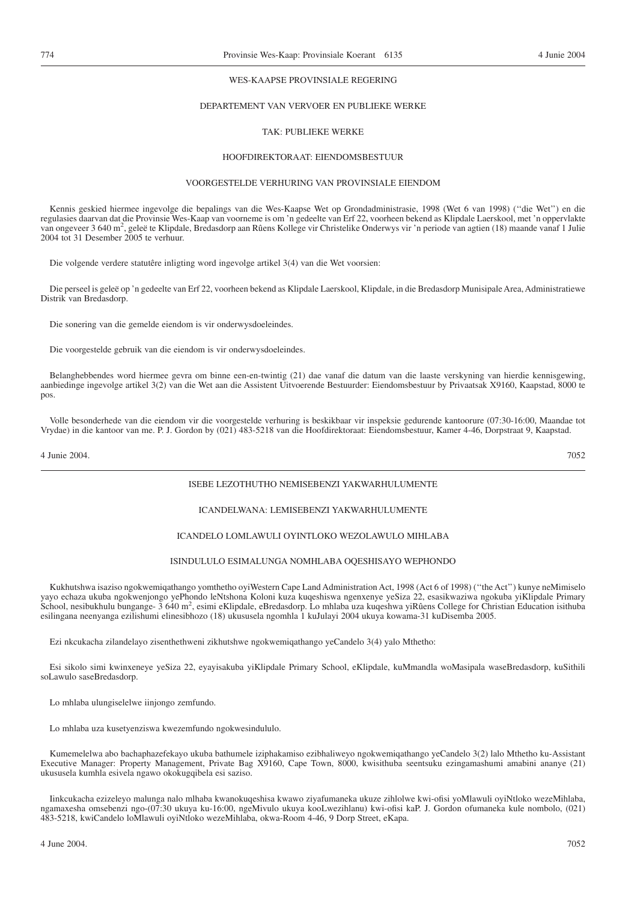WES-KAAPSE PROVINSIALE REGERING

DEPARTEMENT VAN VERVOER EN PUBLIEKE WERKE

TAK: PUBLIEKE WERKE

HOOFDIREKTORAAT: EIENDOMSBESTUUR

VOORGESTELDE VERHURING VAN PROVINSIALE EIENDOM

Kennis geskied hiermee ingevolge die bepalings van die Wes-Kaapse Wet op Grondadministrasie, 1998 (Wet 6 van 1998) (''die Wet'') en die regulasies daarvan dat die Provinsie Wes-Kaap van voorneme is om 'n gedeelte van Erf 22, voorheen bekend as Klipdale Laerskool, met 'n oppervlakte van ongeveer 3 640 m$^2$, geleë te Klipdale, Bredasdorp aan Rûens Kollege vir Christelike Onderwys vir 'n periode van agtien (18) maande vanaf 1 Julie 2004 tot 31 Desember 2005 te verhuur.

Die volgende verdere statutêre inligting word ingevolge artikel 3(4) van die Wet voorsien:

Die perseel is geleë op 'n gedeelte van Erf 22, voorheen bekend as Klipdale Laerskool, Klipdale, in die Bredasdorp Munisipale Area, Administratiewe Distrik van Bredasdorp.

Die sonering van die gemelde eiendom is vir onderwysdoeleindes.

Die voorgestelde gebruik van die eiendom is vir onderwysdoeleindes.

Belanghebbendes word hiermee gevra om binne een-en-twintig (21) dae vanaf die datum van die laaste verskyning van hierdie kennisgewing, aanbiedinge ingevolge artikel 3(2) van die Wet aan die Assistent Uitvoerende Bestuurder: Eiendomsbestuur by Privaatsak X9160, Kaapstad, 8000 te pos.

Volle besonderhede van die eiendom vir die voorgestelde verhuring is beskikbaar vir inspeksie gedurende kantoorure (07:30-16:00, Maandae tot Vrydae) in die kantoor van me. P. J. Gordon by (021) 483-5218 van die Hoofdirektoraat: Eiendomsbestuur, Kamer 4-46, Dorpstraat 9, Kaapstad.

4 Junie 2004. 7052

---

ISEBE LEZOTHUTHO NEMISEBENZI YAKWARHULUMENTE

ICANDELWANA: LEMISEBENZI YAKWARHULUMENTE

ICANDELO LOMLAWULI OYINTLOKO WEZOLAWULO MIHLABA

ISINDULULO ESIMALUNGA NOMHLABA OQESHISAYO WEPHONDO

Kukhutshwa isaziso ngokwemiqathango yomthetho oyiWestern Cape Land Administration Act, 1998 (Act 6 of 1998) (''the Act'') kunye neMimiselo yayo echaza ukuba ngokwenjongo yePhondo leNtshona Koloni kuza kuqeshiswa ngenxenye yeSiza 22, esasikwaziwa ngokuba yiKlipdale Primary School, nesibukhulu bungange- 3 640 m$^2$, esimi eKlipdale, eBredasdorp. Lo mhlaba uza kuqeshwa yiRûens College for Christian Education isithuba esilingana neenyanga ezilishumi elinesibhozo (18) ukususela ngomhla 1 kuJulayi 2004 ukuya kowama-31 kuDisemba 2005.

Ezi nkcukacha zilandelayo zisenthethweni zikhutshwe ngokwemiqathango yeCandelo 3(4) yalo Mthetho:

Esi sikolo simi kwinxeneye yeSiza 22, eyayisakuba yiKlipdale Primary School, eKlipdale, kuMmandla woMasipala waseBredasdorp, kuSithili soLawulo saseBredasdorp.

Lo mhlaba ulungiselelwe iinjongo zemfundo.

Lo mhlaba uza kusetyenziswa kwezemfundo ngokwesindululo.

Kumemelelwa abo bachaphazefekayo ukuba bathumele iziphakamiso ezibhaliweyo ngokwemiqathango yeCandelo 3(2) lalo Mthetho ku-Assistant Executive Manager: Property Management, Private Bag X9160, Cape Town, 8000, kwisithuba seentsuku ezingamashumi amabini ananye (21) ukususela kumhla esivela ngawo okokugqibela esi saziso.

Iinkcukacha ezizeleyo malunga nalo mlhaba kwanokuqeshisa kwawo ziyafumaneka ukuze zihlolwe kwi-ofisi yoMlawuli oyiNtloko wezeMihlaba, ngamaxesha omsebenzi ngo-(07:30 ukuya ku-16:00, ngeMivulo ukuya kooLwezihlanu) kwi-ofisi kaP. J. Gordon ofumaneka kule nombolo, (021) 483-5218, kwiCandelo loMlawuli oyiNtloko wezeMihlaba, okwa-Room 4-46, 9 Dorp Street, eKapa.

4 June 2004. 7052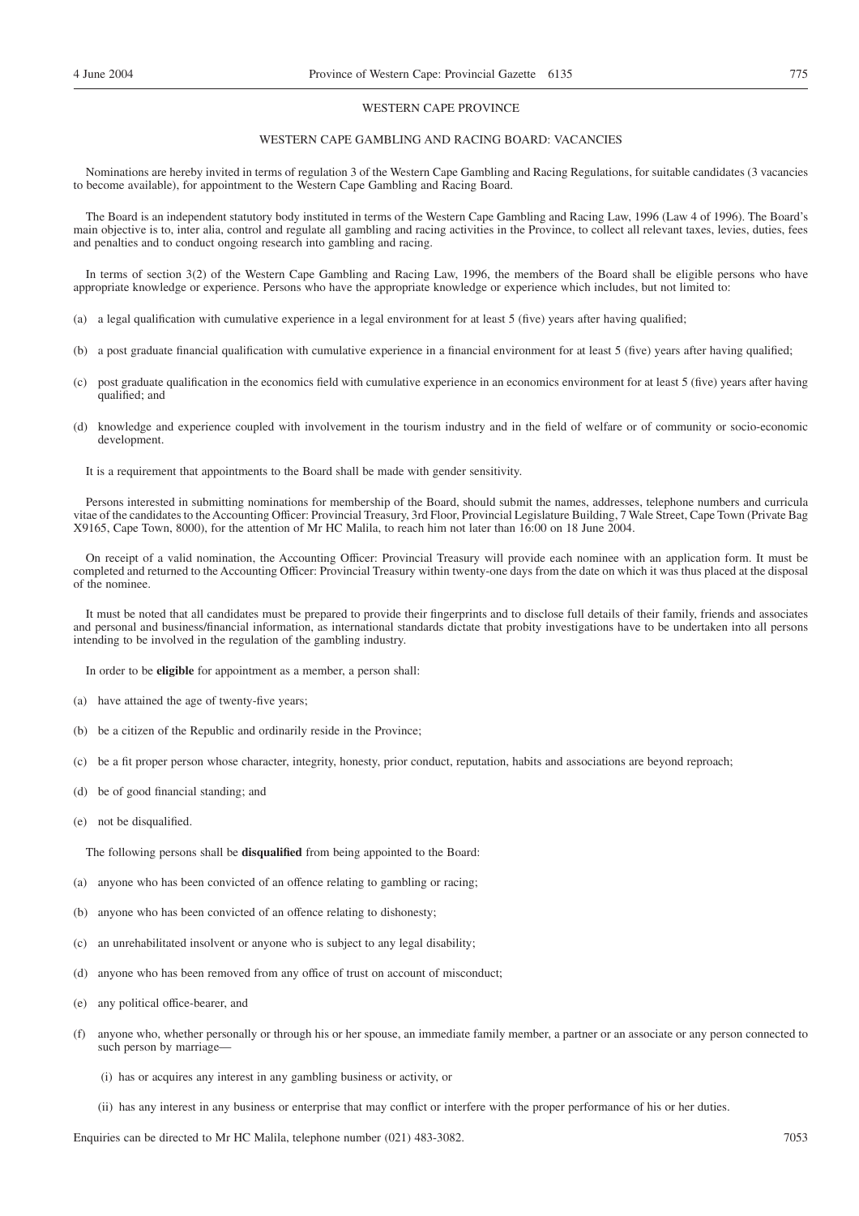## WESTERN CAPE PROVINCE

### WESTERN CAPE GAMBLING AND RACING BOARD: VACANCIES

Nominations are hereby invited in terms of regulation 3 of the Western Cape Gambling and Racing Regulations, for suitable candidates (3 vacancies to become available), for appointment to the Western Cape Gambling and Racing Board.

The Board is an independent statutory body instituted in terms of the Western Cape Gambling and Racing Law, 1996 (Law 4 of 1996). The Board's main objective is to, inter alia, control and regulate all gambling and racing activities in the Province, to collect all relevant taxes, levies, duties, fees and penalties and to conduct ongoing research into gambling and racing.

In terms of section 3(2) of the Western Cape Gambling and Racing Law, 1996, the members of the Board shall be eligible persons who have appropriate knowledge or experience. Persons who have the appropriate knowledge or experience which includes, but not limited to:

(a) a legal qualification with cumulative experience in a legal environment for at least 5 (five) years after having qualified;

(b) a post graduate financial qualification with cumulative experience in a financial environment for at least 5 (five) years after having qualified;

(c) post graduate qualification in the economics field with cumulative experience in an economics environment for at least 5 (five) years after having qualified; and

(d) knowledge and experience coupled with involvement in the tourism industry and in the field of welfare or of community or socio-economic development.

It is a requirement that appointments to the Board shall be made with gender sensitivity.

Persons interested in submitting nominations for membership of the Board, should submit the names, addresses, telephone numbers and curricula vitae of the candidates to the Accounting Officer: Provincial Treasury, 3rd Floor, Provincial Legislature Building, 7 Wale Street, Cape Town (Private Bag X9165, Cape Town, 8000), for the attention of Mr HC Malila, to reach him not later than 16:00 on 18 June 2004.

On receipt of a valid nomination, the Accounting Officer: Provincial Treasury will provide each nominee with an application form. It must be completed and returned to the Accounting Officer: Provincial Treasury within twenty-one days from the date on which it was thus placed at the disposal of the nominee.

It must be noted that all candidates must be prepared to provide their fingerprints and to disclose full details of their family, friends and associates and personal and business/financial information, as international standards dictate that probity investigations have to be undertaken into all persons intending to be involved in the regulation of the gambling industry.

In order to be **eligible** for appointment as a member, a person shall:

(a) have attained the age of twenty-five years;

(b) be a citizen of the Republic and ordinarily reside in the Province;

(c) be a fit proper person whose character, integrity, honesty, prior conduct, reputation, habits and associations are beyond reproach;

(d) be of good financial standing; and

(e) not be disqualified.

The following persons shall be **disqualified** from being appointed to the Board:

(a) anyone who has been convicted of an offence relating to gambling or racing;

(b) anyone who has been convicted of an offence relating to dishonesty;

(c) an unrehabilitated insolvent or anyone who is subject to any legal disability;

(d) anyone who has been removed from any office of trust on account of misconduct;

(e) any political office-bearer, and

(f) anyone who, whether personally or through his or her spouse, an immediate family member, a partner or an associate or any person connected to such person by marriage—

  (i) has or acquires any interest in any gambling business or activity, or

  (ii) has any interest in any business or enterprise that may conflict or interfere with the proper performance of his or her duties.

Enquiries can be directed to Mr HC Malila, telephone number (021) 483-3082.

7053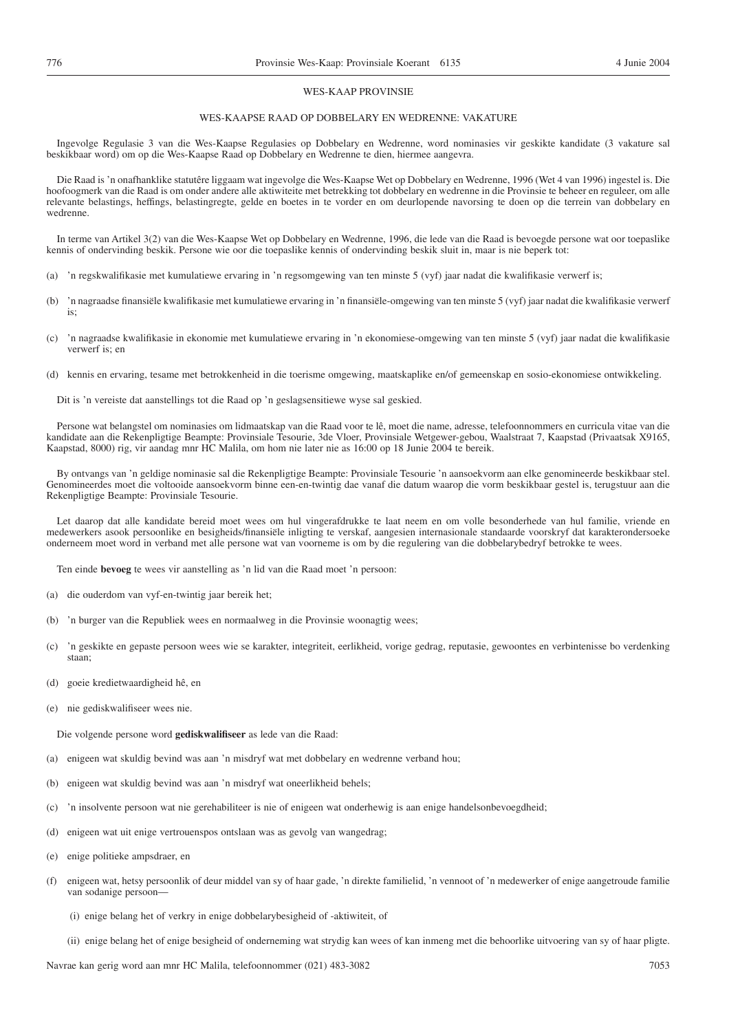## WES-KAAP PROVINSIE

## WES-KAAPSE RAAD OP DOBBELARY EN WEDRENNE: VAKATURE

Ingevolge Regulasie 3 van die Wes-Kaapse Regulasies op Dobbelary en Wedrenne, word nominasies vir geskikte kandidate (3 vakature sal beskikbaar word) om op die Wes-Kaapse Raad op Dobbelary en Wedrenne te dien, hiermee aangevra.

Die Raad is 'n onafhanklike statutêre liggaam wat ingevolge die Wes-Kaapse Wet op Dobbelary en Wedrenne, 1996 (Wet 4 van 1996) ingestel is. Die hoofoogmerk van die Raad is om onder andere alle aktiwiteite met betrekking tot dobbelary en wedrenne in die Provinsie te beheer en reguleer, om alle relevante belastings, heffings, belastingregte, gelde en boetes in te vorder en om deurlopende navorsing te doen op die terrein van dobbelary en wedrenne.

In terme van Artikel 3(2) van die Wes-Kaapse Wet op Dobbelary en Wedrenne, 1996, die lede van die Raad is bevoegde persone wat oor toepaslike kennis of ondervinding beskik. Persone wie oor die toepaslike kennis of ondervinding beskik sluit in, maar is nie beperk tot:

(a) 'n regskwalifikasie met kumulatiewe ervaring in 'n regsomgewing van ten minste 5 (vyf) jaar nadat die kwalifikasie verwerf is;

(b) 'n nagraadse finansiële kwalifikasie met kumulatiewe ervaring in 'n finansiële-omgewing van ten minste 5 (vyf) jaar nadat die kwalifikasie verwerf is;

(c) 'n nagraadse kwalifikasie in ekonomie met kumulatiewe ervaring in 'n ekonomiese-omgewing van ten minste 5 (vyf) jaar nadat die kwalifikasie verwerf is; en

(d) kennis en ervaring, tesame met betrokkenheid in die toerisme omgewing, maatskaplike en/of gemeenskap en sosio-ekonomiese ontwikkeling.

Dit is 'n vereiste dat aanstellings tot die Raad op 'n geslagsensitiewe wyse sal geskied.

Persone wat belangstel om nominasies om lidmaatskap van die Raad voor te lê, moet die name, adresse, telefoonnommers en curricula vitae van die kandidate aan die Rekenpligtige Beampte: Provinsiale Tesourie, 3de Vloer, Provinsiale Wetgewer-gebou, Waalstraat 7, Kaapstad (Privaatsak X9165, Kaapstad, 8000) rig, vir aandag mnr HC Malila, om hom nie later nie as 16:00 op 18 Junie 2004 te bereik.

By ontvangs van 'n geldige nominasie sal die Rekenpligtige Beampte: Provinsiale Tesourie 'n aansoekvorm aan elke genomineerde beskikbaar stel. Genomineerdes moet die voltooide aansoekvorm binne een-en-twintig dae vanaf die datum waarop die vorm beskikbaar gestel is, terugstuur aan die Rekenpligtige Beampte: Provinsiale Tesourie.

Let daarop dat alle kandidate bereid moet wees om hul vingerafdrukke te laat neem en om volle besonderhede van hul familie, vriende en medewerkers asook persoonlike en besigheids/finansiële inligting te verskaf, aangesien internasionale standaarde voorskryf dat karakterondersoeke onderneem moet word in verband met alle persone wat van voorneme is om by die regulering van die dobbelarybedryf betrokke te wees.

Ten einde **bevoeg** te wees vir aanstelling as 'n lid van die Raad moet 'n persoon:

(a) die ouderdom van vyf-en-twintig jaar bereik het;

(b) 'n burger van die Republiek wees en normaalweg in die Provinsie woonagtig wees;

(c) 'n geskikte en gepaste persoon wees wie se karakter, integriteit, eerlikheid, vorige gedrag, reputasie, gewoontes en verbintenisse bo verdenking staan;

(d) goeie kredietwaardigheid hê, en

(e) nie gediskwalifiseer wees nie.

Die volgende persone word **gediskwalifiseer** as lede van die Raad:

(a) enigeen wat skuldig bevind was aan 'n misdryf wat met dobbelary en wedrenne verband hou;

(b) enigeen wat skuldig bevind was aan 'n misdryf wat oneerlikheid behels;

(c) 'n insolvente persoon wat nie gerehabiliteer is nie of enigeen wat onderhewig is aan enige handelsonbevoegdheid;

(d) enigeen wat uit enige vertrouenspos ontslaan was as gevolg van wangedrag;

(e) enige politieke ampsdraer, en

(f) enigeen wat, hetsy persoonlik of deur middel van sy of haar gade, 'n direkte familielid, 'n vennoot of 'n medewerker of enige aangetroude familie van sodanige persoon—

   (i) enige belang het of verkry in enige dobbelarybesigheid of -aktiwiteit, of

   (ii) enige belang het of enige besigheid of onderneming wat strydig kan wees of kan inmeng met die behoorlike uitvoering van sy of haar pligte.

Navrae kan gerig word aan mnr HC Malila, telefoonnommer (021) 483-3082

7053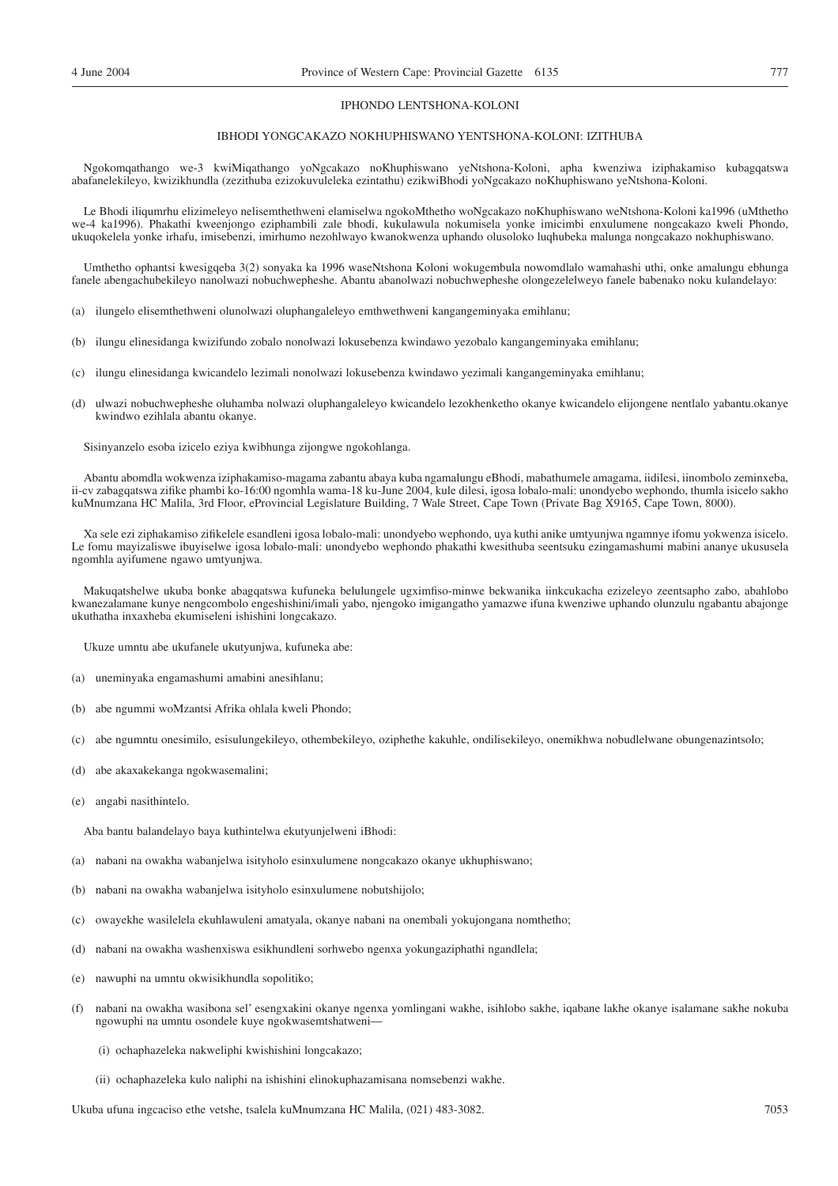## IPHONDO LENTSHONA-KOLONI

## IBHODI YONGCAKAZO NOKHUPHISWANO YENTSHONA-KOLONI: IZITHUBA

Ngokomqathango we-3 kwiMiqathango yoNgcakazo noKhuphiswano yeNtshona-Koloni, apha kwenziwa iziphakamiso kubagqatswa abafanelekileyo, kwizikhundla (zezithuba ezizokuvuleleka ezintathu) ezikwiBhodi yoNgcakazo noKhuphiswano yeNtshona-Koloni.

Le Bhodi iliqumrhu elizimeleyo nelisemthethweni elamiselwa ngokoMthetho woNgcakazo noKhuphiswano weNtshona-Koloni ka1996 (uMthetho we-4 ka1996). Phakathi kweenjongo eziphambili zale bhodi, kukulawula nokumisela yonke imicimbi enxulumene nongcakazo kweli Phondo, ukuqokelela yonke irhafu, imisebenzi, imirhumo nezohlwayo kwanokwenza uphando olusoloko luqhubeka malunga nongcakazo nokhuphiswano.

Umthetho ophantsi kwesigqeba 3(2) sonyaka ka 1996 waseNtshona Koloni wokugembula nowomdlalo wamahashi uthi, onke amalungu ebhunga fanele abengachubekileyo nanolwazi nobuchwepheshe. Abantu abanolwazi nobuchwepheshe olongezelelweyo fanele babenako noku kulandelayo:

(a) ilungelo elisemthethwenі olunolwazi oluphangaleleyo emthwethweni kangangeminyaka emihlanu;

(b) ilungu elinesidanga kwizifundo zobalo nonolwazi lokusebenza kwindawo yezobalo kangangeminyaka emihlanu;

(c) ilungu elinesidanga kwicandelo lezimali nonolwazi lokusebenza kwindawo yezimali kangangeminyaka emihlanu;

(d) ulwazi nobuchwepheshe oluhamba nolwazi oluphangaleleyo kwicandelo lezokhenketho okanye kwicandelo elijongene nentlalo yabantu.okanye kwindwo ezihlala abantu okanye.

Sisinyanzelo esoba izicelo eziya kwibhunga zijongwe ngokohlanga.

Abantu abomdla wokwenza iziphakamiso-magama zabantu abaya kuba ngamalungu eBhodi, mabathumele amagama, iidilesi, iinombolo zeminxeba, ii-cv zabagqatswa zifike phambi ko-16:00 ngomhla wama-18 ku-June 2004, kule dilesi, igosa lobalo-mali: unondyebo wephondo, thumla isicelo sakho kuMnumzana HC Malila, 3rd Floor, eProvincial Legislature Building, 7 Wale Street, Cape Town (Private Bag X9165, Cape Town, 8000).

Xa sele ezi ziphakamiso zifikelele esandleni igosa lobalo-mali: unondyebo wephondo, uya kuthi anike umtyunjwa ngamnye ifomu yokwenza isicelo. Le fomu mayizaliswe ibuyiselwe igosa lobalo-mali: unondyebo wephondo phakathi kwesithuba seentsuku ezingamashumi mabini ananye ukususela ngomhla ayifumene ngawo umtyunjwa.

Makuqatshelwe ukuba bonke abagqatswa kufuneka belulungele ugximfiso-minwe bekwanika iinkcukacha ezizeleyo zeentsapho zabo, abahlobo kwanezalamane kunye nengcombolo engeshishini/imali yabo, njengoko imigangatho yamazwe ifuna kwenziwe uphando olunzulu ngabantu abajonge ukuthatha inxaxheba ekumiseleni ishishini longcakazo.

Ukuze umntu abe ukufanele ukutyunjwa, kufuneka abe:

(a) uneminyaka engamashumi amabini anesihlanu;

(b) abe ngummi woMzantsi Afrika ohlala kweli Phondo;

(c) abe ngumntu onesimilo, esisulungekileyo, othembekileyo, oziphethe kakuhle, ondilisekileyo, onemikhwa nobudlelwane obungenazintsolo;

(d) abe akaxakekanga ngokwasemalini;

(e) angabi nasithintelo.

Aba bantu balandelayo baya kuthintelwa ekutyunjelweni iBhodi:

(a) nabani na owakha wabanjelwa isityholo esinxulumene nongcakazo okanye ukhuphiswano;

(b) nabani na owakha wabanjelwa isityholo esinxulumene nobutshijolo;

(c) owayekhe wasilelela ekuhlawuleni amatyala, okanye nabani na onembali yokujongana nomthetho;

(d) nabani na owakha washenxiswa esikhundleni sorhwebo ngenxa yokungaziphathi ngandlela;

(e) nawuphi na umntu okwisikhundla sopolitiko;

(f) nabani na owakha wasibona sel' esengxakini okanye ngenxa yomlingani wakhe, isihlobo sakhe, iqabane lakhe okanye isalamane sakhe nokuba ngowuphi na umntu osondele kuye ngokwasemtshatweni—

  (i) ochaphazeleka nakweliphi kwishishini longcakazo;

  (ii) ochaphazeleka kulo naliphi na ishishini elinokuphazamisana nomsebenzi wakhe.

Ukuba ufuna ingcaciso ethe vetshe, tsalela kuMnumzana HC Malila, (021) 483-3082.

7053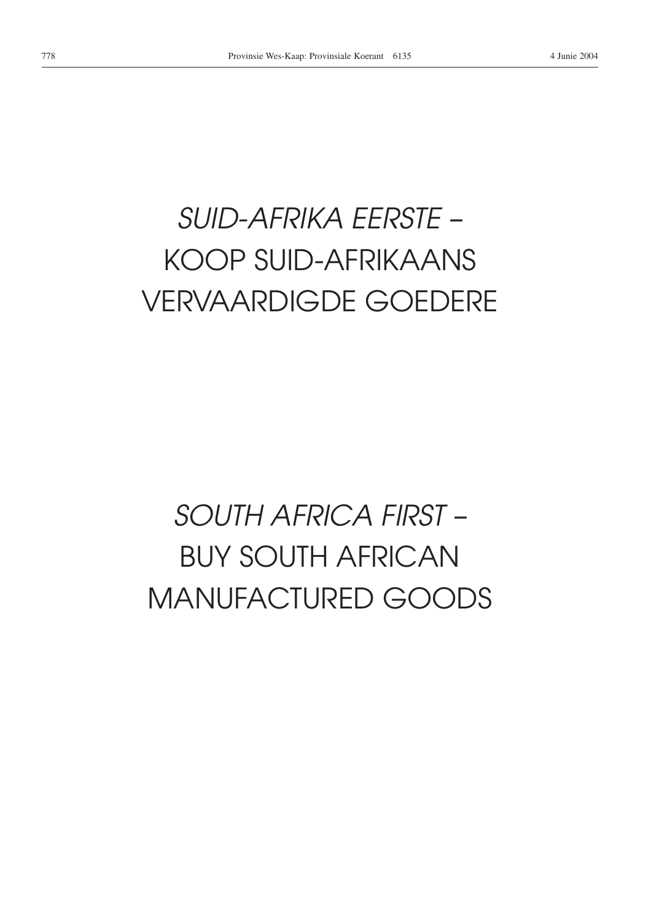*SUID-AFRIKA EERSTE –*
KOOP SUID-AFRIKAANS
VERVAARDIGDE GOEDERE

*SOUTH AFRICA FIRST –*
BUY SOUTH AFRICAN
MANUFACTURED GOODS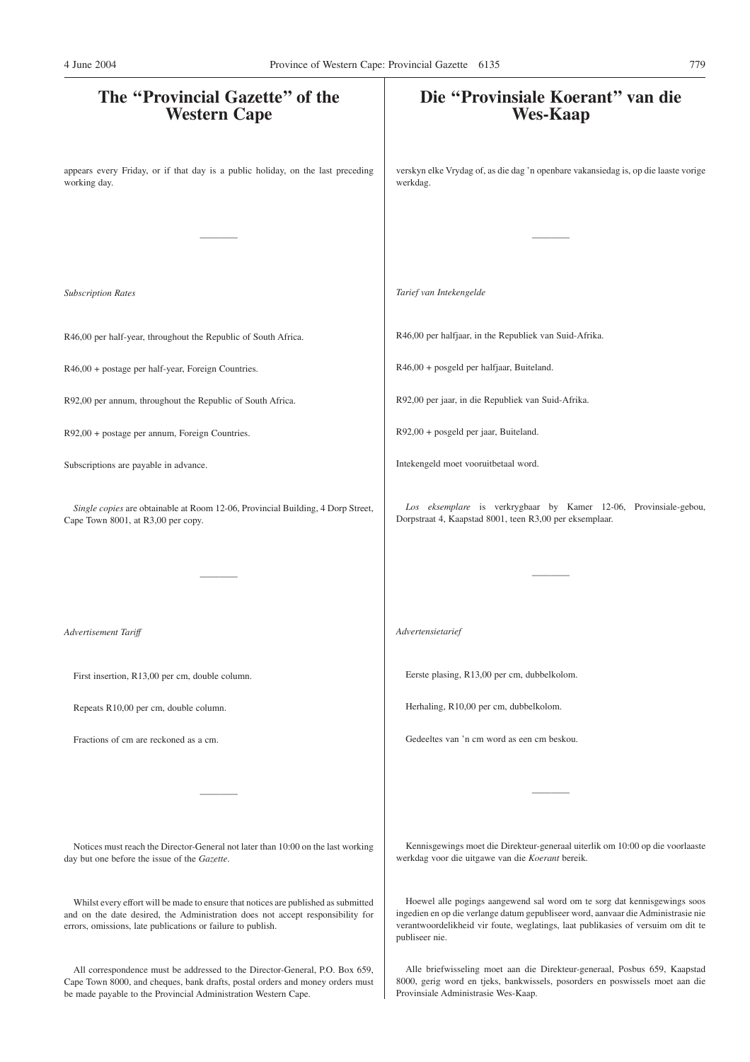# The "Provincial Gazette" of the Western Cape

appears every Friday, or if that day is a public holiday, on the last preceding working day.

---

*Subscription Rates*

R46,00 per half-year, throughout the Republic of South Africa.

R46,00 + postage per half-year, Foreign Countries.

R92,00 per annum, throughout the Republic of South Africa.

R92,00 + postage per annum, Foreign Countries.

Subscriptions are payable in advance.

*Single copies* are obtainable at Room 12-06, Provincial Building, 4 Dorp Street, Cape Town 8001, at R3,00 per copy.

---

*Advertisement Tariff*

First insertion, R13,00 per cm, double column.

Repeats R10,00 per cm, double column.

Fractions of cm are reckoned as a cm.

---

Notices must reach the Director-General not later than 10:00 on the last working day but one before the issue of the *Gazette*.

Whilst every effort will be made to ensure that notices are published as submitted and on the date desired, the Administration does not accept responsibility for errors, omissions, late publications or failure to publish.

All correspondence must be addressed to the Director-General, P.O. Box 659, Cape Town 8000, and cheques, bank drafts, postal orders and money orders must be made payable to the Provincial Administration Western Cape.

# Die "Provinsiale Koerant" van die Wes-Kaap

verskyn elke Vrydag of, as die dag 'n openbare vakansiedag is, op die laaste vorige werkdag.

---

*Tarief van Intekengelde*

R46,00 per halfjaar, in die Republiek van Suid-Afrika.

R46,00 + posgeld per halfjaar, Buiteland.

R92,00 per jaar, in die Republiek van Suid-Afrika.

R92,00 + posgeld per jaar, Buiteland.

Intekengeld moet vooruitbetaal word.

*Los eksemplare* is verkrygbaar by Kamer 12-06, Provinsiale-gebou, Dorpstraat 4, Kaapstad 8001, teen R3,00 per eksemplaar.

---

*Advertensietarief*

Eerste plasing, R13,00 per cm, dubbelkolom.

Herhaling, R10,00 per cm, dubbelkolom.

Gedeeltes van 'n cm word as een cm beskou.

---

Kennisgewings moet die Direkteur-generaal uiterlik om 10:00 op die voorlaaste werkdag voor die uitgawe van die *Koerant* bereik.

Hoewel alle pogings aangewend sal word om te sorg dat kennisgewings soos ingedien en op die verlange datum gepubliseer word, aanvaar die Administrasie nie verantwoordelikheid vir foute, weglatings, laat publikasies of versuim om dit te publiseer nie.

Alle briefwisseling moet aan die Direkteur-generaal, Posbus 659, Kaapstad 8000, gerig word en tjeks, bankwissels, posorders en poswissels moet aan die Provinsiale Administrasie Wes-Kaap.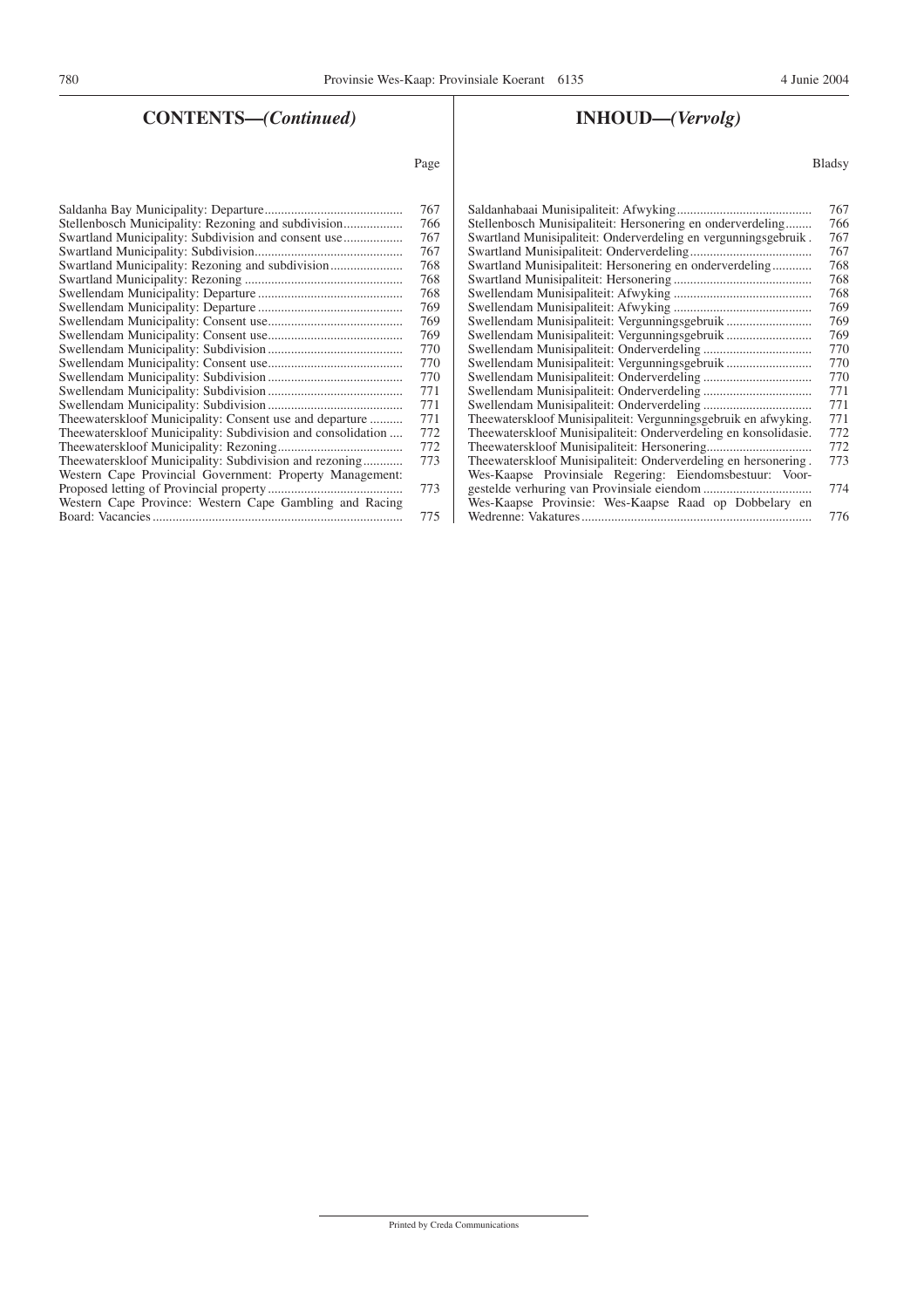## CONTENTS—*(Continued)*

| | Page |
|---|---|
| Saldanha Bay Municipality: Departure | 767 |
| Stellenbosch Municipality: Rezoning and subdivision | 766 |
| Swartland Municipality: Subdivision and consent use | 767 |
| Swartland Municipality: Subdivision | 767 |
| Swartland Municipality: Rezoning and subdivision | 768 |
| Swartland Municipality: Rezoning | 768 |
| Swellendam Municipality: Departure | 768 |
| Swellendam Municipality: Departure | 769 |
| Swellendam Municipality: Consent use | 769 |
| Swellendam Municipality: Consent use | 769 |
| Swellendam Municipality: Subdivision | 770 |
| Swellendam Municipality: Consent use | 770 |
| Swellendam Municipality: Subdivision | 770 |
| Swellendam Municipality: Subdivision | 771 |
| Swellendam Municipality: Subdivision | 771 |
| Theewaterskloof Municipality: Consent use and departure | 771 |
| Theewaterskloof Municipality: Subdivision and consolidation | 772 |
| Theewaterskloof Municipality: Rezoning | 772 |
| Theewaterskloof Municipality: Subdivision and rezoning | 773 |
| Western Cape Provincial Government: Property Management: Proposed letting of Provincial property | 773 |
| Western Cape Province: Western Cape Gambling and Racing Board: Vacancies | 775 |

## INHOUD—*(Vervolg)*

| | Bladsy |
|---|---|
| Saldanhabaai Munisipaliteit: Afwyking | 767 |
| Stellenbosch Munisipaliteit: Hersonering en onderverdeling | 766 |
| Swartland Munisipaliteit: Onderverdeling en vergunningsgebruik | 767 |
| Swartland Munisipaliteit: Onderverdeling | 767 |
| Swartland Munisipaliteit: Hersonering en onderverdeling | 768 |
| Swartland Munisipaliteit: Hersonering | 768 |
| Swellendam Munisipaliteit: Afwyking | 768 |
| Swellendam Munisipaliteit: Afwyking | 769 |
| Swellendam Munisipaliteit: Vergunningsgebruik | 769 |
| Swellendam Munisipaliteit: Vergunningsgebruik | 769 |
| Swellendam Munisipaliteit: Onderverdeling | 770 |
| Swellendam Munisipaliteit: Vergunningsgebruik | 770 |
| Swellendam Munisipaliteit: Onderverdeling | 770 |
| Swellendam Munisipaliteit: Onderverdeling | 771 |
| Swellendam Munisipaliteit: Onderverdeling | 771 |
| Theewaterskloof Munisipaliteit: Vergunningsgebruik en afwyking. | 771 |
| Theewaterskloof Munisipaliteit: Onderverdeling en konsolidasie. | 772 |
| Theewaterskloof Munisipaliteit: Hersonering | 772 |
| Theewaterskloof Munisipaliteit: Onderverdeling en hersonering | 773 |
| Wes-Kaapse Provinsiale Regering: Eiendomsbestuur: Voorgestelde verhuring van Provinsiale eiendom | 774 |
| Wes-Kaapse Provinsie: Wes-Kaapse Raad op Dobbelary en Wedrenne: Vakatures | 776 |

Printed by Creda Communications